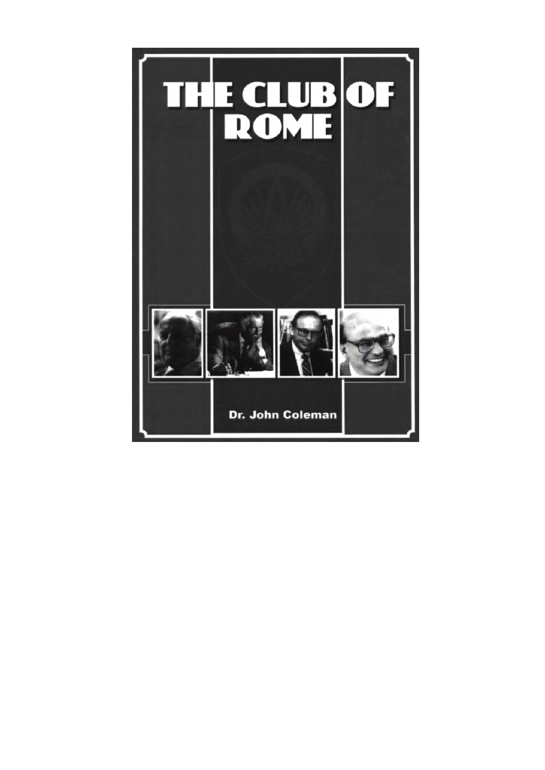# THE CLUB OF ROME

Dr. John Coleman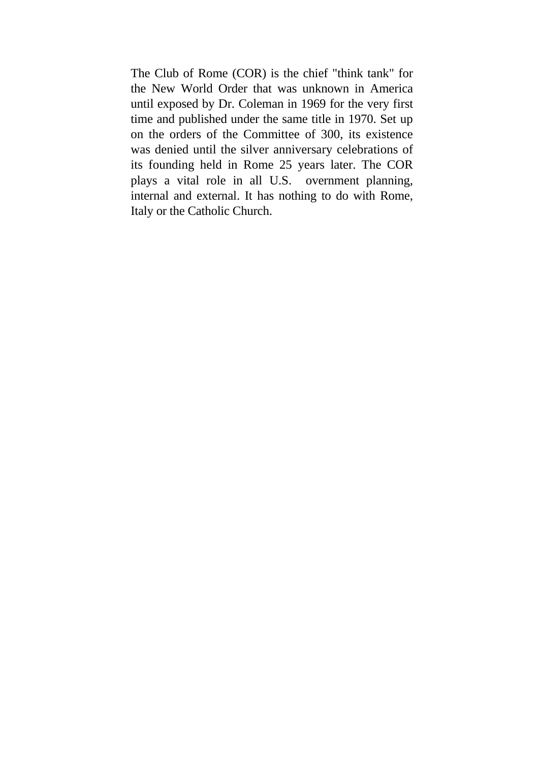The Club of Rome (COR) is the chief "think tank" for the New World Order that was unknown in America until exposed by Dr. Coleman in 1969 for the very first time and published under the same title in 1970. Set up on the orders of the Committee of 300, its existence was denied until the silver anniversary celebrations of its founding held in Rome 25 years later. The COR plays a vital role in all U.S. overnment planning, internal and external. It has nothing to do with Rome, Italy or the Catholic Church.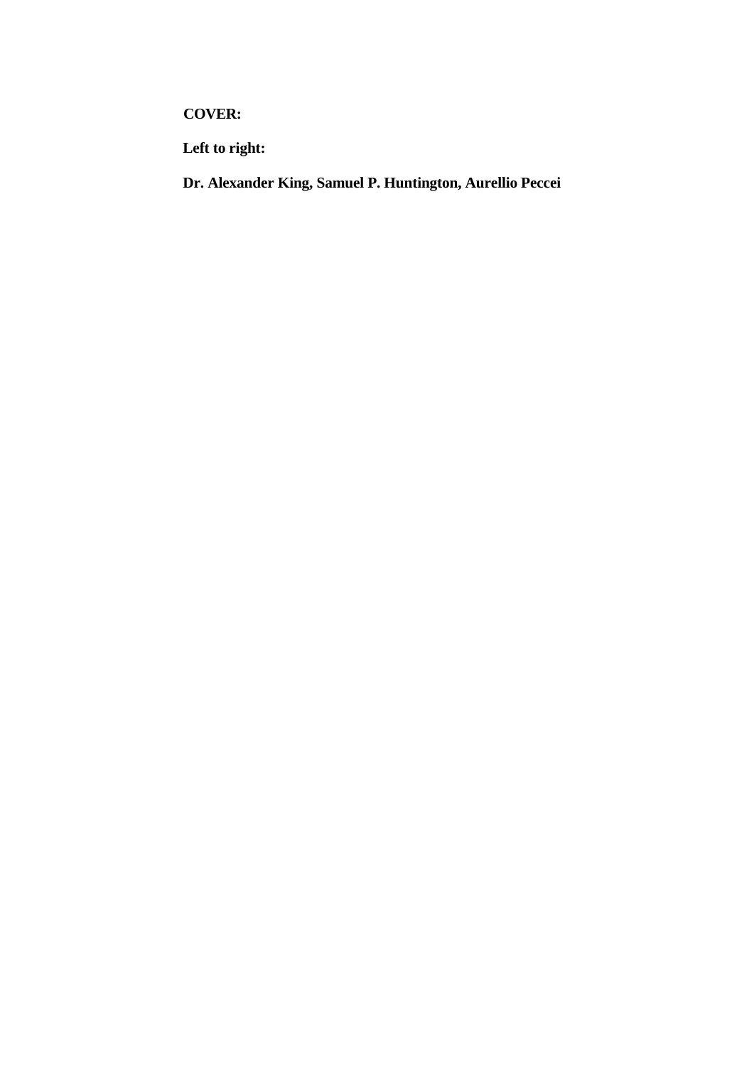**COVER:**

**Left to right:**

**Dr. Alexander King, Samuel P. Huntington, Aurellio Peccei**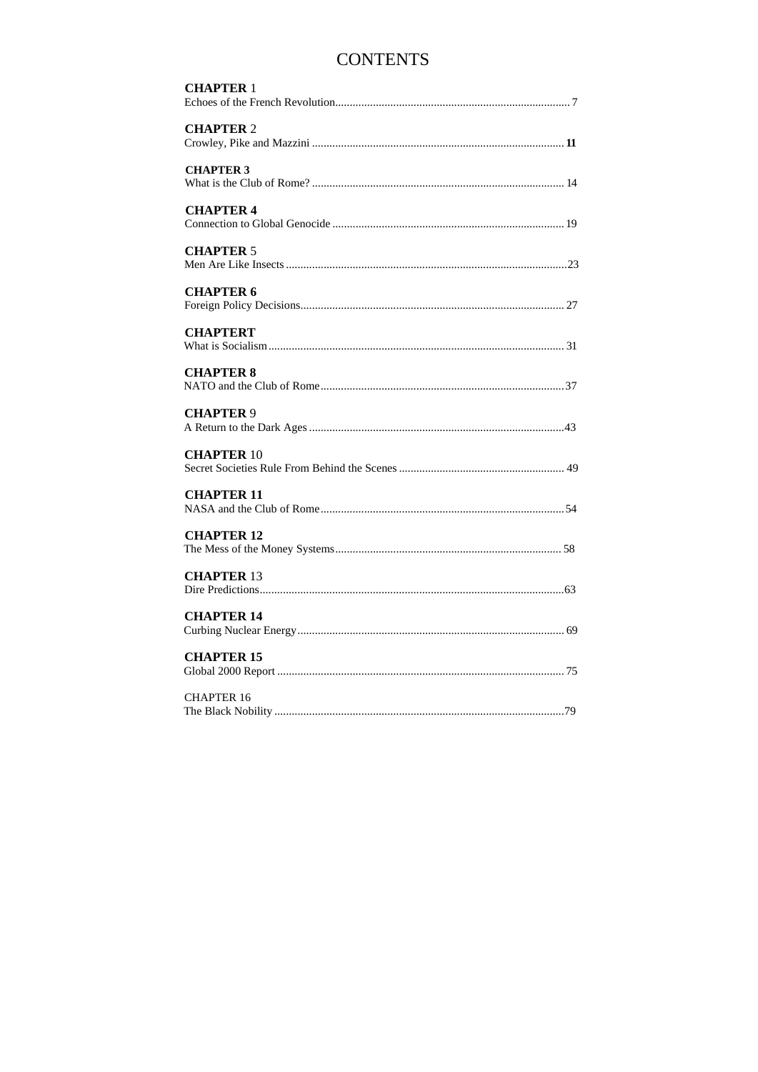# CONTENTS

**CHAPTER** 1
Echoes of the French Revolution ........ 7

**CHAPTER** 2
Crowley, Pike and Mazzini ........ **11**

**CHAPTER 3**
What is the Club of Rome? ........ 14

**CHAPTER 4**
Connection to Global Genocide ........ 19

**CHAPTER** 5
Men Are Like Insects ........ 23

**CHAPTER 6**
Foreign Policy Decisions ........ 27

**CHAPTERT**
What is Socialism ........ 31

**CHAPTER 8**
NATO and the Club of Rome ........ 37

**CHAPTER** 9
A Return to the Dark Ages ........ 43

**CHAPTER** 10
Secret Societies Rule From Behind the Scenes ........ 49

**CHAPTER 11**
NASA and the Club of Rome ........ 54

**CHAPTER 12**
The Mess of the Money Systems ........ 58

**CHAPTER** 13
Dire Predictions ........ 63

**CHAPTER 14**
Curbing Nuclear Energy ........ 69

**CHAPTER 15**
Global 2000 Report ........ 75

CHAPTER 16
The Black Nobility ........ 79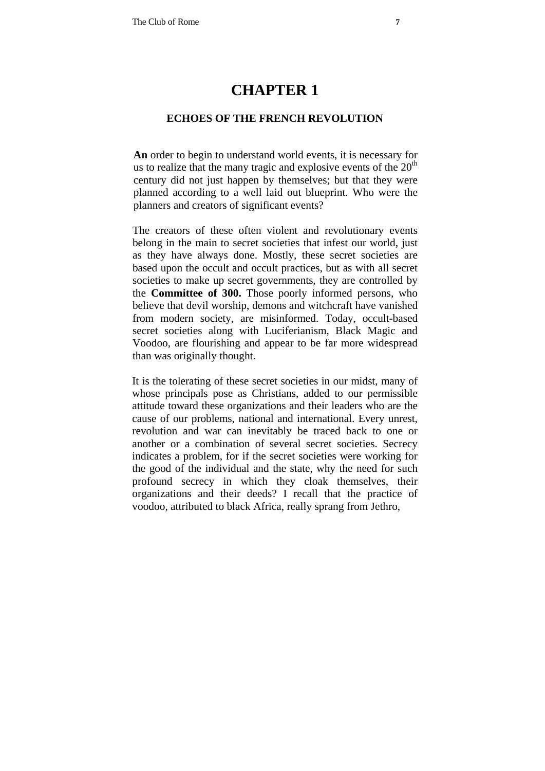# CHAPTER 1

## ECHOES OF THE FRENCH REVOLUTION

**An** order to begin to understand world events, it is necessary for us to realize that the many tragic and explosive events of the 20th century did not just happen by themselves; but that they were planned according to a well laid out blueprint. Who were the planners and creators of significant events?

The creators of these often violent and revolutionary events belong in the main to secret societies that infest our world, just as they have always done. Mostly, these secret societies are based upon the occult and occult practices, but as with all secret societies to make up secret governments, they are controlled by the **Committee of 300.** Those poorly informed persons, who believe that devil worship, demons and witchcraft have vanished from modern society, are misinformed. Today, occult-based secret societies along with Luciferianism, Black Magic and Voodoo, are flourishing and appear to be far more widespread than was originally thought.

It is the tolerating of these secret societies in our midst, many of whose principals pose as Christians, added to our permissible attitude toward these organizations and their leaders who are the cause of our problems, national and international. Every unrest, revolution and war can inevitably be traced back to one or another or a combination of several secret societies. Secrecy indicates a problem, for if the secret societies were working for the good of the individual and the state, why the need for such profound secrecy in which they cloak themselves, their organizations and their deeds? I recall that the practice of voodoo, attributed to black Africa, really sprang from Jethro,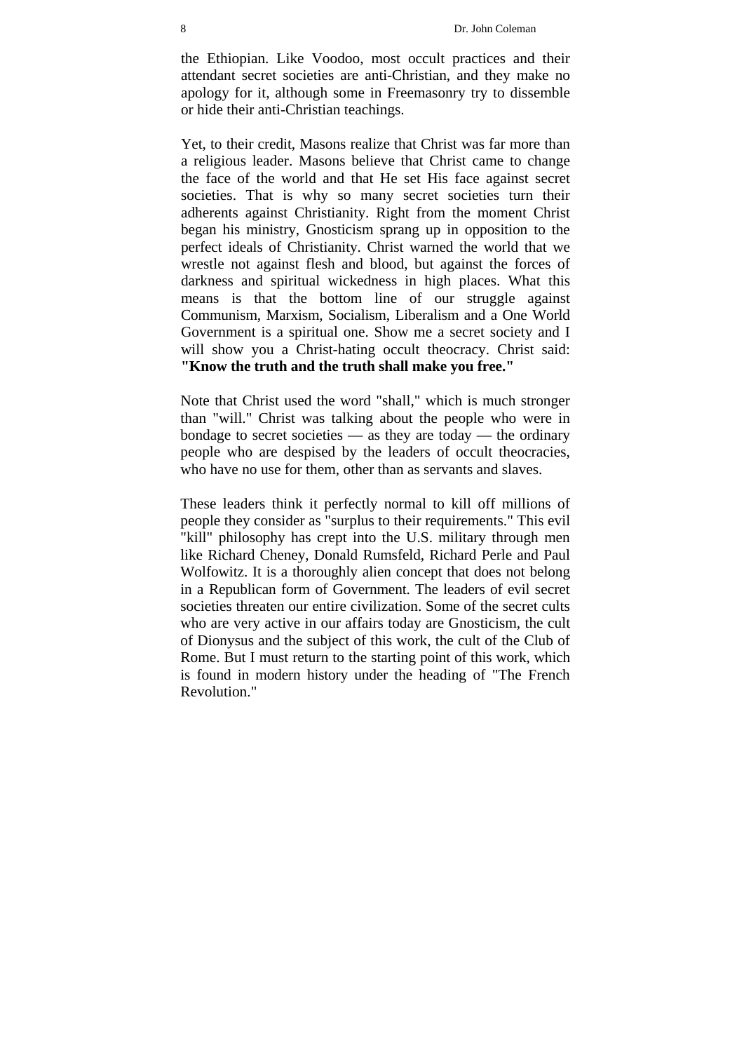the Ethiopian. Like Voodoo, most occult practices and their attendant secret societies are anti-Christian, and they make no apology for it, although some in Freemasonry try to dissemble or hide their anti-Christian teachings.

Yet, to their credit, Masons realize that Christ was far more than a religious leader. Masons believe that Christ came to change the face of the world and that He set His face against secret societies. That is why so many secret societies turn their adherents against Christianity. Right from the moment Christ began his ministry, Gnosticism sprang up in opposition to the perfect ideals of Christianity. Christ warned the world that we wrestle not against flesh and blood, but against the forces of darkness and spiritual wickedness in high places. What this means is that the bottom line of our struggle against Communism, Marxism, Socialism, Liberalism and a One World Government is a spiritual one. Show me a secret society and I will show you a Christ-hating occult theocracy. Christ said: **"Know the truth and the truth shall make you free."**

Note that Christ used the word "shall," which is much stronger than "will." Christ was talking about the people who were in bondage to secret societies — as they are today — the ordinary people who are despised by the leaders of occult theocracies, who have no use for them, other than as servants and slaves.

These leaders think it perfectly normal to kill off millions of people they consider as "surplus to their requirements." This evil "kill" philosophy has crept into the U.S. military through men like Richard Cheney, Donald Rumsfeld, Richard Perle and Paul Wolfowitz. It is a thoroughly alien concept that does not belong in a Republican form of Government. The leaders of evil secret societies threaten our entire civilization. Some of the secret cults who are very active in our affairs today are Gnosticism, the cult of Dionysus and the subject of this work, the cult of the Club of Rome. But I must return to the starting point of this work, which is found in modern history under the heading of "The French Revolution."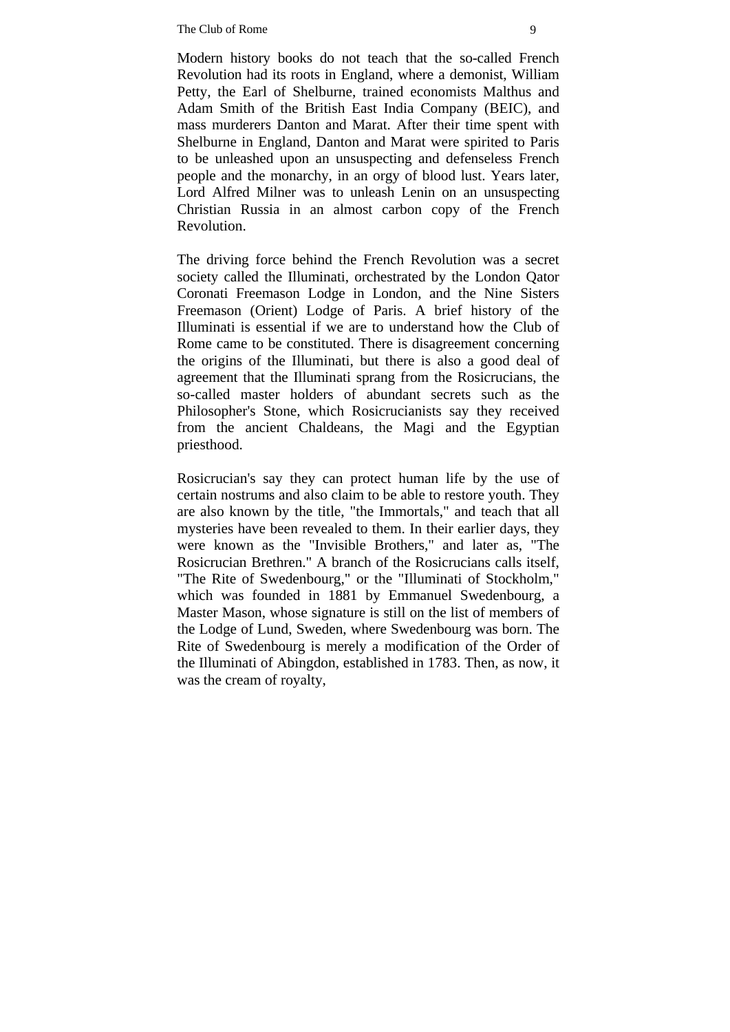Modern history books do not teach that the so-called French Revolution had its roots in England, where a demonist, William Petty, the Earl of Shelburne, trained economists Malthus and Adam Smith of the British East India Company (BEIC), and mass murderers Danton and Marat. After their time spent with Shelburne in England, Danton and Marat were spirited to Paris to be unleashed upon an unsuspecting and defenseless French people and the monarchy, in an orgy of blood lust. Years later, Lord Alfred Milner was to unleash Lenin on an unsuspecting Christian Russia in an almost carbon copy of the French Revolution.

The driving force behind the French Revolution was a secret society called the Illuminati, orchestrated by the London Qator Coronati Freemason Lodge in London, and the Nine Sisters Freemason (Orient) Lodge of Paris. A brief history of the Illuminati is essential if we are to understand how the Club of Rome came to be constituted. There is disagreement concerning the origins of the Illuminati, but there is also a good deal of agreement that the Illuminati sprang from the Rosicrucians, the so-called master holders of abundant secrets such as the Philosopher's Stone, which Rosicrucianists say they received from the ancient Chaldeans, the Magi and the Egyptian priesthood.

Rosicrucian's say they can protect human life by the use of certain nostrums and also claim to be able to restore youth. They are also known by the title, "the Immortals," and teach that all mysteries have been revealed to them. In their earlier days, they were known as the "Invisible Brothers," and later as, "The Rosicrucian Brethren." A branch of the Rosicrucians calls itself, "The Rite of Swedenbourg," or the "Illuminati of Stockholm," which was founded in 1881 by Emmanuel Swedenbourg, a Master Mason, whose signature is still on the list of members of the Lodge of Lund, Sweden, where Swedenbourg was born. The Rite of Swedenbourg is merely a modification of the Order of the Illuminati of Abingdon, established in 1783. Then, as now, it was the cream of royalty,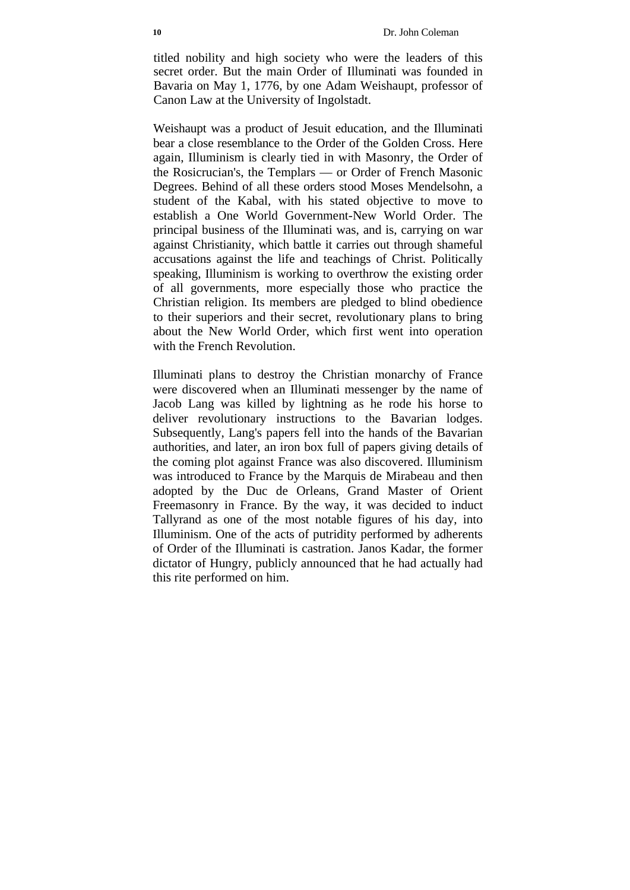titled nobility and high society who were the leaders of this secret order. But the main Order of Illuminati was founded in Bavaria on May 1, 1776, by one Adam Weishaupt, professor of Canon Law at the University of Ingolstadt.

Weishaupt was a product of Jesuit education, and the Illuminati bear a close resemblance to the Order of the Golden Cross. Here again, Illuminism is clearly tied in with Masonry, the Order of the Rosicrucian's, the Templars — or Order of French Masonic Degrees. Behind of all these orders stood Moses Mendelsohn, a student of the Kabal, with his stated objective to move to establish a One World Government-New World Order. The principal business of the Illuminati was, and is, carrying on war against Christianity, which battle it carries out through shameful accusations against the life and teachings of Christ. Politically speaking, Illuminism is working to overthrow the existing order of all governments, more especially those who practice the Christian religion. Its members are pledged to blind obedience to their superiors and their secret, revolutionary plans to bring about the New World Order, which first went into operation with the French Revolution.

Illuminati plans to destroy the Christian monarchy of France were discovered when an Illuminati messenger by the name of Jacob Lang was killed by lightning as he rode his horse to deliver revolutionary instructions to the Bavarian lodges. Subsequently, Lang's papers fell into the hands of the Bavarian authorities, and later, an iron box full of papers giving details of the coming plot against France was also discovered. Illuminism was introduced to France by the Marquis de Mirabeau and then adopted by the Duc de Orleans, Grand Master of Orient Freemasonry in France. By the way, it was decided to induct Tallyrand as one of the most notable figures of his day, into Illuminism. One of the acts of putridity performed by adherents of Order of the Illuminati is castration. Janos Kadar, the former dictator of Hungry, publicly announced that he had actually had this rite performed on him.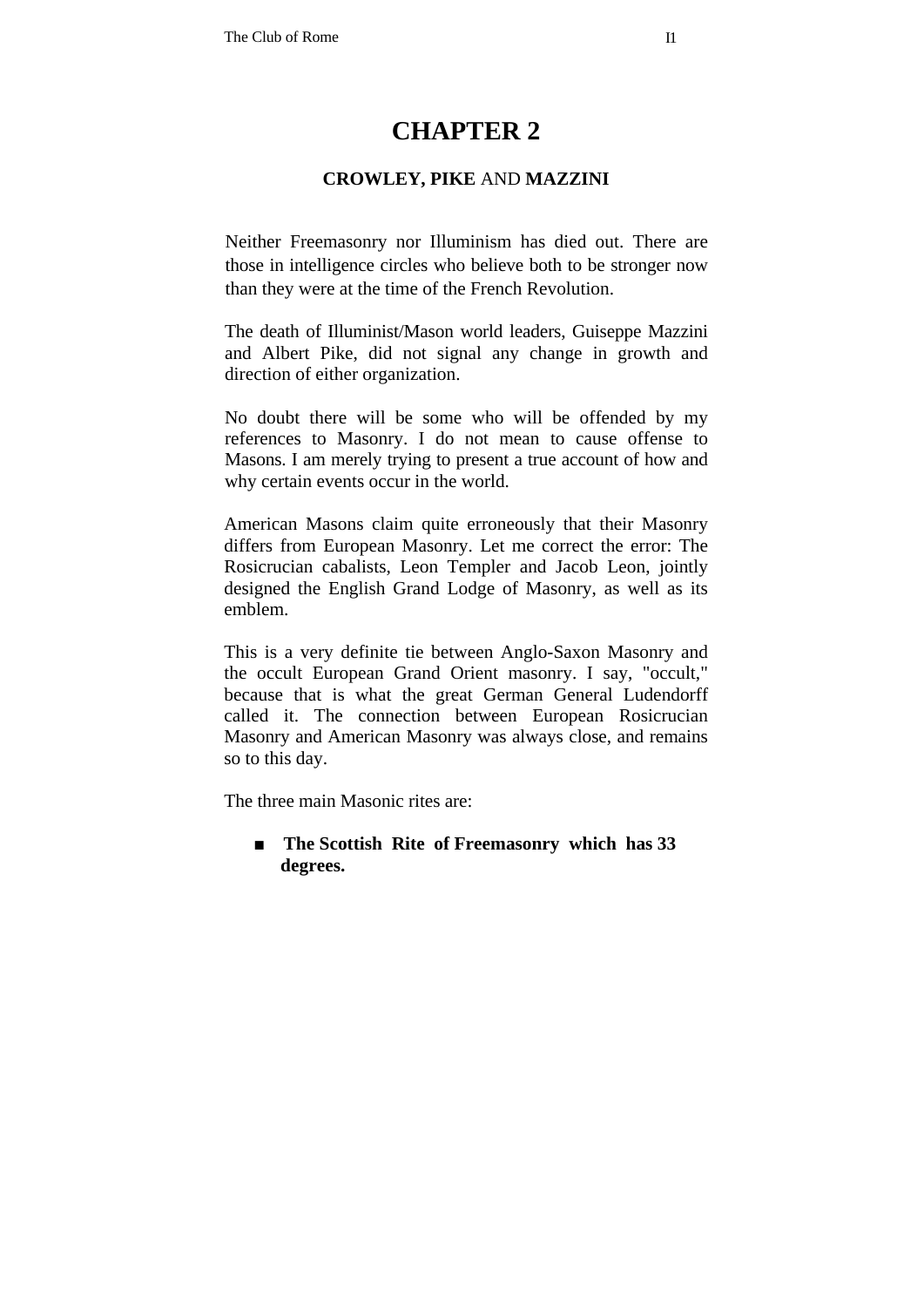# CHAPTER 2

## CROWLEY, PIKE AND MAZZINI

Neither Freemasonry nor Illuminism has died out. There are those in intelligence circles who believe both to be stronger now than they were at the time of the French Revolution.

The death of Illuminist/Mason world leaders, Guiseppe Mazzini and Albert Pike, did not signal any change in growth and direction of either organization.

No doubt there will be some who will be offended by my references to Masonry. I do not mean to cause offense to Masons. I am merely trying to present a true account of how and why certain events occur in the world.

American Masons claim quite erroneously that their Masonry differs from European Masonry. Let me correct the error: The Rosicrucian cabalists, Leon Templer and Jacob Leon, jointly designed the English Grand Lodge of Masonry, as well as its emblem.

This is a very definite tie between Anglo-Saxon Masonry and the occult European Grand Orient masonry. I say, "occult," because that is what the great German General Ludendorff called it. The connection between European Rosicrucian Masonry and American Masonry was always close, and remains so to this day.

The three main Masonic rites are:

- **The Scottish Rite of Freemasonry which has 33 degrees.**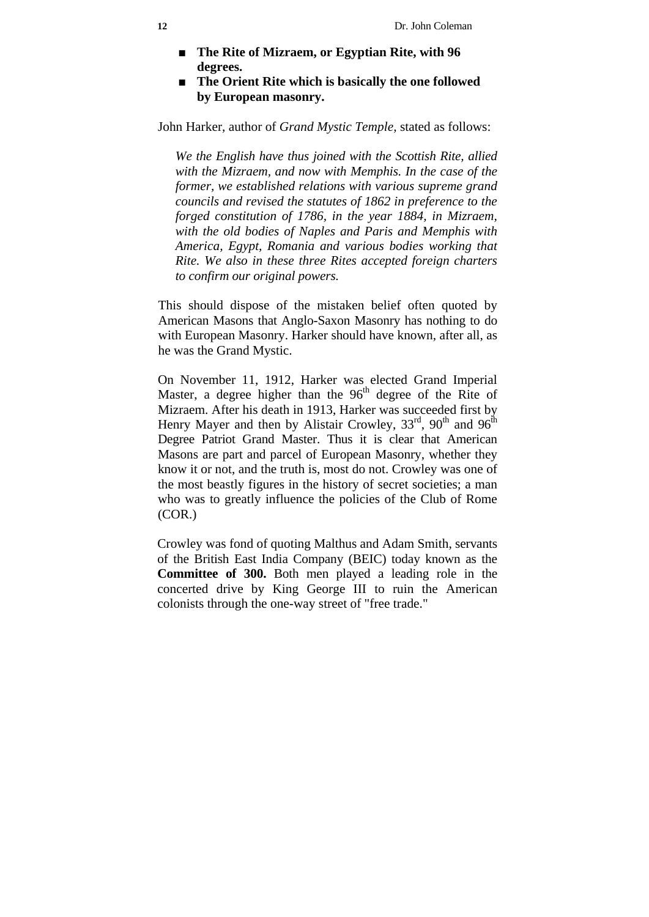- **The Rite of Mizraem, or Egyptian Rite, with 96 degrees.**
- **The Orient Rite which is basically the one followed by European masonry.**

John Harker, author of *Grand Mystic Temple,* stated as follows:

> *We the English have thus joined with the Scottish Rite, allied with the Mizraem, and now with Memphis. In the case of the former, we established relations with various supreme grand councils and revised the statutes of 1862 in preference to the forged constitution of 1786, in the year 1884, in Mizraem, with the old bodies of Naples and Paris and Memphis with America, Egypt, Romania and various bodies working that Rite. We also in these three Rites accepted foreign charters to confirm our original powers.*

This should dispose of the mistaken belief often quoted by American Masons that Anglo-Saxon Masonry has nothing to do with European Masonry. Harker should have known, after all, as he was the Grand Mystic.

On November 11, 1912, Harker was elected Grand Imperial Master, a degree higher than the 96th degree of the Rite of Mizraem. After his death in 1913, Harker was succeeded first by Henry Mayer and then by Alistair Crowley, 33rd, 90th and 96th Degree Patriot Grand Master. Thus it is clear that American Masons are part and parcel of European Masonry, whether they know it or not, and the truth is, most do not. Crowley was one of the most beastly figures in the history of secret societies; a man who was to greatly influence the policies of the Club of Rome (COR.)

Crowley was fond of quoting Malthus and Adam Smith, servants of the British East India Company (BEIC) today known as the **Committee of 300.** Both men played a leading role in the concerted drive by King George III to ruin the American colonists through the one-way street of "free trade."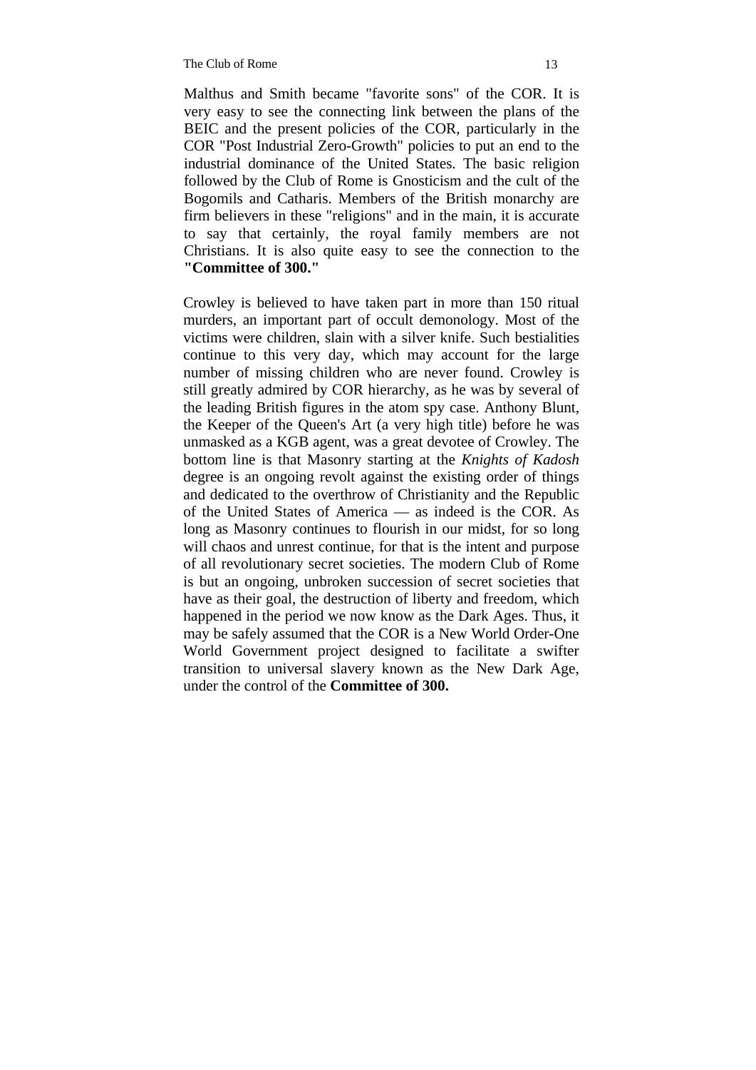Malthus and Smith became "favorite sons" of the COR. It is very easy to see the connecting link between the plans of the BEIC and the present policies of the COR, particularly in the COR "Post Industrial Zero-Growth" policies to put an end to the industrial dominance of the United States. The basic religion followed by the Club of Rome is Gnosticism and the cult of the Bogomils and Catharis. Members of the British monarchy are firm believers in these "religions" and in the main, it is accurate to say that certainly, the royal family members are not Christians. It is also quite easy to see the connection to the **"Committee of 300."**

Crowley is believed to have taken part in more than 150 ritual murders, an important part of occult demonology. Most of the victims were children, slain with a silver knife. Such bestialities continue to this very day, which may account for the large number of missing children who are never found. Crowley is still greatly admired by COR hierarchy, as he was by several of the leading British figures in the atom spy case. Anthony Blunt, the Keeper of the Queen's Art (a very high title) before he was unmasked as a KGB agent, was a great devotee of Crowley. The bottom line is that Masonry starting at the *Knights of Kadosh* degree is an ongoing revolt against the existing order of things and dedicated to the overthrow of Christianity and the Republic of the United States of America — as indeed is the COR. As long as Masonry continues to flourish in our midst, for so long will chaos and unrest continue, for that is the intent and purpose of all revolutionary secret societies. The modern Club of Rome is but an ongoing, unbroken succession of secret societies that have as their goal, the destruction of liberty and freedom, which happened in the period we now know as the Dark Ages. Thus, it may be safely assumed that the COR is a New World Order-One World Government project designed to facilitate a swifter transition to universal slavery known as the New Dark Age, under the control of the **Committee of 300.**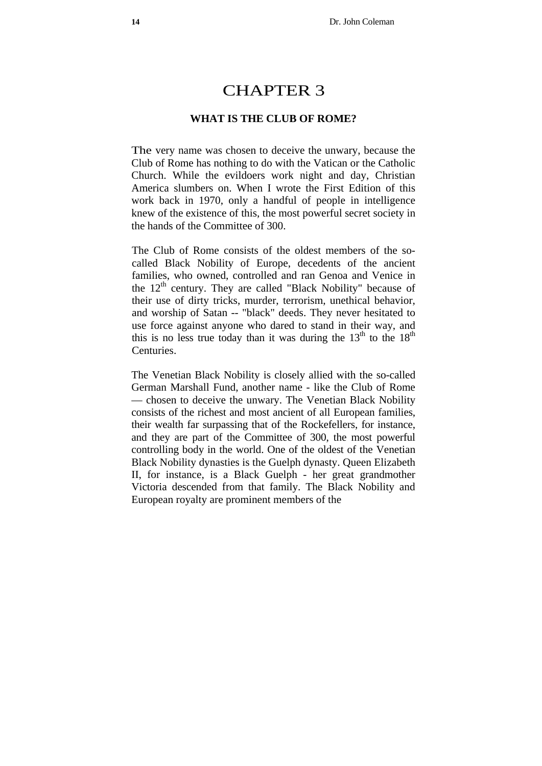# CHAPTER 3

### WHAT IS THE CLUB OF ROME?

The very name was chosen to deceive the unwary, because the Club of Rome has nothing to do with the Vatican or the Catholic Church. While the evildoers work night and day, Christian America slumbers on. When I wrote the First Edition of this work back in 1970, only a handful of people in intelligence knew of the existence of this, the most powerful secret society in the hands of the Committee of 300.

The Club of Rome consists of the oldest members of the so-called Black Nobility of Europe, decedents of the ancient families, who owned, controlled and ran Genoa and Venice in the 12th century. They are called "Black Nobility" because of their use of dirty tricks, murder, terrorism, unethical behavior, and worship of Satan -- "black" deeds. They never hesitated to use force against anyone who dared to stand in their way, and this is no less true today than it was during the 13th to the 18th Centuries.

The Venetian Black Nobility is closely allied with the so-called German Marshall Fund, another name - like the Club of Rome — chosen to deceive the unwary. The Venetian Black Nobility consists of the richest and most ancient of all European families, their wealth far surpassing that of the Rockefellers, for instance, and they are part of the Committee of 300, the most powerful controlling body in the world. One of the oldest of the Venetian Black Nobility dynasties is the Guelph dynasty. Queen Elizabeth II, for instance, is a Black Guelph - her great grandmother Victoria descended from that family. The Black Nobility and European royalty are prominent members of the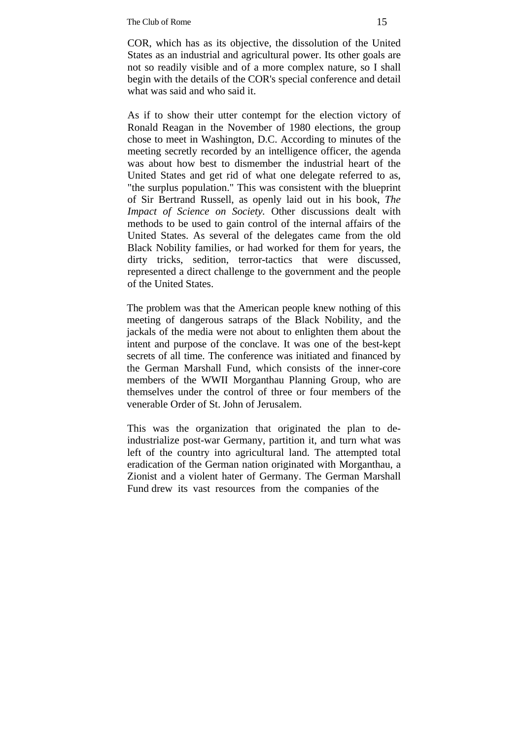COR, which has as its objective, the dissolution of the United States as an industrial and agricultural power. Its other goals are not so readily visible and of a more complex nature, so I shall begin with the details of the COR's special conference and detail what was said and who said it.

As if to show their utter contempt for the election victory of Ronald Reagan in the November of 1980 elections, the group chose to meet in Washington, D.C. According to minutes of the meeting secretly recorded by an intelligence officer, the agenda was about how best to dismember the industrial heart of the United States and get rid of what one delegate referred to as, "the surplus population." This was consistent with the blueprint of Sir Bertrand Russell, as openly laid out in his book, *The Impact of Science on Society*. Other discussions dealt with methods to be used to gain control of the internal affairs of the United States. As several of the delegates came from the old Black Nobility families, or had worked for them for years, the dirty tricks, sedition, terror-tactics that were discussed, represented a direct challenge to the government and the people of the United States.

The problem was that the American people knew nothing of this meeting of dangerous satraps of the Black Nobility, and the jackals of the media were not about to enlighten them about the intent and purpose of the conclave. It was one of the best-kept secrets of all time. The conference was initiated and financed by the German Marshall Fund, which consists of the inner-core members of the WWII Morganthau Planning Group, who are themselves under the control of three or four members of the venerable Order of St. John of Jerusalem.

This was the organization that originated the plan to de-industrialize post-war Germany, partition it, and turn what was left of the country into agricultural land. The attempted total eradication of the German nation originated with Morganthau, a Zionist and a violent hater of Germany. The German Marshall Fund drew its vast resources from the companies of the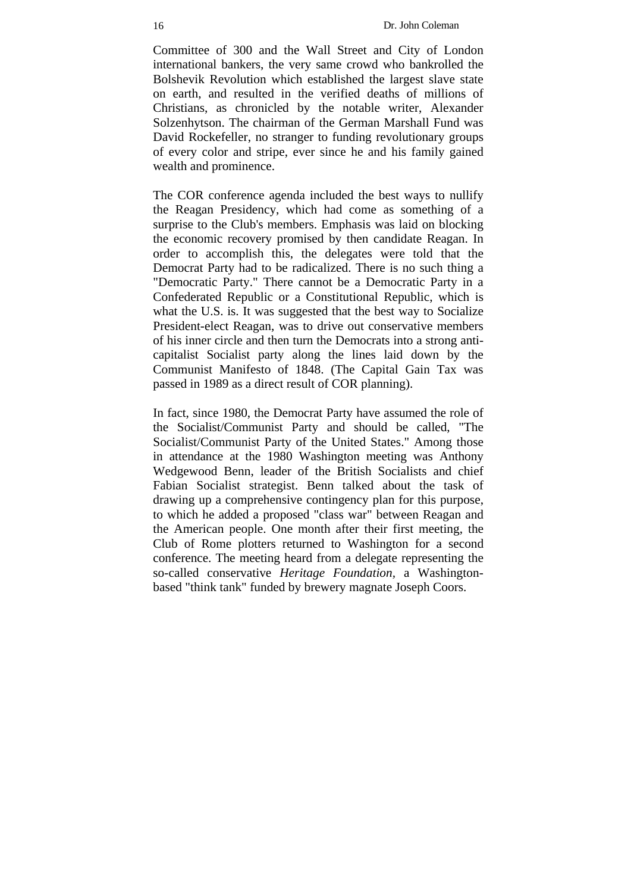Committee of 300 and the Wall Street and City of London international bankers, the very same crowd who bankrolled the Bolshevik Revolution which established the largest slave state on earth, and resulted in the verified deaths of millions of Christians, as chronicled by the notable writer, Alexander Solzenhytson. The chairman of the German Marshall Fund was David Rockefeller, no stranger to funding revolutionary groups of every color and stripe, ever since he and his family gained wealth and prominence.

The COR conference agenda included the best ways to nullify the Reagan Presidency, which had come as something of a surprise to the Club's members. Emphasis was laid on blocking the economic recovery promised by then candidate Reagan. In order to accomplish this, the delegates were told that the Democrat Party had to be radicalized. There is no such thing a "Democratic Party." There cannot be a Democratic Party in a Confederated Republic or a Constitutional Republic, which is what the U.S. is. It was suggested that the best way to Socialize President-elect Reagan, was to drive out conservative members of his inner circle and then turn the Democrats into a strong anti-capitalist Socialist party along the lines laid down by the Communist Manifesto of 1848. (The Capital Gain Tax was passed in 1989 as a direct result of COR planning).

In fact, since 1980, the Democrat Party have assumed the role of the Socialist/Communist Party and should be called, "The Socialist/Communist Party of the United States." Among those in attendance at the 1980 Washington meeting was Anthony Wedgewood Benn, leader of the British Socialists and chief Fabian Socialist strategist. Benn talked about the task of drawing up a comprehensive contingency plan for this purpose, to which he added a proposed "class war" between Reagan and the American people. One month after their first meeting, the Club of Rome plotters returned to Washington for a second conference. The meeting heard from a delegate representing the so-called conservative *Heritage Foundation*, a Washington-based "think tank" funded by brewery magnate Joseph Coors.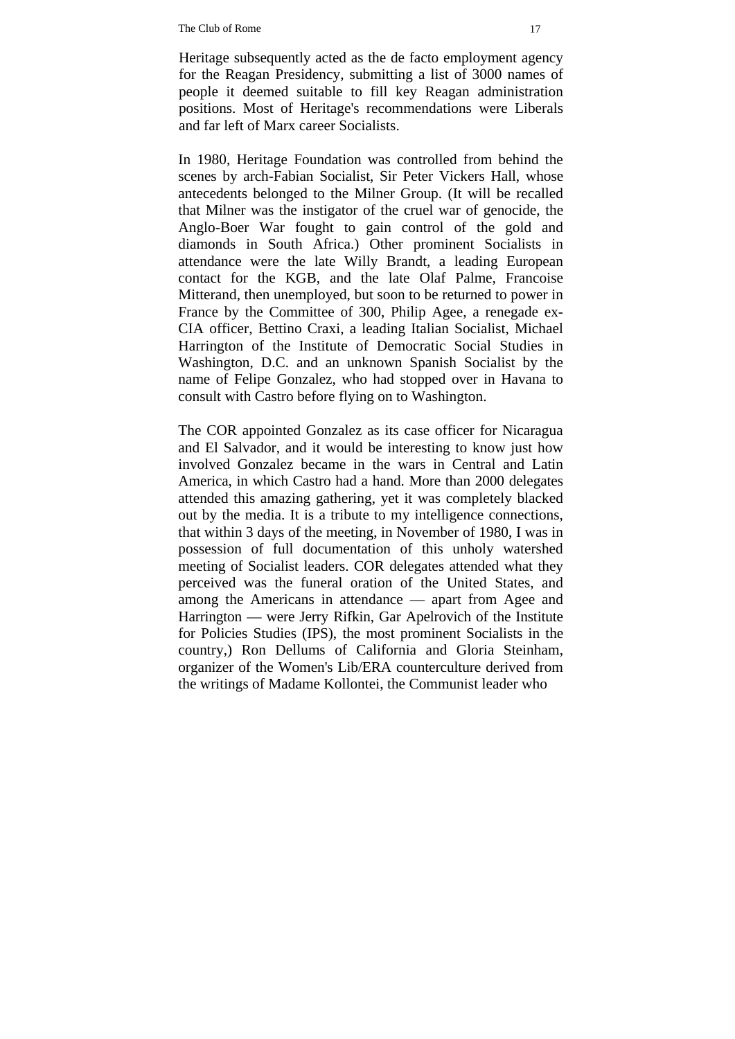Heritage subsequently acted as the de facto employment agency for the Reagan Presidency, submitting a list of 3000 names of people it deemed suitable to fill key Reagan administration positions. Most of Heritage's recommendations were Liberals and far left of Marx career Socialists.

In 1980, Heritage Foundation was controlled from behind the scenes by arch-Fabian Socialist, Sir Peter Vickers Hall, whose antecedents belonged to the Milner Group. (It will be recalled that Milner was the instigator of the cruel war of genocide, the Anglo-Boer War fought to gain control of the gold and diamonds in South Africa.) Other prominent Socialists in attendance were the late Willy Brandt, a leading European contact for the KGB, and the late Olaf Palme, Francoise Mitterand, then unemployed, but soon to be returned to power in France by the Committee of 300, Philip Agee, a renegade ex-CIA officer, Bettino Craxi, a leading Italian Socialist, Michael Harrington of the Institute of Democratic Social Studies in Washington, D.C. and an unknown Spanish Socialist by the name of Felipe Gonzalez, who had stopped over in Havana to consult with Castro before flying on to Washington.

The COR appointed Gonzalez as its case officer for Nicaragua and El Salvador, and it would be interesting to know just how involved Gonzalez became in the wars in Central and Latin America, in which Castro had a hand. More than 2000 delegates attended this amazing gathering, yet it was completely blacked out by the media. It is a tribute to my intelligence connections, that within 3 days of the meeting, in November of 1980, I was in possession of full documentation of this unholy watershed meeting of Socialist leaders. COR delegates attended what they perceived was the funeral oration of the United States, and among the Americans in attendance — apart from Agee and Harrington — were Jerry Rifkin, Gar Apelrovich of the Institute for Policies Studies (IPS), the most prominent Socialists in the country,) Ron Dellums of California and Gloria Steinham, organizer of the Women's Lib/ERA counterculture derived from the writings of Madame Kollontei, the Communist leader who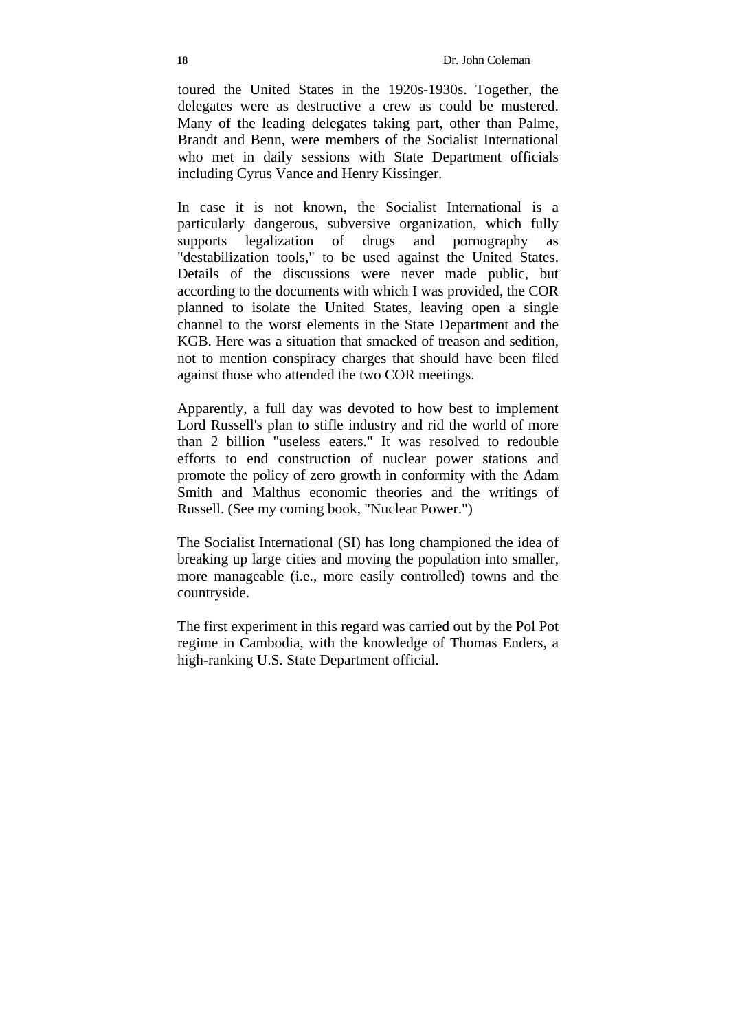toured the United States in the 1920s-1930s. Together, the delegates were as destructive a crew as could be mustered. Many of the leading delegates taking part, other than Palme, Brandt and Benn, were members of the Socialist International who met in daily sessions with State Department officials including Cyrus Vance and Henry Kissinger.

In case it is not known, the Socialist International is a particularly dangerous, subversive organization, which fully supports legalization of drugs and pornography as "destabilization tools," to be used against the United States. Details of the discussions were never made public, but according to the documents with which I was provided, the COR planned to isolate the United States, leaving open a single channel to the worst elements in the State Department and the KGB. Here was a situation that smacked of treason and sedition, not to mention conspiracy charges that should have been filed against those who attended the two COR meetings.

Apparently, a full day was devoted to how best to implement Lord Russell's plan to stifle industry and rid the world of more than 2 billion "useless eaters." It was resolved to redouble efforts to end construction of nuclear power stations and promote the policy of zero growth in conformity with the Adam Smith and Malthus economic theories and the writings of Russell. (See my coming book, "Nuclear Power.")

The Socialist International (SI) has long championed the idea of breaking up large cities and moving the population into smaller, more manageable (i.e., more easily controlled) towns and the countryside.

The first experiment in this regard was carried out by the Pol Pot regime in Cambodia, with the knowledge of Thomas Enders, a high-ranking U.S. State Department official.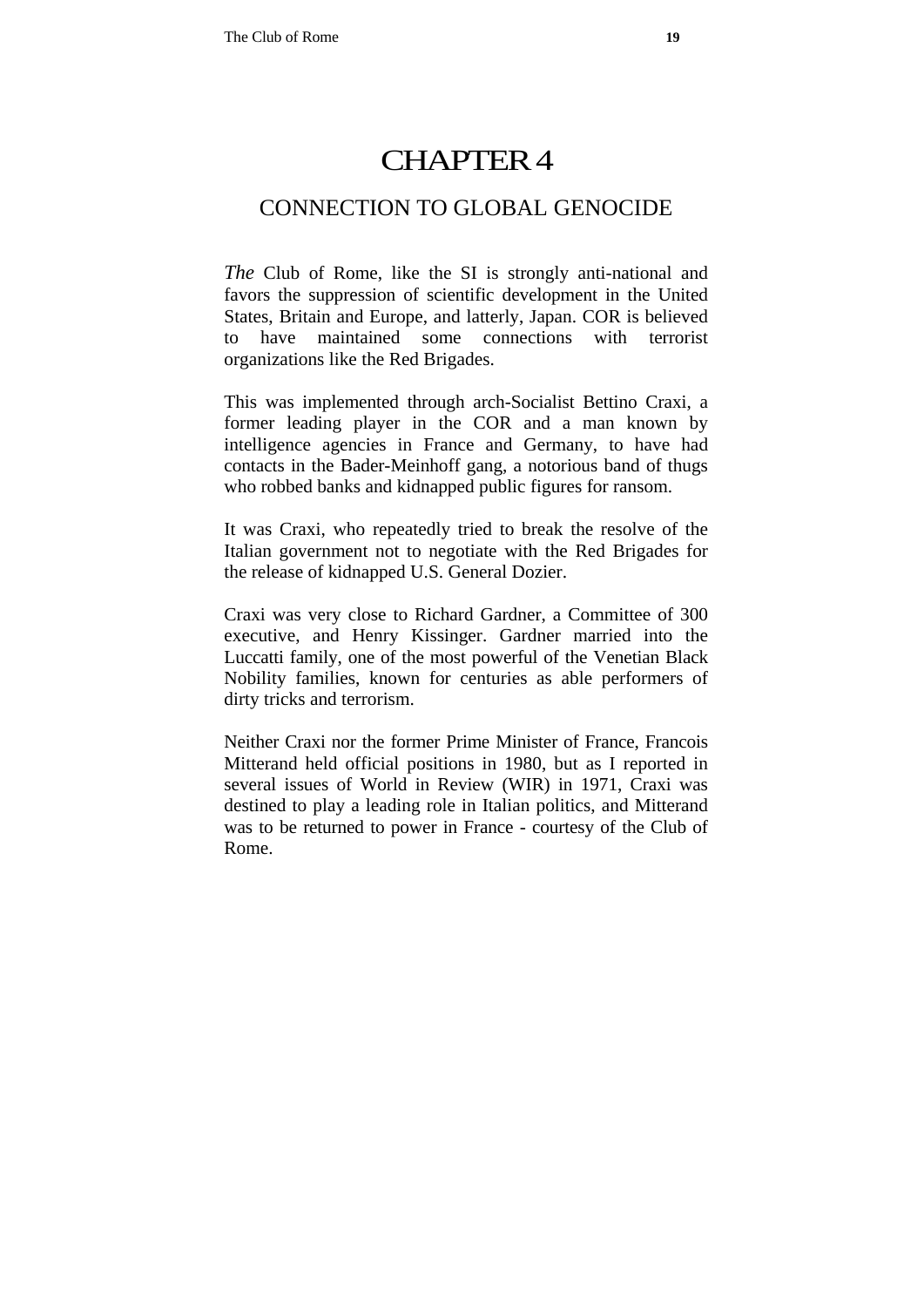# CHAPTER 4

## CONNECTION TO GLOBAL GENOCIDE

*The* Club of Rome, like the SI is strongly anti-national and favors the suppression of scientific development in the United States, Britain and Europe, and latterly, Japan. COR is believed to have maintained some connections with terrorist organizations like the Red Brigades.

This was implemented through arch-Socialist Bettino Craxi, a former leading player in the COR and a man known by intelligence agencies in France and Germany, to have had contacts in the Bader-Meinhoff gang, a notorious band of thugs who robbed banks and kidnapped public figures for ransom.

It was Craxi, who repeatedly tried to break the resolve of the Italian government not to negotiate with the Red Brigades for the release of kidnapped U.S. General Dozier.

Craxi was very close to Richard Gardner, a Committee of 300 executive, and Henry Kissinger. Gardner married into the Luccatti family, one of the most powerful of the Venetian Black Nobility families, known for centuries as able performers of dirty tricks and terrorism.

Neither Craxi nor the former Prime Minister of France, Francois Mitterand held official positions in 1980, but as I reported in several issues of World in Review (WIR) in 1971, Craxi was destined to play a leading role in Italian politics, and Mitterand was to be returned to power in France - courtesy of the Club of Rome.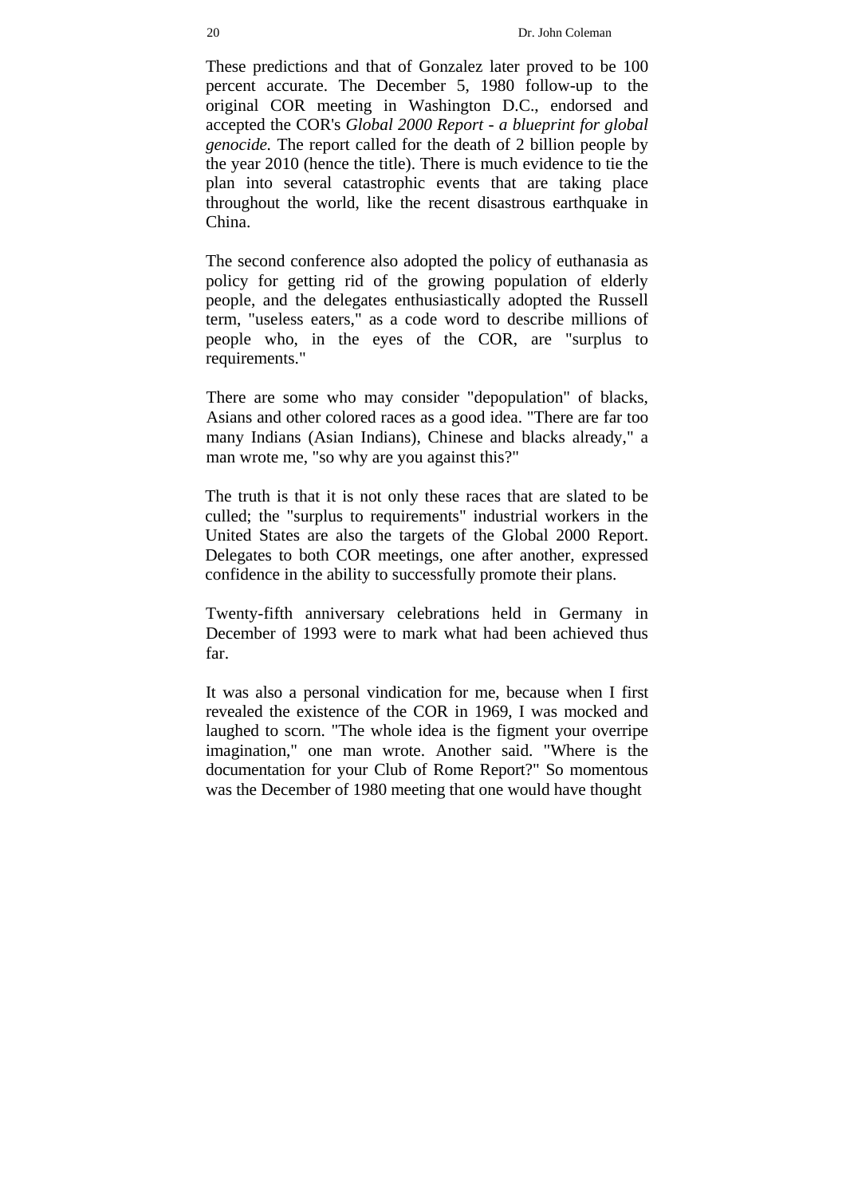These predictions and that of Gonzalez later proved to be 100 percent accurate. The December 5, 1980 follow-up to the original COR meeting in Washington D.C., endorsed and accepted the COR's *Global 2000 Report - a blueprint for global genocide.* The report called for the death of 2 billion people by the year 2010 (hence the title). There is much evidence to tie the plan into several catastrophic events that are taking place throughout the world, like the recent disastrous earthquake in China.

The second conference also adopted the policy of euthanasia as policy for getting rid of the growing population of elderly people, and the delegates enthusiastically adopted the Russell term, "useless eaters," as a code word to describe millions of people who, in the eyes of the COR, are "surplus to requirements."

There are some who may consider "depopulation" of blacks, Asians and other colored races as a good idea. "There are far too many Indians (Asian Indians), Chinese and blacks already," a man wrote me, "so why are you against this?"

The truth is that it is not only these races that are slated to be culled; the "surplus to requirements" industrial workers in the United States are also the targets of the Global 2000 Report. Delegates to both COR meetings, one after another, expressed confidence in the ability to successfully promote their plans.

Twenty-fifth anniversary celebrations held in Germany in December of 1993 were to mark what had been achieved thus far.

It was also a personal vindication for me, because when I first revealed the existence of the COR in 1969, I was mocked and laughed to scorn. "The whole idea is the figment your overripe imagination," one man wrote. Another said. "Where is the documentation for your Club of Rome Report?" So momentous was the December of 1980 meeting that one would have thought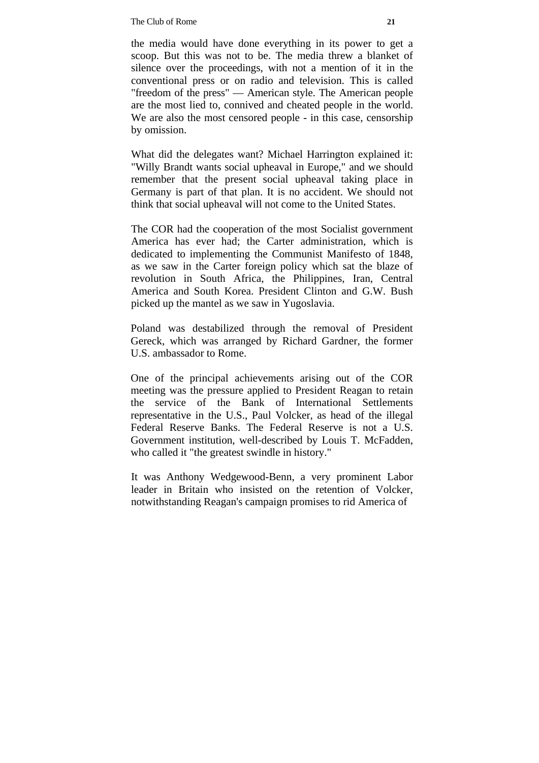the media would have done everything in its power to get a scoop. But this was not to be. The media threw a blanket of silence over the proceedings, with not a mention of it in the conventional press or on radio and television. This is called "freedom of the press" — American style. The American people are the most lied to, connived and cheated people in the world. We are also the most censored people - in this case, censorship by omission.

What did the delegates want? Michael Harrington explained it: "Willy Brandt wants social upheaval in Europe," and we should remember that the present social upheaval taking place in Germany is part of that plan. It is no accident. We should not think that social upheaval will not come to the United States.

The COR had the cooperation of the most Socialist government America has ever had; the Carter administration, which is dedicated to implementing the Communist Manifesto of 1848, as we saw in the Carter foreign policy which sat the blaze of revolution in South Africa, the Philippines, Iran, Central America and South Korea. President Clinton and G.W. Bush picked up the mantel as we saw in Yugoslavia.

Poland was destabilized through the removal of President Gereck, which was arranged by Richard Gardner, the former U.S. ambassador to Rome.

One of the principal achievements arising out of the COR meeting was the pressure applied to President Reagan to retain the service of the Bank of International Settlements representative in the U.S., Paul Volcker, as head of the illegal Federal Reserve Banks. The Federal Reserve is not a U.S. Government institution, well-described by Louis T. McFadden, who called it "the greatest swindle in history."

It was Anthony Wedgewood-Benn, a very prominent Labor leader in Britain who insisted on the retention of Volcker, notwithstanding Reagan's campaign promises to rid America of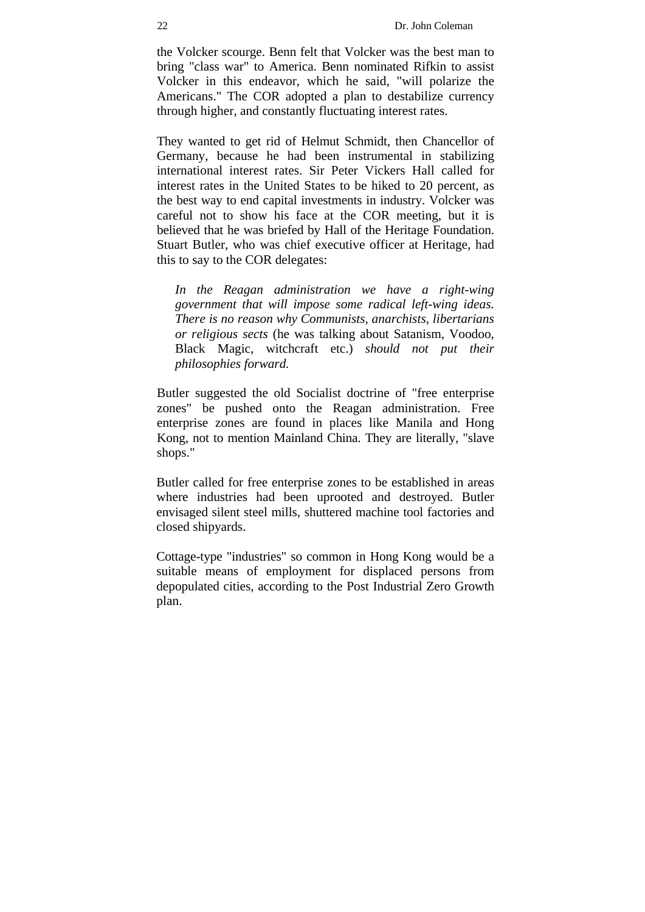the Volcker scourge. Benn felt that Volcker was the best man to bring "class war" to America. Benn nominated Rifkin to assist Volcker in this endeavor, which he said, "will polarize the Americans." The COR adopted a plan to destabilize currency through higher, and constantly fluctuating interest rates.

They wanted to get rid of Helmut Schmidt, then Chancellor of Germany, because he had been instrumental in stabilizing international interest rates. Sir Peter Vickers Hall called for interest rates in the United States to be hiked to 20 percent, as the best way to end capital investments in industry. Volcker was careful not to show his face at the COR meeting, but it is believed that he was briefed by Hall of the Heritage Foundation. Stuart Butler, who was chief executive officer at Heritage, had this to say to the COR delegates:

> *In the Reagan administration we have a right-wing government that will impose some radical left-wing ideas. There is no reason why Communists, anarchists, libertarians or religious sects* (he was talking about Satanism, Voodoo, Black Magic, witchcraft etc.) *should not put their philosophies forward.*

Butler suggested the old Socialist doctrine of "free enterprise zones" be pushed onto the Reagan administration. Free enterprise zones are found in places like Manila and Hong Kong, not to mention Mainland China. They are literally, "slave shops."

Butler called for free enterprise zones to be established in areas where industries had been uprooted and destroyed. Butler envisaged silent steel mills, shuttered machine tool factories and closed shipyards.

Cottage-type "industries" so common in Hong Kong would be a suitable means of employment for displaced persons from depopulated cities, according to the Post Industrial Zero Growth plan.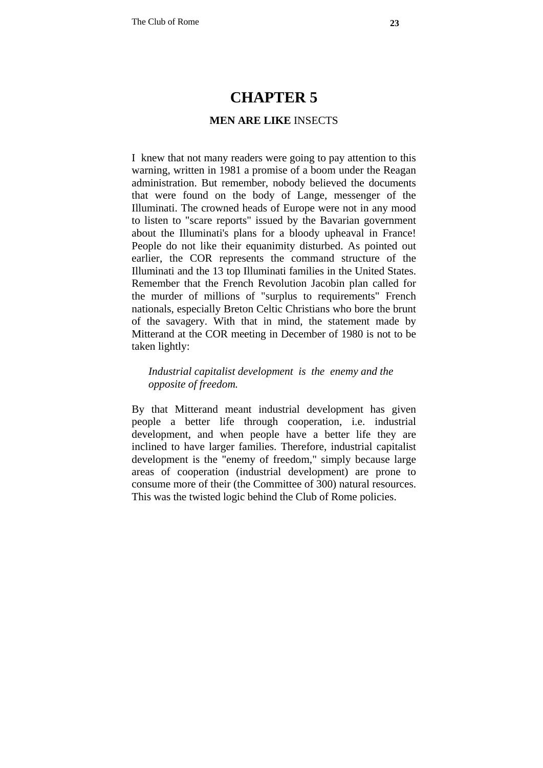# CHAPTER 5

## **MEN ARE LIKE** INSECTS

I knew that not many readers were going to pay attention to this warning, written in 1981 a promise of a boom under the Reagan administration. But remember, nobody believed the documents that were found on the body of Lange, messenger of the Illuminati. The crowned heads of Europe were not in any mood to listen to "scare reports" issued by the Bavarian government about the Illuminati's plans for a bloody upheaval in France! People do not like their equanimity disturbed. As pointed out earlier, the COR represents the command structure of the Illuminati and the 13 top Illuminati families in the United States. Remember that the French Revolution Jacobin plan called for the murder of millions of "surplus to requirements" French nationals, especially Breton Celtic Christians who bore the brunt of the savagery. With that in mind, the statement made by Mitterand at the COR meeting in December of 1980 is not to be taken lightly:

> *Industrial capitalist development is the enemy and the opposite of freedom.*

By that Mitterand meant industrial development has given people a better life through cooperation, i.e. industrial development, and when people have a better life they are inclined to have larger families. Therefore, industrial capitalist development is the "enemy of freedom," simply because large areas of cooperation (industrial development) are prone to consume more of their (the Committee of 300) natural resources. This was the twisted logic behind the Club of Rome policies.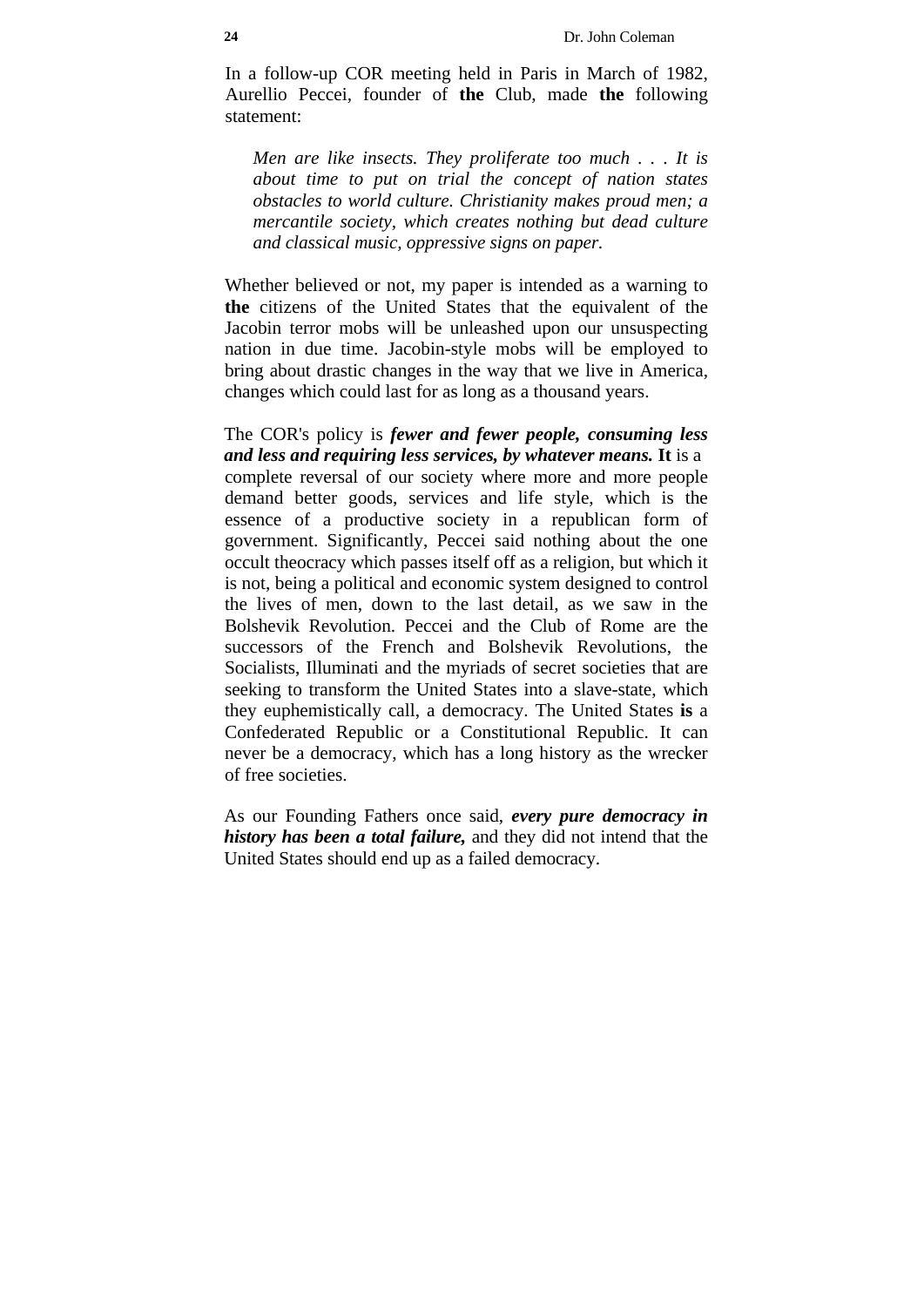In a follow-up COR meeting held in Paris in March of 1982, Aurellio Peccei, founder of **the** Club, made **the** following statement:

> *Men are like insects. They proliferate too much . . . It is about time to put on trial the concept of nation states obstacles to world culture. Christianity makes proud men; a mercantile society, which creates nothing but dead culture and classical music, oppressive signs on paper.*

Whether believed or not, my paper is intended as a warning to **the** citizens of the United States that the equivalent of the Jacobin terror mobs will be unleashed upon our unsuspecting nation in due time. Jacobin-style mobs will be employed to bring about drastic changes in the way that we live in America, changes which could last for as long as a thousand years.

The COR's policy is ***fewer and fewer people, consuming less and less and requiring less services, by whatever means.*** **It** is a complete reversal of our society where more and more people demand better goods, services and life style, which is the essence of a productive society in a republican form of government. Significantly, Peccei said nothing about the one occult theocracy which passes itself off as a religion, but which it is not, being a political and economic system designed to control the lives of men, down to the last detail, as we saw in the Bolshevik Revolution. Peccei and the Club of Rome are the successors of the French and Bolshevik Revolutions, the Socialists, Illuminati and the myriads of secret societies that are seeking to transform the United States into a slave-state, which they euphemistically call, a democracy. The United States **is** a Confederated Republic or a Constitutional Republic. It can never be a democracy, which has a long history as the wrecker of free societies.

As our Founding Fathers once said, ***every pure democracy in history has been a total failure,*** and they did not intend that the United States should end up as a failed democracy.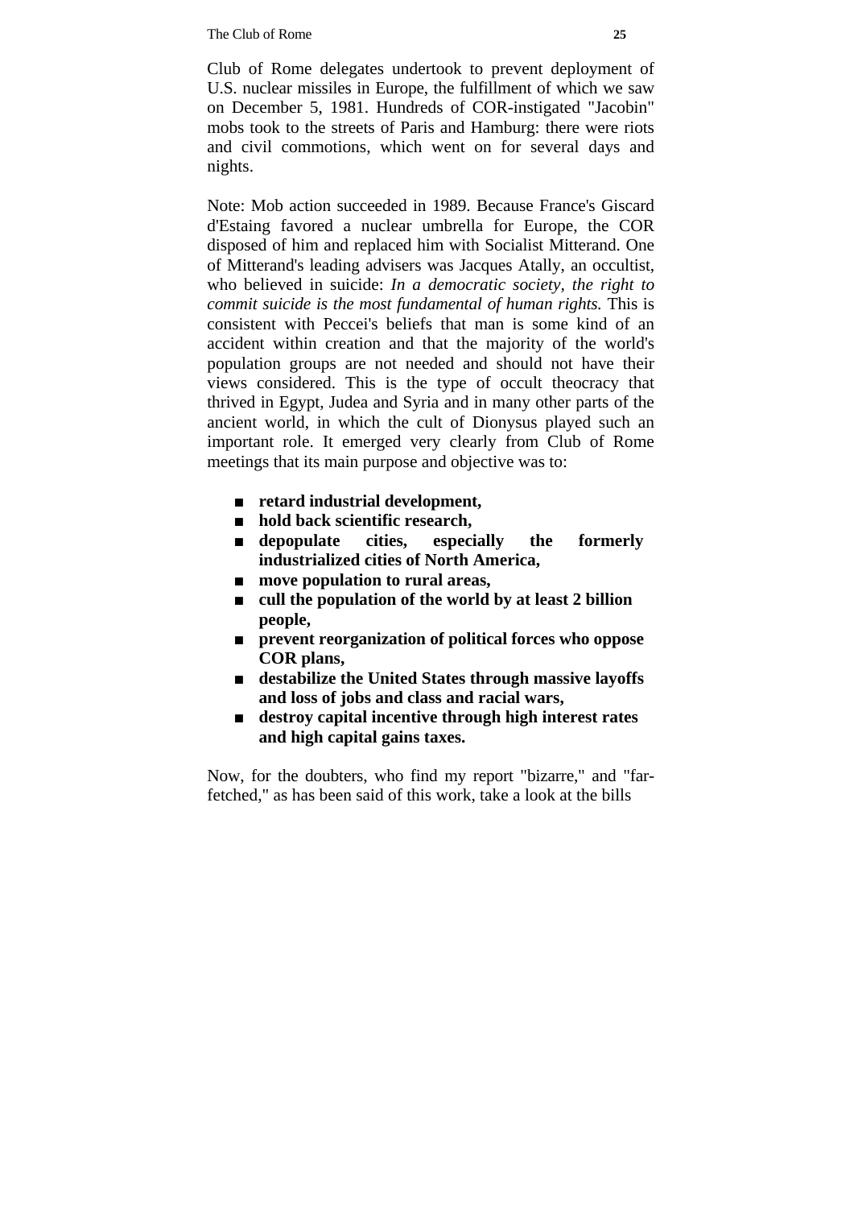Club of Rome delegates undertook to prevent deployment of U.S. nuclear missiles in Europe, the fulfillment of which we saw on December 5, 1981. Hundreds of COR-instigated "Jacobin" mobs took to the streets of Paris and Hamburg: there were riots and civil commotions, which went on for several days and nights.

Note: Mob action succeeded in 1989. Because France's Giscard d'Estaing favored a nuclear umbrella for Europe, the COR disposed of him and replaced him with Socialist Mitterand. One of Mitterand's leading advisers was Jacques Atally, an occultist, who believed in suicide: *In a democratic society, the right to commit suicide is the most fundamental of human rights.* This is consistent with Peccei's beliefs that man is some kind of an accident within creation and that the majority of the world's population groups are not needed and should not have their views considered. This is the type of occult theocracy that thrived in Egypt, Judea and Syria and in many other parts of the ancient world, in which the cult of Dionysus played such an important role. It emerged very clearly from Club of Rome meetings that its main purpose and objective was to:

- **retard industrial development,**
- **hold back scientific research,**
- **depopulate cities, especially the formerly industrialized cities of North America,**
- **move population to rural areas,**
- **cull the population of the world by at least 2 billion people,**
- **prevent reorganization of political forces who oppose COR plans,**
- **destabilize the United States through massive layoffs and loss of jobs and class and racial wars,**
- **destroy capital incentive through high interest rates and high capital gains taxes.**

Now, for the doubters, who find my report "bizarre," and "far-fetched," as has been said of this work, take a look at the bills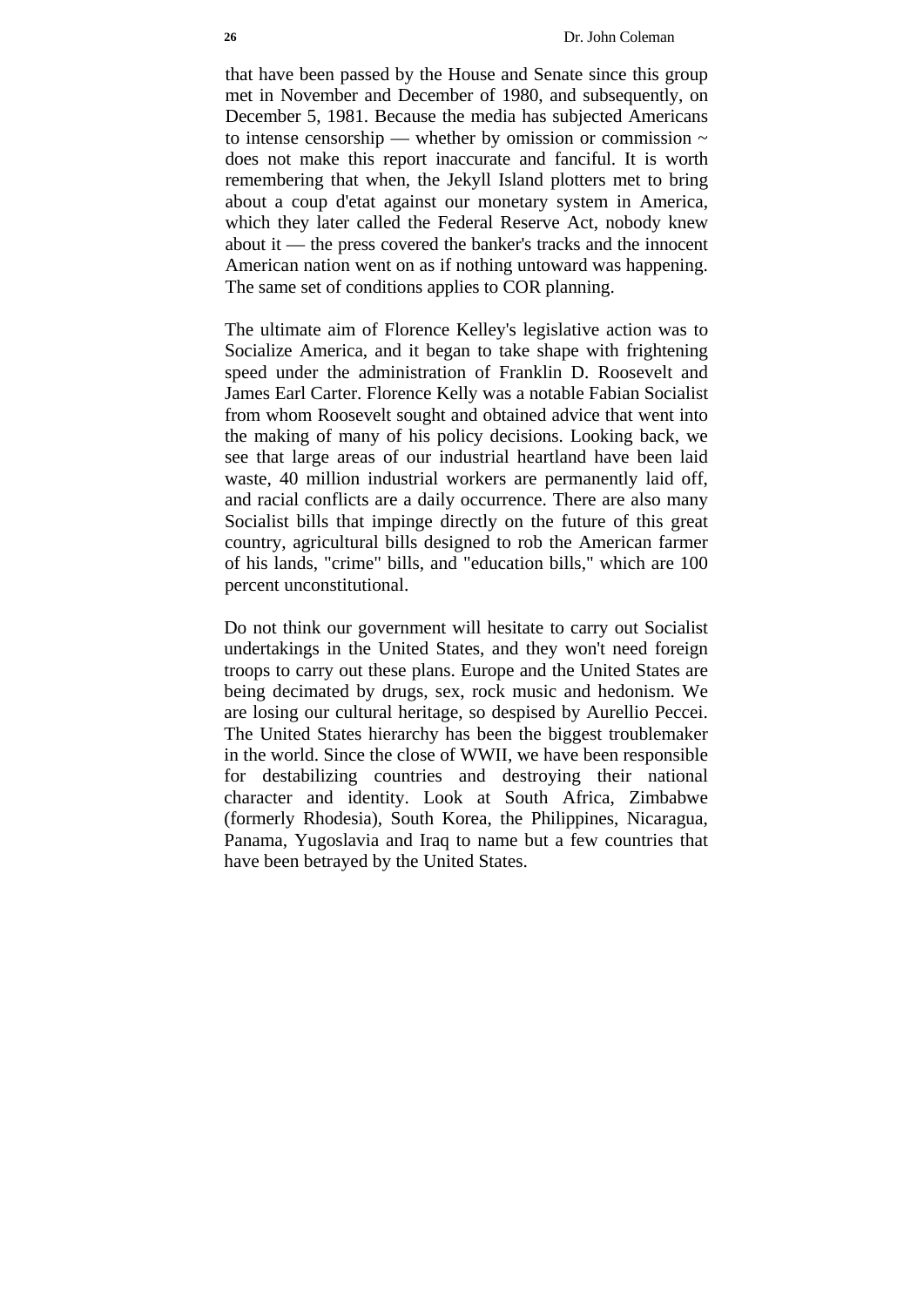that have been passed by the House and Senate since this group met in November and December of 1980, and subsequently, on December 5, 1981. Because the media has subjected Americans to intense censorship — whether by omission or commission ~ does not make this report inaccurate and fanciful. It is worth remembering that when, the Jekyll Island plotters met to bring about a coup d'etat against our monetary system in America, which they later called the Federal Reserve Act, nobody knew about it — the press covered the banker's tracks and the innocent American nation went on as if nothing untoward was happening. The same set of conditions applies to COR planning.

The ultimate aim of Florence Kelley's legislative action was to Socialize America, and it began to take shape with frightening speed under the administration of Franklin D. Roosevelt and James Earl Carter. Florence Kelly was a notable Fabian Socialist from whom Roosevelt sought and obtained advice that went into the making of many of his policy decisions. Looking back, we see that large areas of our industrial heartland have been laid waste, 40 million industrial workers are permanently laid off, and racial conflicts are a daily occurrence. There are also many Socialist bills that impinge directly on the future of this great country, agricultural bills designed to rob the American farmer of his lands, "crime" bills, and "education bills," which are 100 percent unconstitutional.

Do not think our government will hesitate to carry out Socialist undertakings in the United States, and they won't need foreign troops to carry out these plans. Europe and the United States are being decimated by drugs, sex, rock music and hedonism. We are losing our cultural heritage, so despised by Aurellio Peccei. The United States hierarchy has been the biggest troublemaker in the world. Since the close of WWII, we have been responsible for destabilizing countries and destroying their national character and identity. Look at South Africa, Zimbabwe (formerly Rhodesia), South Korea, the Philippines, Nicaragua, Panama, Yugoslavia and Iraq to name but a few countries that have been betrayed by the United States.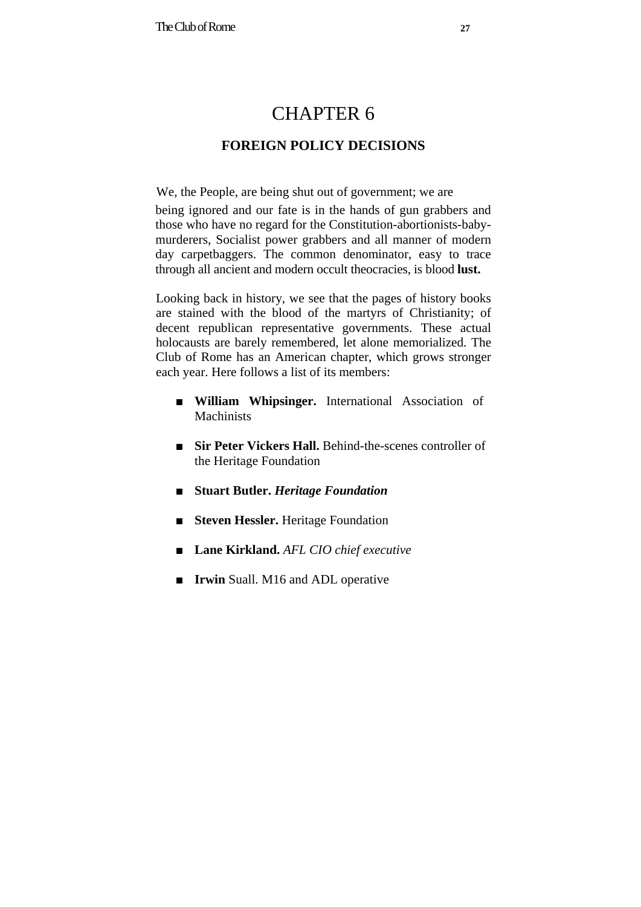# CHAPTER 6

## FOREIGN POLICY DECISIONS

We, the People, are being shut out of government; we are being ignored and our fate is in the hands of gun grabbers and those who have no regard for the Constitution-abortionists-baby-murderers, Socialist power grabbers and all manner of modern day carpetbaggers. The common denominator, easy to trace through all ancient and modern occult theocracies, is blood **lust.**

Looking back in history, we see that the pages of history books are stained with the blood of the martyrs of Christianity; of decent republican representative governments. These actual holocausts are barely remembered, let alone memorialized. The Club of Rome has an American chapter, which grows stronger each year. Here follows a list of its members:

- **William Whipsinger.** International Association of Machinists
- **Sir Peter Vickers Hall.** Behind-the-scenes controller of the Heritage Foundation
- **Stuart Butler.** ***Heritage Foundation***
- **Steven Hessler.** Heritage Foundation
- **Lane Kirkland.** *AFL CIO chief executive*
- **Irwin** Suall. M16 and ADL operative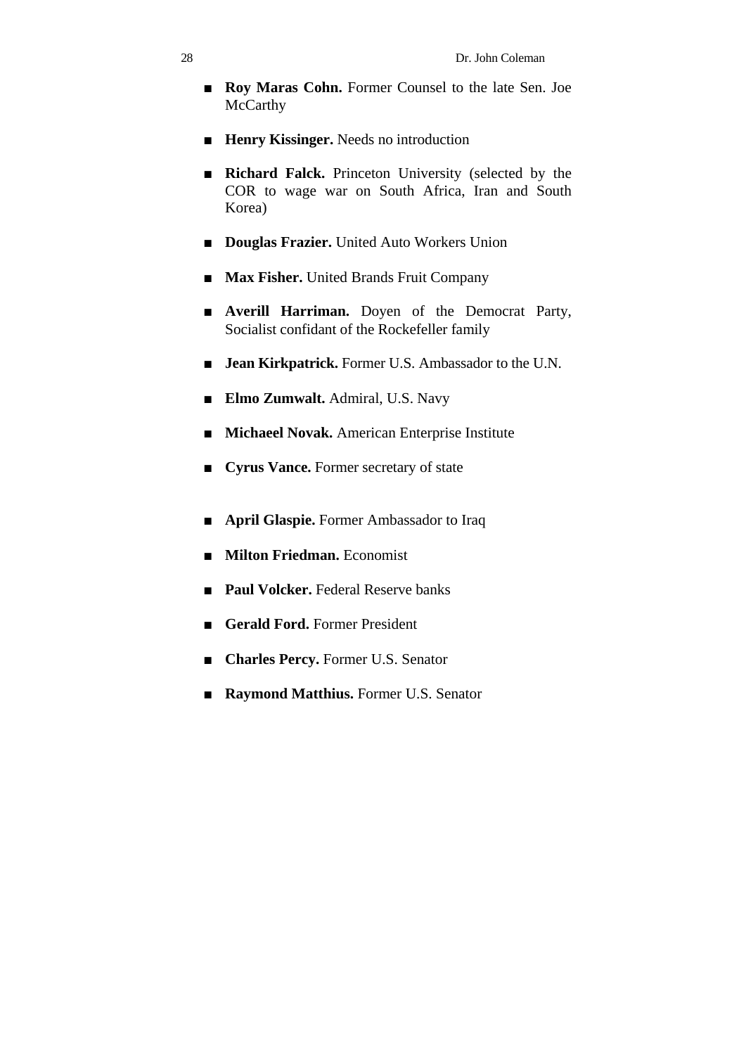- **Roy Maras Cohn.** Former Counsel to the late Sen. Joe McCarthy
- **Henry Kissinger.** Needs no introduction
- **Richard Falck.** Princeton University (selected by the COR to wage war on South Africa, Iran and South Korea)
- **Douglas Frazier.** United Auto Workers Union
- **Max Fisher.** United Brands Fruit Company
- **Averill Harriman.** Doyen of the Democrat Party, Socialist confidant of the Rockefeller family
- **Jean Kirkpatrick.** Former U.S. Ambassador to the U.N.
- **Elmo Zumwalt.** Admiral, U.S. Navy
- **Michaeel Novak.** American Enterprise Institute
- **Cyrus Vance.** Former secretary of state
- **April Glaspie.** Former Ambassador to Iraq
- **Milton Friedman.** Economist
- **Paul Volcker.** Federal Reserve banks
- **Gerald Ford.** Former President
- **Charles Percy.** Former U.S. Senator
- **Raymond Matthius.** Former U.S. Senator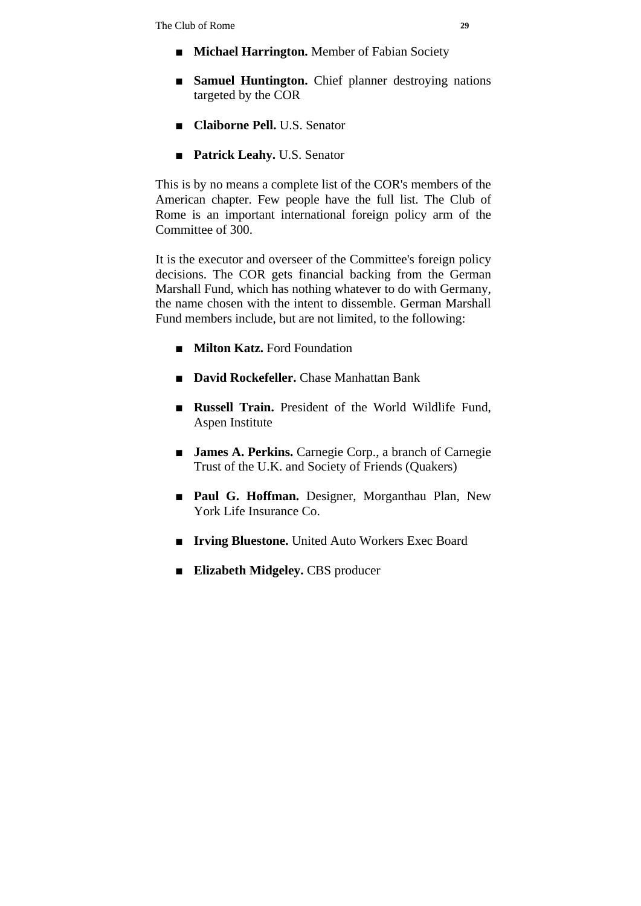- **Michael Harrington.** Member of Fabian Society

- **Samuel Huntington.** Chief planner destroying nations targeted by the COR

- **Claiborne Pell.** U.S. Senator

- **Patrick Leahy.** U.S. Senator

This is by no means a complete list of the COR's members of the American chapter. Few people have the full list. The Club of Rome is an important international foreign policy arm of the Committee of 300.

It is the executor and overseer of the Committee's foreign policy decisions. The COR gets financial backing from the German Marshall Fund, which has nothing whatever to do with Germany, the name chosen with the intent to dissemble. German Marshall Fund members include, but are not limited, to the following:

- **Milton Katz.** Ford Foundation

- **David Rockefeller.** Chase Manhattan Bank

- **Russell Train.** President of the World Wildlife Fund, Aspen Institute

- **James A. Perkins.** Carnegie Corp., a branch of Carnegie Trust of the U.K. and Society of Friends (Quakers)

- **Paul G. Hoffman.** Designer, Morganthau Plan, New York Life Insurance Co.

- **Irving Bluestone.** United Auto Workers Exec Board

- **Elizabeth Midgeley.** CBS producer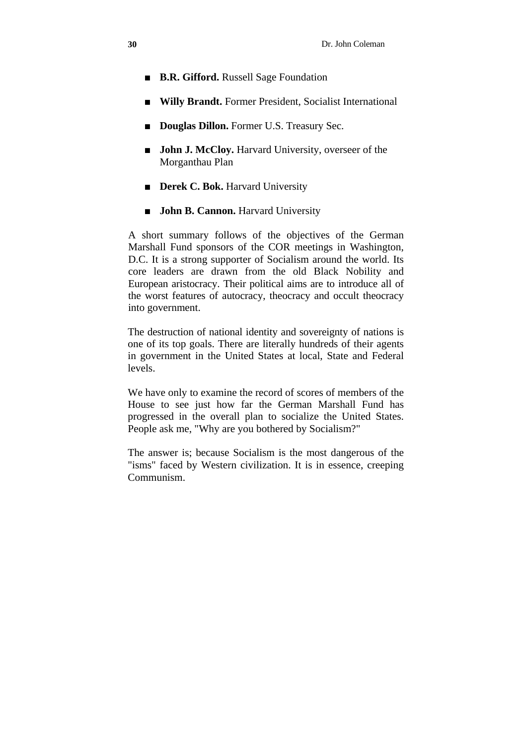- **B.R. Gifford.** Russell Sage Foundation
- **Willy Brandt.** Former President, Socialist International
- **Douglas Dillon.** Former U.S. Treasury Sec.
- **John J. McCloy.** Harvard University, overseer of the Morganthau Plan
- **Derek C. Bok.** Harvard University
- **John B. Cannon.** Harvard University

A short summary follows of the objectives of the German Marshall Fund sponsors of the COR meetings in Washington, D.C. It is a strong supporter of Socialism around the world. Its core leaders are drawn from the old Black Nobility and European aristocracy. Their political aims are to introduce all of the worst features of autocracy, theocracy and occult theocracy into government.

The destruction of national identity and sovereignty of nations is one of its top goals. There are literally hundreds of their agents in government in the United States at local, State and Federal levels.

We have only to examine the record of scores of members of the House to see just how far the German Marshall Fund has progressed in the overall plan to socialize the United States. People ask me, "Why are you bothered by Socialism?"

The answer is; because Socialism is the most dangerous of the "isms" faced by Western civilization. It is in essence, creeping Communism.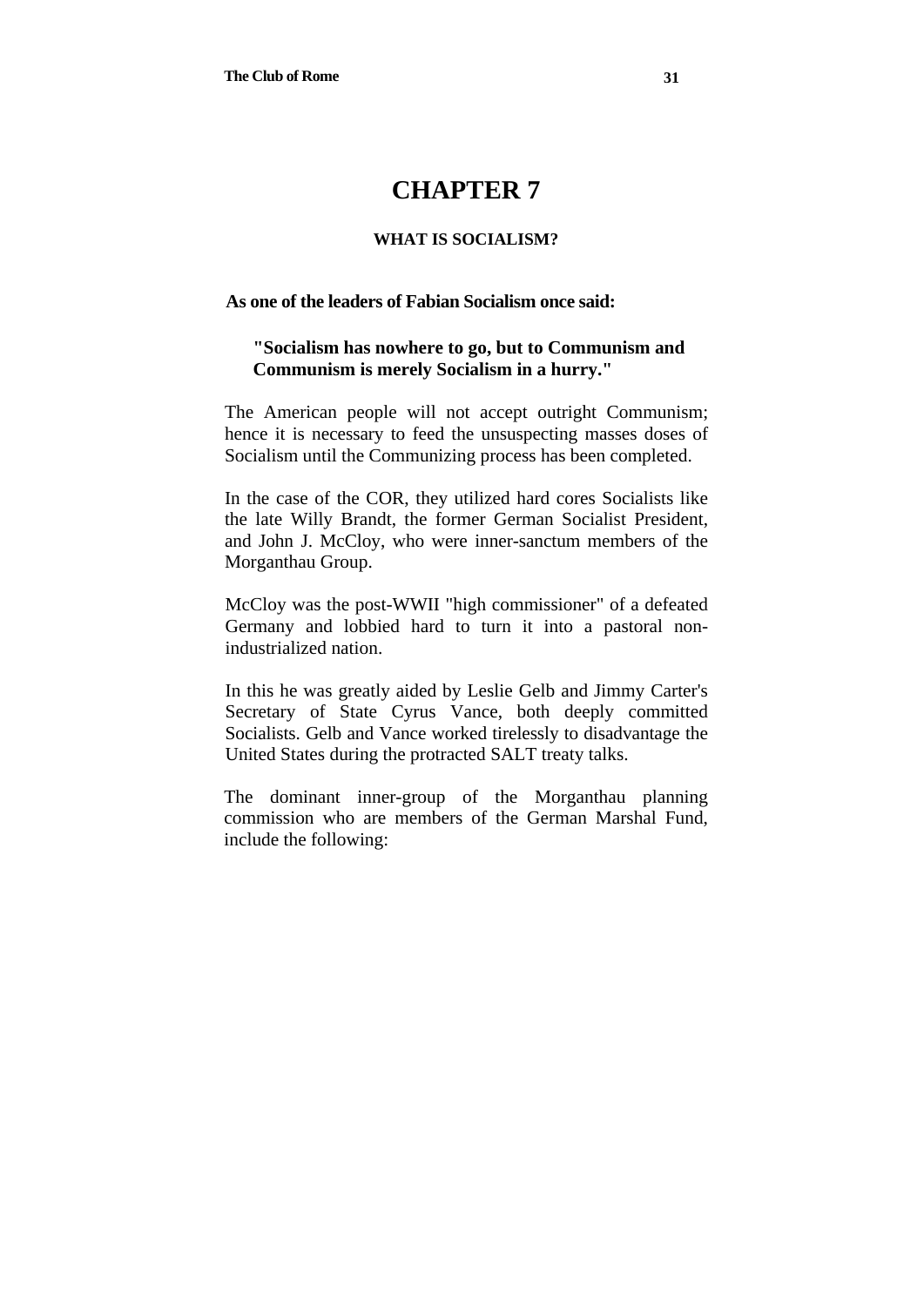# CHAPTER 7

## WHAT IS SOCIALISM?

**As one of the leaders of Fabian Socialism once said:**

> **"Socialism has nowhere to go, but to Communism and Communism is merely Socialism in a hurry."**

The American people will not accept outright Communism; hence it is necessary to feed the unsuspecting masses doses of Socialism until the Communizing process has been completed.

In the case of the COR, they utilized hard cores Socialists like the late Willy Brandt, the former German Socialist President, and John J. McCloy, who were inner-sanctum members of the Morganthau Group.

McCloy was the post-WWII "high commissioner" of a defeated Germany and lobbied hard to turn it into a pastoral non-industrialized nation.

In this he was greatly aided by Leslie Gelb and Jimmy Carter's Secretary of State Cyrus Vance, both deeply committed Socialists. Gelb and Vance worked tirelessly to disadvantage the United States during the protracted SALT treaty talks.

The dominant inner-group of the Morganthau planning commission who are members of the German Marshal Fund, include the following: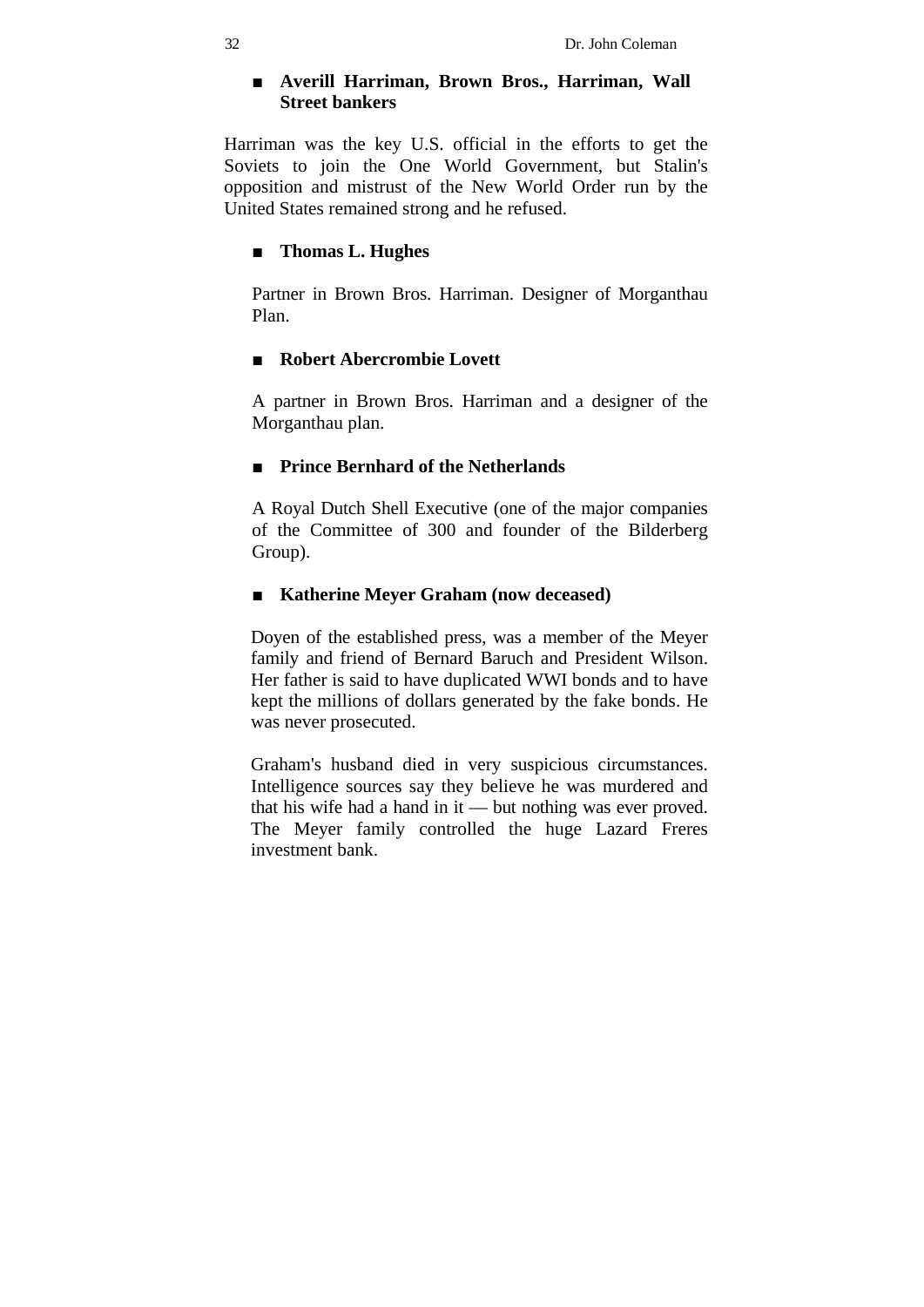- **Averill Harriman, Brown Bros., Harriman, Wall Street bankers**

Harriman was the key U.S. official in the efforts to get the Soviets to join the One World Government, but Stalin's opposition and mistrust of the New World Order run by the United States remained strong and he refused.

- **Thomas L. Hughes**

  Partner in Brown Bros. Harriman. Designer of Morganthau Plan.

- **Robert Abercrombie Lovett**

  A partner in Brown Bros. Harriman and a designer of the Morganthau plan.

- **Prince Bernhard of the Netherlands**

  A Royal Dutch Shell Executive (one of the major companies of the Committee of 300 and founder of the Bilderberg Group).

- **Katherine Meyer Graham (now deceased)**

  Doyen of the established press, was a member of the Meyer family and friend of Bernard Baruch and President Wilson. Her father is said to have duplicated WWI bonds and to have kept the millions of dollars generated by the fake bonds. He was never prosecuted.

  Graham's husband died in very suspicious circumstances. Intelligence sources say they believe he was murdered and that his wife had a hand in it — but nothing was ever proved. The Meyer family controlled the huge Lazard Freres investment bank.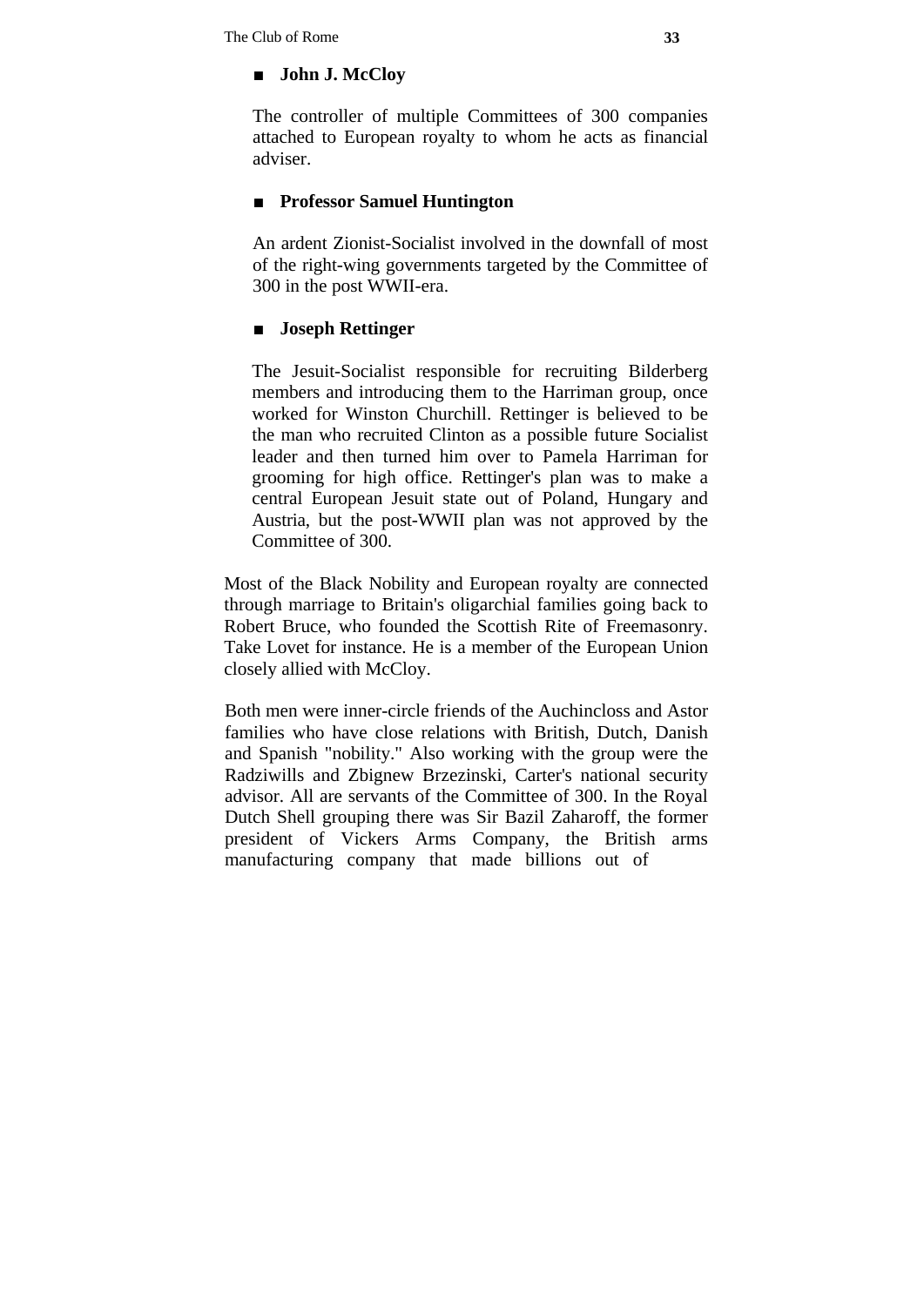- **John J. McCloy**

  The controller of multiple Committees of 300 companies attached to European royalty to whom he acts as financial adviser.

- **Professor Samuel Huntington**

  An ardent Zionist-Socialist involved in the downfall of most of the right-wing governments targeted by the Committee of 300 in the post WWII-era.

- **Joseph Rettinger**

  The Jesuit-Socialist responsible for recruiting Bilderberg members and introducing them to the Harriman group, once worked for Winston Churchill. Rettinger is believed to be the man who recruited Clinton as a possible future Socialist leader and then turned him over to Pamela Harriman for grooming for high office. Rettinger's plan was to make a central European Jesuit state out of Poland, Hungary and Austria, but the post-WWII plan was not approved by the Committee of 300.

Most of the Black Nobility and European royalty are connected through marriage to Britain's oligarchial families going back to Robert Bruce, who founded the Scottish Rite of Freemasonry. Take Lovet for instance. He is a member of the European Union closely allied with McCloy.

Both men were inner-circle friends of the Auchincloss and Astor families who have close relations with British, Dutch, Danish and Spanish "nobility." Also working with the group were the Radziwills and Zbignew Brzezinski, Carter's national security advisor. All are servants of the Committee of 300. In the Royal Dutch Shell grouping there was Sir Bazil Zaharoff, the former president of Vickers Arms Company, the British arms manufacturing company that made billions out of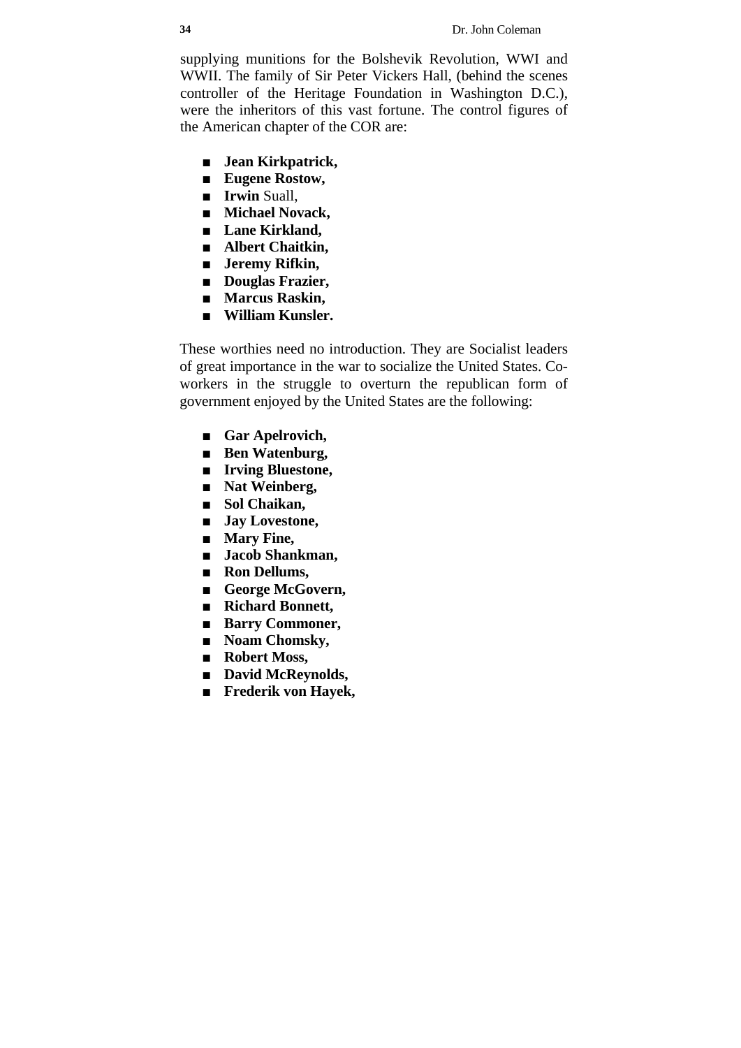supplying munitions for the Bolshevik Revolution, WWI and WWII. The family of Sir Peter Vickers Hall, (behind the scenes controller of the Heritage Foundation in Washington D.C.), were the inheritors of this vast fortune. The control figures of the American chapter of the COR are:

- **Jean Kirkpatrick,**
- **Eugene Rostow,**
- **Irwin** Suall,
- **Michael Novack,**
- **Lane Kirkland,**
- **Albert Chaitkin,**
- **Jeremy Rifkin,**
- **Douglas Frazier,**
- **Marcus Raskin,**
- **William Kunsler.**

These worthies need no introduction. They are Socialist leaders of great importance in the war to socialize the United States. Co-workers in the struggle to overturn the republican form of government enjoyed by the United States are the following:

- **Gar Apelrovich,**
- **Ben Watenburg,**
- **Irving Bluestone,**
- **Nat Weinberg,**
- **Sol Chaikan,**
- **Jay Lovestone,**
- **Mary Fine,**
- **Jacob Shankman,**
- **Ron Dellums,**
- **George McGovern,**
- **Richard Bonnett,**
- **Barry Commoner,**
- **Noam Chomsky,**
- **Robert Moss,**
- **David McReynolds,**
- **Frederik von Hayek,**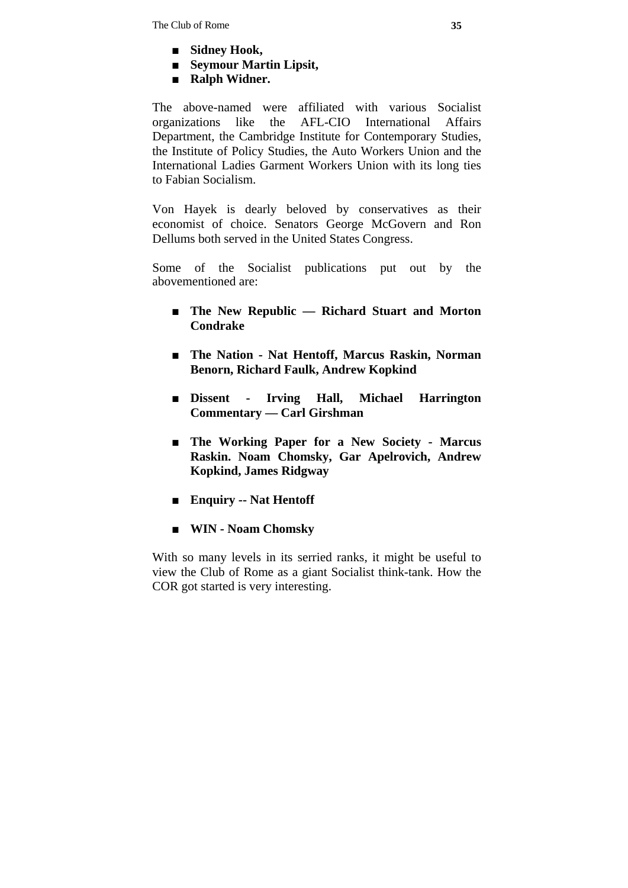- **Sidney Hook,**
- **Seymour Martin Lipsit,**
- **Ralph Widner.**

The above-named were affiliated with various Socialist organizations like the AFL-CIO International Affairs Department, the Cambridge Institute for Contemporary Studies, the Institute of Policy Studies, the Auto Workers Union and the International Ladies Garment Workers Union with its long ties to Fabian Socialism.

Von Hayek is dearly beloved by conservatives as their economist of choice. Senators George McGovern and Ron Dellums both served in the United States Congress.

Some of the Socialist publications put out by the abovementioned are:

- **The New Republic — Richard Stuart and Morton Condrake**

- **The Nation - Nat Hentoff, Marcus Raskin, Norman Benorn, Richard Faulk, Andrew Kopkind**

- **Dissent - Irving Hall, Michael Harrington Commentary — Carl Girshman**

- **The Working Paper for a New Society - Marcus Raskin. Noam Chomsky, Gar Apelrovich, Andrew Kopkind, James Ridgway**

- **Enquiry -- Nat Hentoff**

- **WIN - Noam Chomsky**

With so many levels in its serried ranks, it might be useful to view the Club of Rome as a giant Socialist think-tank. How the COR got started is very interesting.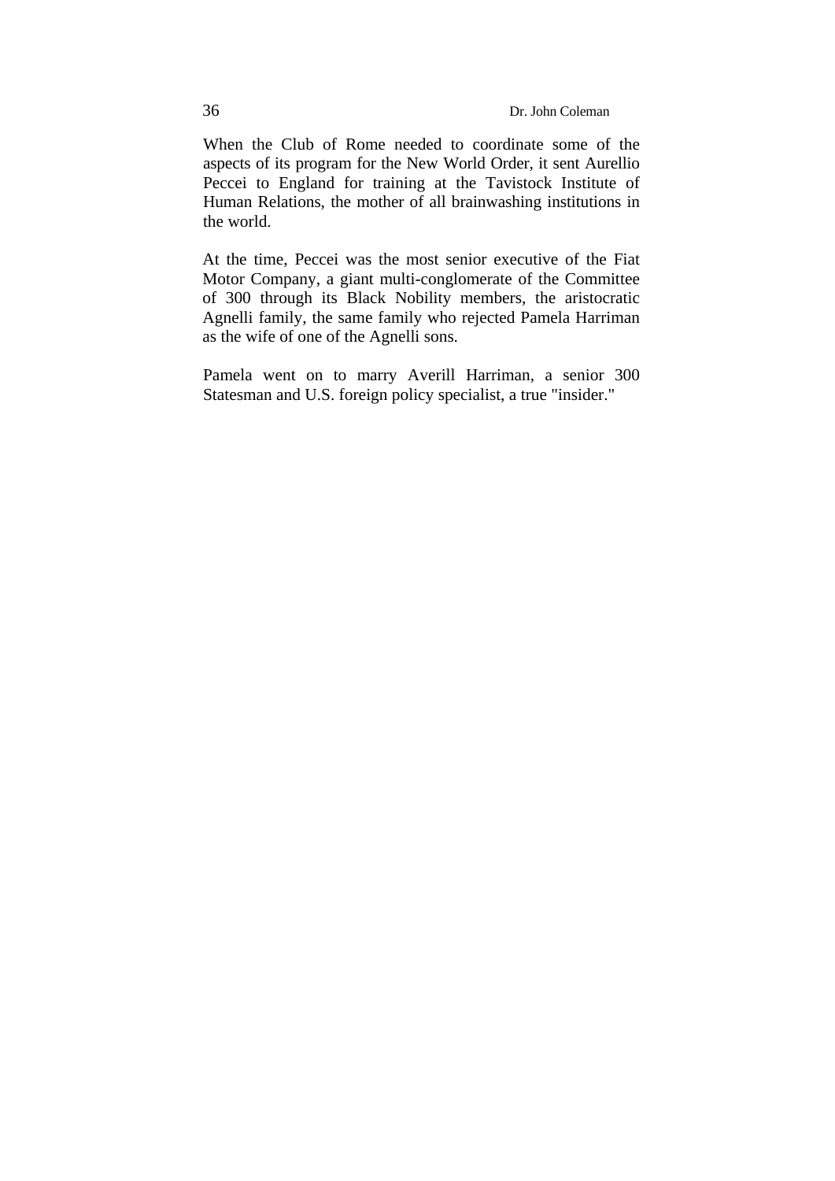When the Club of Rome needed to coordinate some of the aspects of its program for the New World Order, it sent Aurellio Peccei to England for training at the Tavistock Institute of Human Relations, the mother of all brainwashing institutions in the world.

At the time, Peccei was the most senior executive of the Fiat Motor Company, a giant multi-conglomerate of the Committee of 300 through its Black Nobility members, the aristocratic Agnelli family, the same family who rejected Pamela Harriman as the wife of one of the Agnelli sons.

Pamela went on to marry Averill Harriman, a senior 300 Statesman and U.S. foreign policy specialist, a true "insider."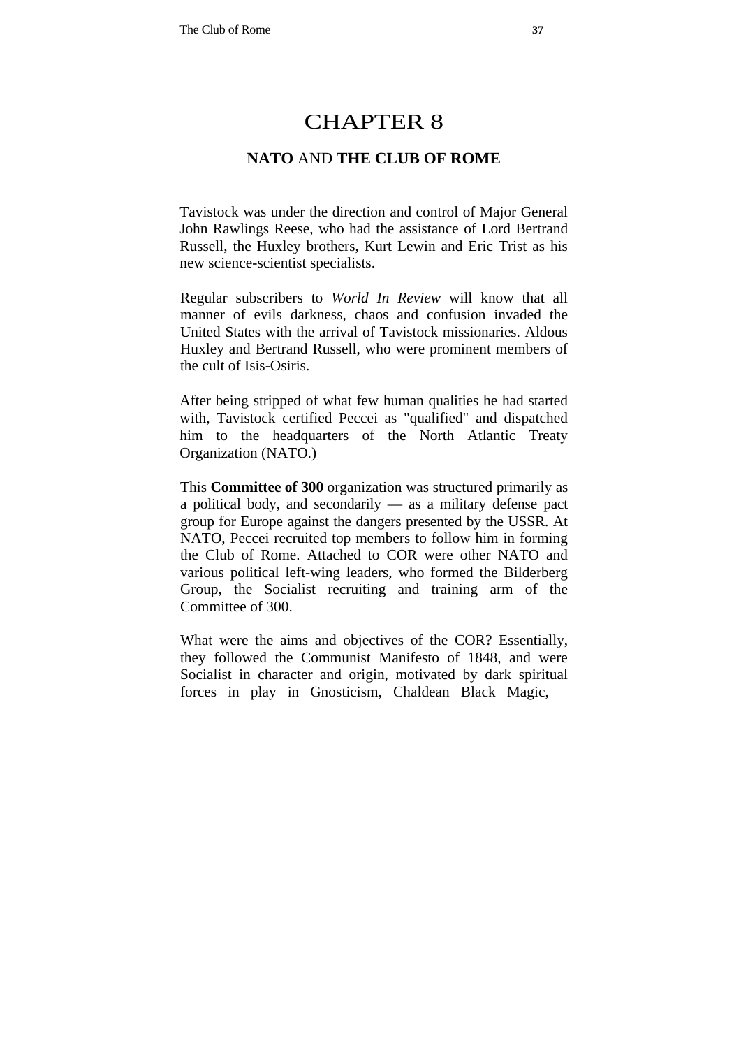# CHAPTER 8

## **NATO** AND **THE CLUB OF ROME**

Tavistock was under the direction and control of Major General John Rawlings Reese, who had the assistance of Lord Bertrand Russell, the Huxley brothers, Kurt Lewin and Eric Trist as his new science-scientist specialists.

Regular subscribers to *World In Review* will know that all manner of evils darkness, chaos and confusion invaded the United States with the arrival of Tavistock missionaries. Aldous Huxley and Bertrand Russell, who were prominent members of the cult of Isis-Osiris.

After being stripped of what few human qualities he had started with, Tavistock certified Peccei as "qualified" and dispatched him to the headquarters of the North Atlantic Treaty Organization (NATO.)

This **Committee of 300** organization was structured primarily as a political body, and secondarily — as a military defense pact group for Europe against the dangers presented by the USSR. At NATO, Peccei recruited top members to follow him in forming the Club of Rome. Attached to COR were other NATO and various political left-wing leaders, who formed the Bilderberg Group, the Socialist recruiting and training arm of the Committee of 300.

What were the aims and objectives of the COR? Essentially, they followed the Communist Manifesto of 1848, and were Socialist in character and origin, motivated by dark spiritual forces in play in Gnosticism, Chaldean Black Magic,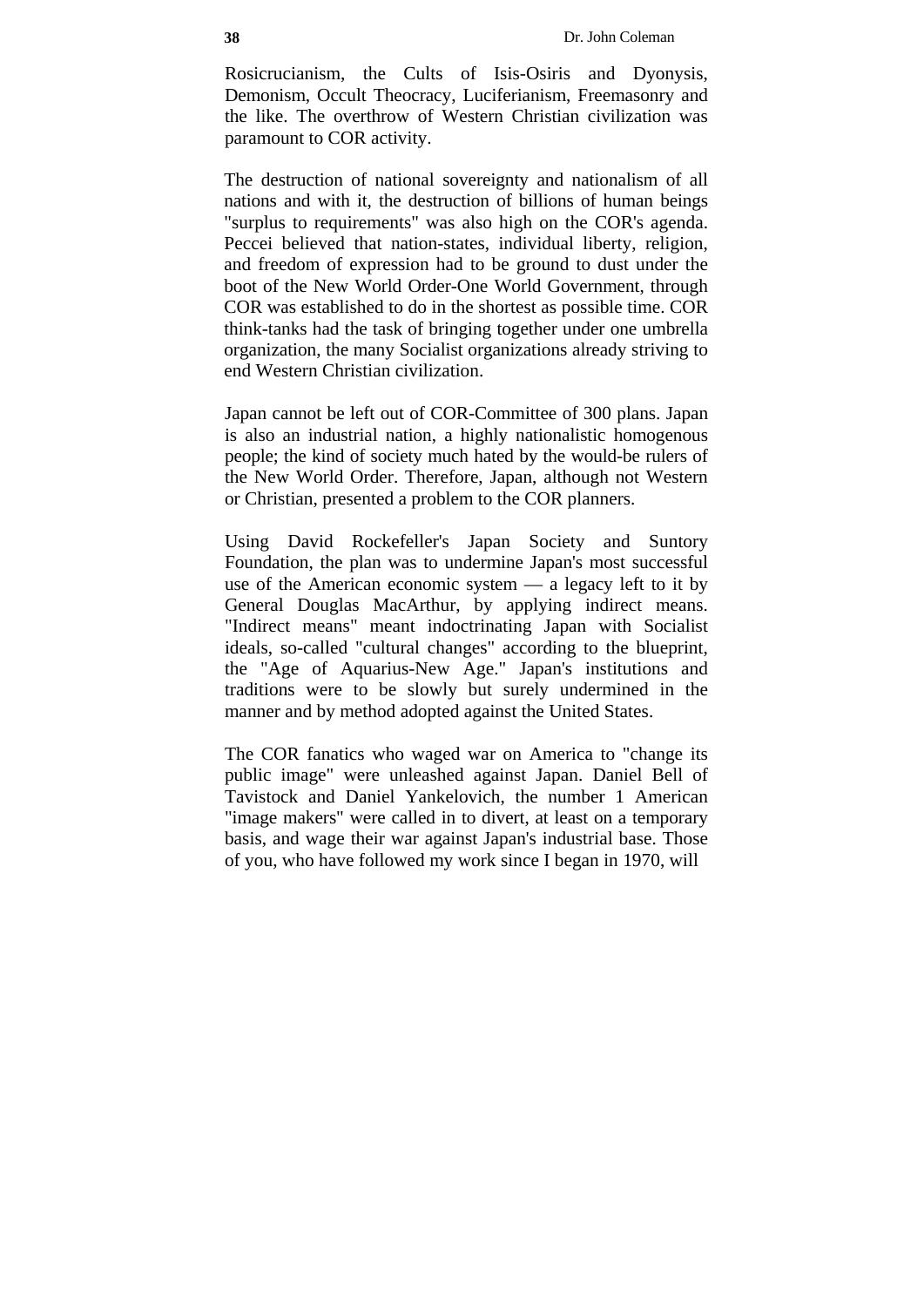Rosicrucianism, the Cults of Isis-Osiris and Dyonysis, Demonism, Occult Theocracy, Luciferianism, Freemasonry and the like. The overthrow of Western Christian civilization was paramount to COR activity.

The destruction of national sovereignty and nationalism of all nations and with it, the destruction of billions of human beings "surplus to requirements" was also high on the COR's agenda. Peccei believed that nation-states, individual liberty, religion, and freedom of expression had to be ground to dust under the boot of the New World Order-One World Government, through COR was established to do in the shortest as possible time. COR think-tanks had the task of bringing together under one umbrella organization, the many Socialist organizations already striving to end Western Christian civilization.

Japan cannot be left out of COR-Committee of 300 plans. Japan is also an industrial nation, a highly nationalistic homogenous people; the kind of society much hated by the would-be rulers of the New World Order. Therefore, Japan, although not Western or Christian, presented a problem to the COR planners.

Using David Rockefeller's Japan Society and Suntory Foundation, the plan was to undermine Japan's most successful use of the American economic system — a legacy left to it by General Douglas MacArthur, by applying indirect means. "Indirect means" meant indoctrinating Japan with Socialist ideals, so-called "cultural changes" according to the blueprint, the "Age of Aquarius-New Age." Japan's institutions and traditions were to be slowly but surely undermined in the manner and by method adopted against the United States.

The COR fanatics who waged war on America to "change its public image" were unleashed against Japan. Daniel Bell of Tavistock and Daniel Yankelovich, the number 1 American "image makers" were called in to divert, at least on a temporary basis, and wage their war against Japan's industrial base. Those of you, who have followed my work since I began in 1970, will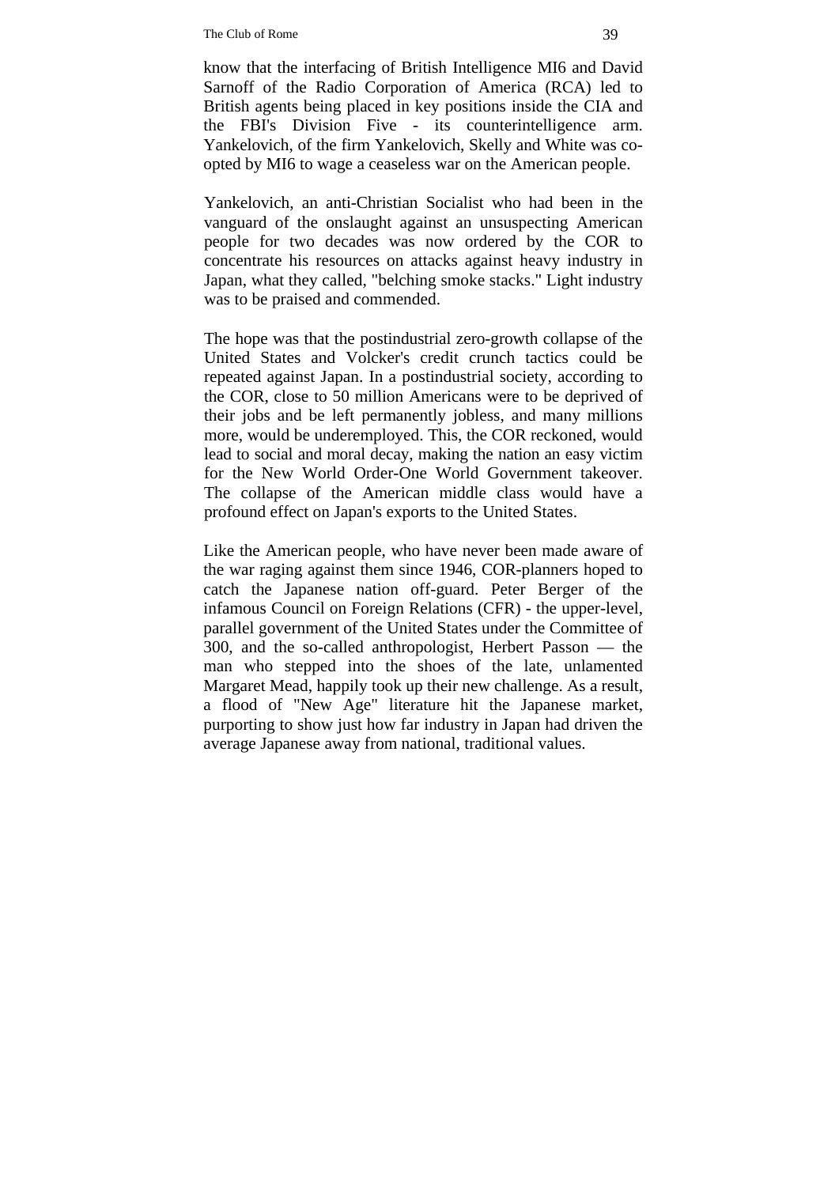know that the interfacing of British Intelligence MI6 and David Sarnoff of the Radio Corporation of America (RCA) led to British agents being placed in key positions inside the CIA and the FBI's Division Five - its counterintelligence arm. Yankelovich, of the firm Yankelovich, Skelly and White was co-opted by MI6 to wage a ceaseless war on the American people.

Yankelovich, an anti-Christian Socialist who had been in the vanguard of the onslaught against an unsuspecting American people for two decades was now ordered by the COR to concentrate his resources on attacks against heavy industry in Japan, what they called, "belching smoke stacks." Light industry was to be praised and commended.

The hope was that the postindustrial zero-growth collapse of the United States and Volcker's credit crunch tactics could be repeated against Japan. In a postindustrial society, according to the COR, close to 50 million Americans were to be deprived of their jobs and be left permanently jobless, and many millions more, would be underemployed. This, the COR reckoned, would lead to social and moral decay, making the nation an easy victim for the New World Order-One World Government takeover. The collapse of the American middle class would have a profound effect on Japan's exports to the United States.

Like the American people, who have never been made aware of the war raging against them since 1946, COR-planners hoped to catch the Japanese nation off-guard. Peter Berger of the infamous Council on Foreign Relations (CFR) - the upper-level, parallel government of the United States under the Committee of 300, and the so-called anthropologist, Herbert Passon — the man who stepped into the shoes of the late, unlamented Margaret Mead, happily took up their new challenge. As a result, a flood of "New Age" literature hit the Japanese market, purporting to show just how far industry in Japan had driven the average Japanese away from national, traditional values.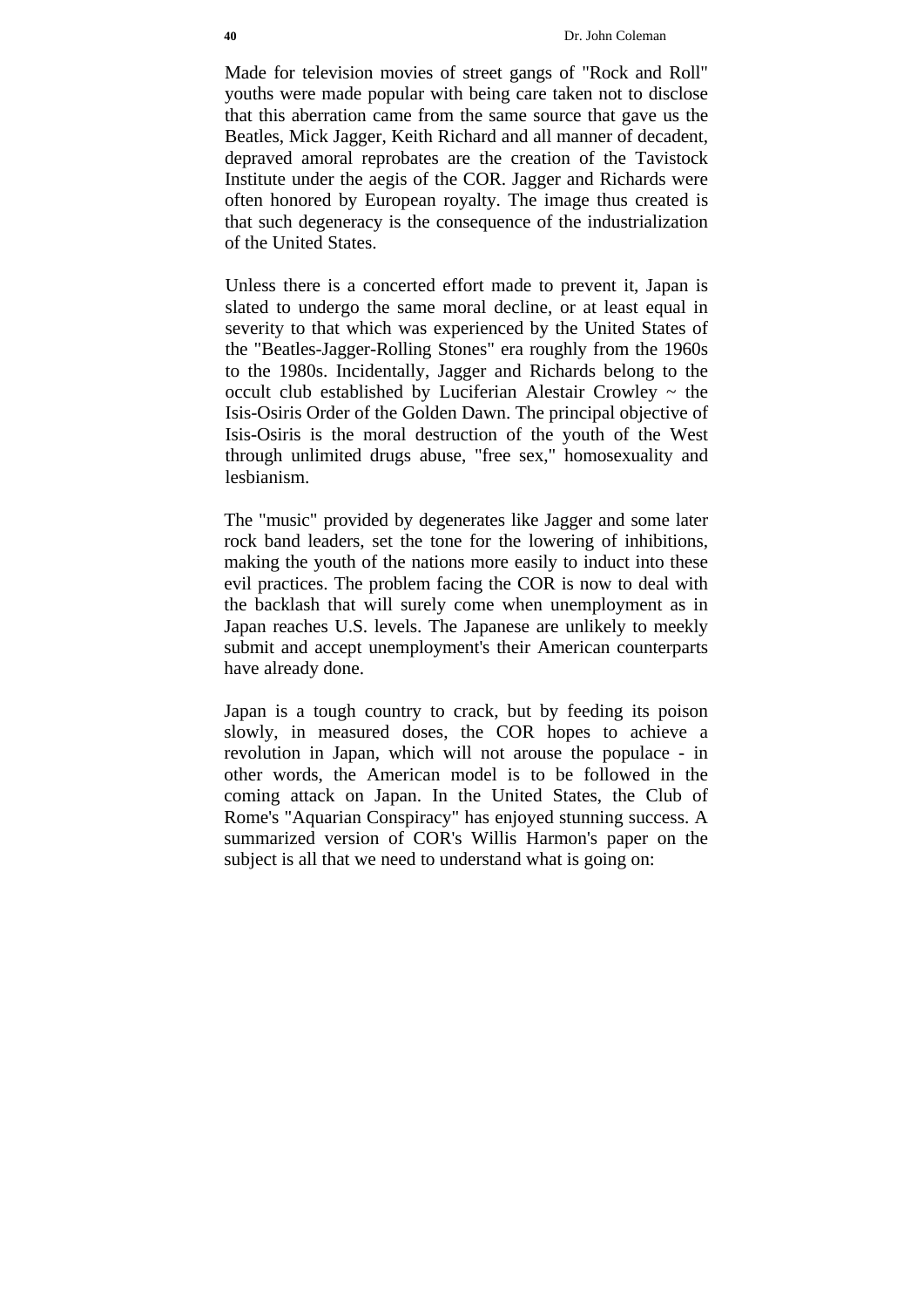Made for television movies of street gangs of "Rock and Roll" youths were made popular with being care taken not to disclose that this aberration came from the same source that gave us the Beatles, Mick Jagger, Keith Richard and all manner of decadent, depraved amoral reprobates are the creation of the Tavistock Institute under the aegis of the COR. Jagger and Richards were often honored by European royalty. The image thus created is that such degeneracy is the consequence of the industrialization of the United States.

Unless there is a concerted effort made to prevent it, Japan is slated to undergo the same moral decline, or at least equal in severity to that which was experienced by the United States of the "Beatles-Jagger-Rolling Stones" era roughly from the 1960s to the 1980s. Incidentally, Jagger and Richards belong to the occult club established by Luciferian Alestair Crowley ~ the Isis-Osiris Order of the Golden Dawn. The principal objective of Isis-Osiris is the moral destruction of the youth of the West through unlimited drugs abuse, "free sex," homosexuality and lesbianism.

The "music" provided by degenerates like Jagger and some later rock band leaders, set the tone for the lowering of inhibitions, making the youth of the nations more easily to induct into these evil practices. The problem facing the COR is now to deal with the backlash that will surely come when unemployment as in Japan reaches U.S. levels. The Japanese are unlikely to meekly submit and accept unemployment's their American counterparts have already done.

Japan is a tough country to crack, but by feeding its poison slowly, in measured doses, the COR hopes to achieve a revolution in Japan, which will not arouse the populace - in other words, the American model is to be followed in the coming attack on Japan. In the United States, the Club of Rome's "Aquarian Conspiracy" has enjoyed stunning success. A summarized version of COR's Willis Harmon's paper on the subject is all that we need to understand what is going on: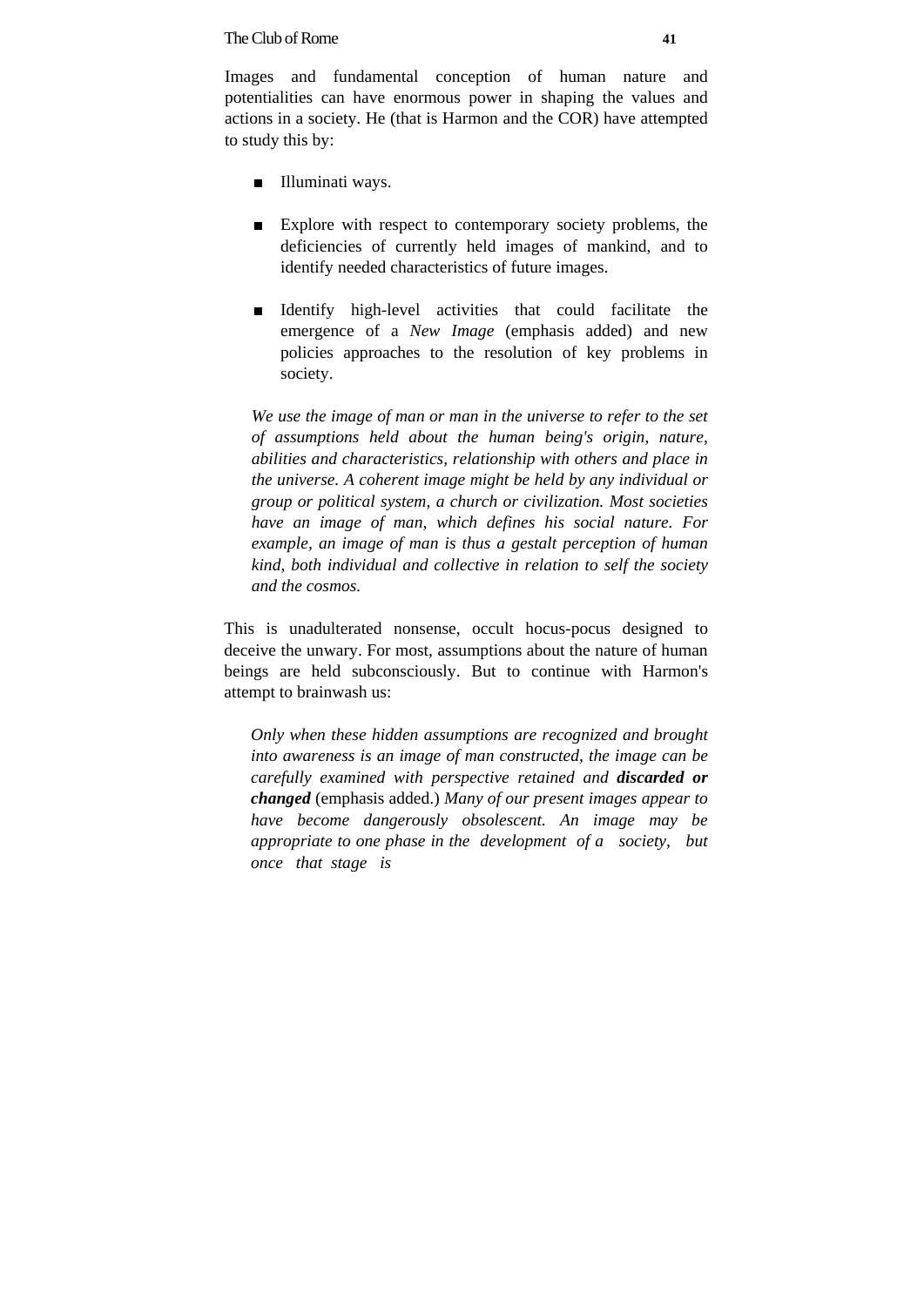Images and fundamental conception of human nature and potentialities can have enormous power in shaping the values and actions in a society. He (that is Harmon and the COR) have attempted to study this by:

- Illuminati ways.
- Explore with respect to contemporary society problems, the deficiencies of currently held images of mankind, and to identify needed characteristics of future images.
- Identify high-level activities that could facilitate the emergence of a *New Image* (emphasis added) and new policies approaches to the resolution of key problems in society.

> *We use the image of man or man in the universe to refer to the set of assumptions held about the human being's origin, nature, abilities and characteristics, relationship with others and place in the universe. A coherent image might be held by any individual or group or political system, a church or civilization. Most societies have an image of man, which defines his social nature. For example, an image of man is thus a gestalt perception of human kind, both individual and collective in relation to self the society and the cosmos.*

This is unadulterated nonsense, occult hocus-pocus designed to deceive the unwary. For most, assumptions about the nature of human beings are held subconsciously. But to continue with Harmon's attempt to brainwash us:

> *Only when these hidden assumptions are recognized and brought into awareness is an image of man constructed, the image can be carefully examined with perspective retained and* ***discarded or changed*** (emphasis added.) *Many of our present images appear to have become dangerously obsolescent. An image may be appropriate to one phase in the development of a society, but once that stage is*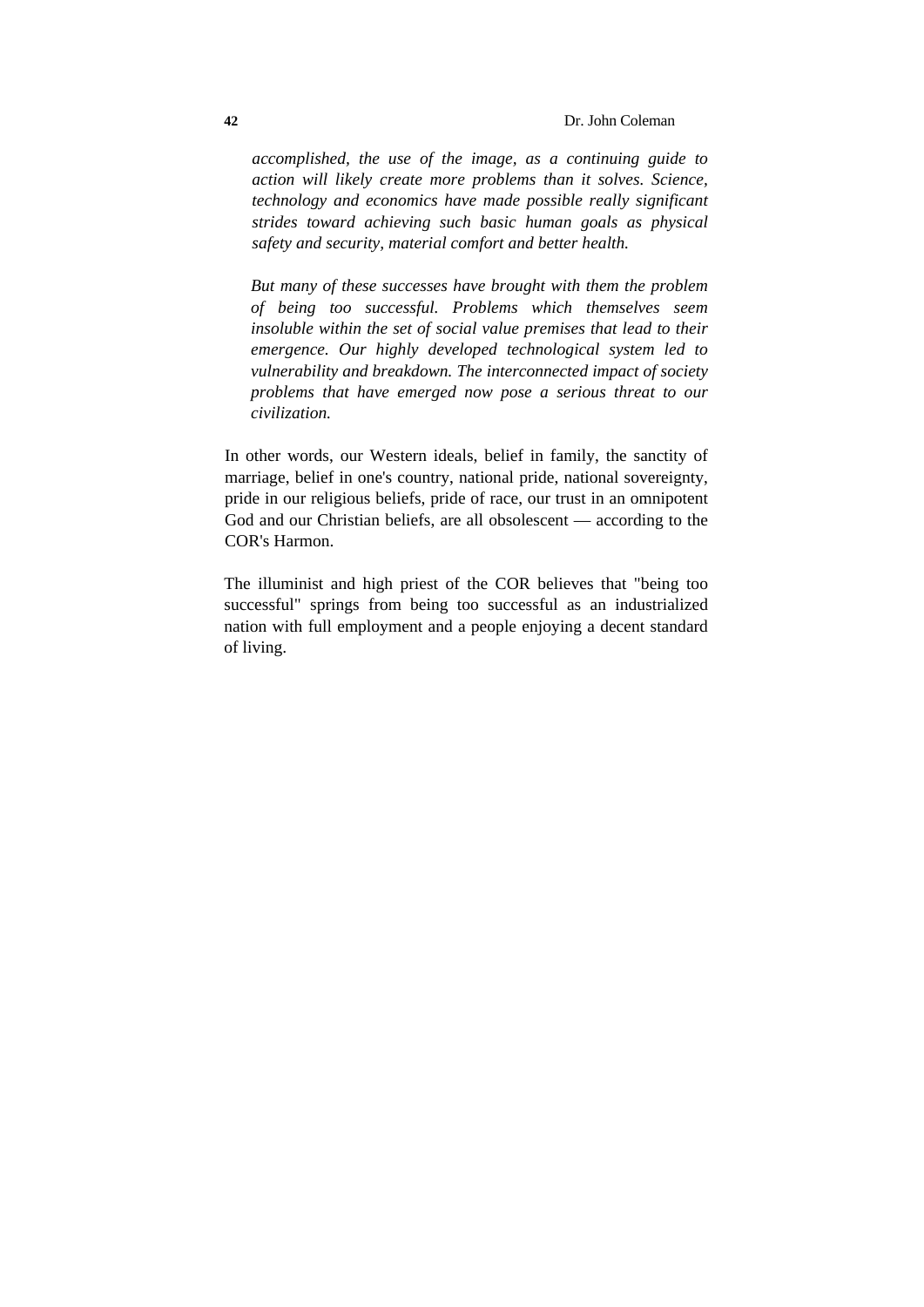*accomplished, the use of the image, as a continuing guide to action will likely create more problems than it solves. Science, technology and economics have made possible really significant strides toward achieving such basic human goals as physical safety and security, material comfort and better health.*

*But many of these successes have brought with them the problem of being too successful. Problems which themselves seem insoluble within the set of social value premises that lead to their emergence. Our highly developed technological system led to vulnerability and breakdown. The interconnected impact of society problems that have emerged now pose a serious threat to our civilization.*

In other words, our Western ideals, belief in family, the sanctity of marriage, belief in one's country, national pride, national sovereignty, pride in our religious beliefs, pride of race, our trust in an omnipotent God and our Christian beliefs, are all obsolescent — according to the COR's Harmon.

The illuminist and high priest of the COR believes that "being too successful" springs from being too successful as an industrialized nation with full employment and a people enjoying a decent standard of living.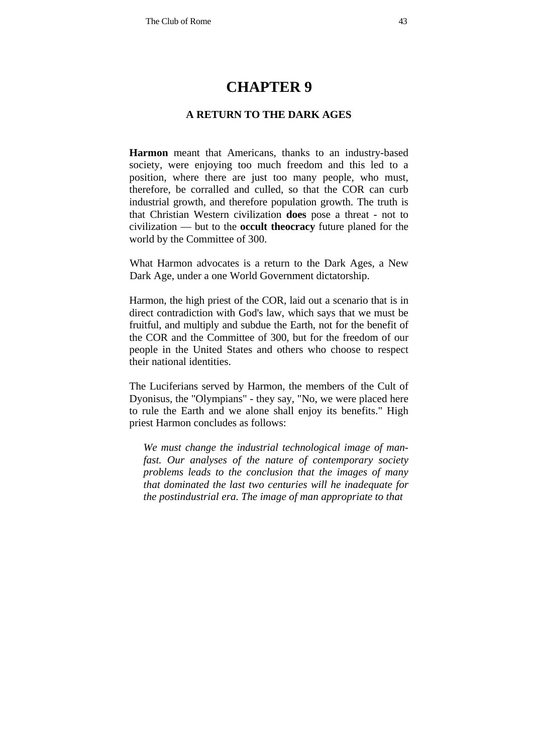# CHAPTER 9

## A RETURN TO THE DARK AGES

**Harmon** meant that Americans, thanks to an industry-based society, were enjoying too much freedom and this led to a position, where there are just too many people, who must, therefore, be corralled and culled, so that the COR can curb industrial growth, and therefore population growth. The truth is that Christian Western civilization **does** pose a threat - not to civilization — but to the **occult theocracy** future planed for the world by the Committee of 300.

What Harmon advocates is a return to the Dark Ages, a New Dark Age, under a one World Government dictatorship.

Harmon, the high priest of the COR, laid out a scenario that is in direct contradiction with God's law, which says that we must be fruitful, and multiply and subdue the Earth, not for the benefit of the COR and the Committee of 300, but for the freedom of our people in the United States and others who choose to respect their national identities.

The Luciferians served by Harmon, the members of the Cult of Dyonisus, the "Olympians" - they say, "No, we were placed here to rule the Earth and we alone shall enjoy its benefits." High priest Harmon concludes as follows:

> *We must change the industrial technological image of man-fast. Our analyses of the nature of contemporary society problems leads to the conclusion that the images of many that dominated the last two centuries will he inadequate for the postindustrial era. The image of man appropriate to that*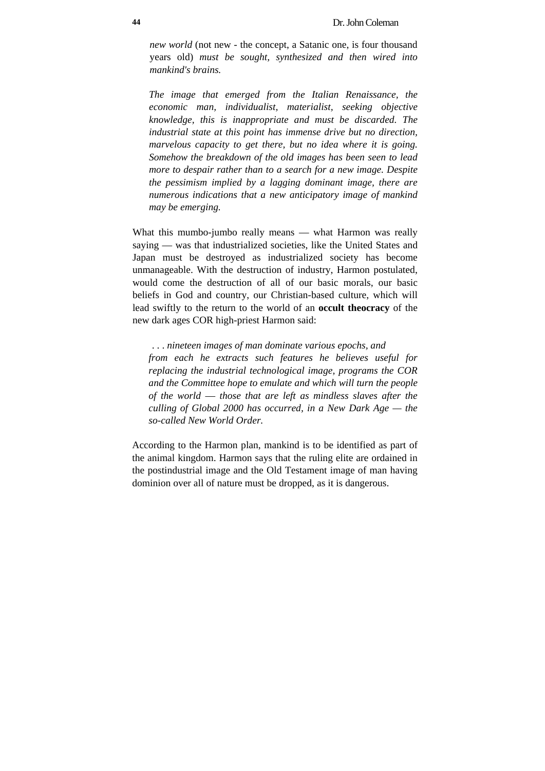*new world* (not new - the concept, a Satanic one, is four thousand years old) *must be sought, synthesized and then wired into mankind's brains.*

> *The image that emerged from the Italian Renaissance, the economic man, individualist, materialist, seeking objective knowledge, this is inappropriate and must be discarded. The industrial state at this point has immense drive but no direction, marvelous capacity to get there, but no idea where it is going. Somehow the breakdown of the old images has been seen to lead more to despair rather than to a search for a new image. Despite the pessimism implied by a lagging dominant image, there are numerous indications that a new anticipatory image of mankind may be emerging.*

What this mumbo-jumbo really means — what Harmon was really saying — was that industrialized societies, like the United States and Japan must be destroyed as industrialized society has become unmanageable. With the destruction of industry, Harmon postulated, would come the destruction of all of our basic morals, our basic beliefs in God and country, our Christian-based culture, which will lead swiftly to the return to the world of an **occult theocracy** of the new dark ages COR high-priest Harmon said:

> *. . . nineteen images of man dominate various epochs, and from each he extracts such features he believes useful for replacing the industrial technological image, programs the COR and the Committee hope to emulate and which will turn the people of the world — those that are left as mindless slaves after the culling of Global 2000 has occurred, in a New Dark Age — the so-called New World Order.*

According to the Harmon plan, mankind is to be identified as part of the animal kingdom. Harmon says that the ruling elite are ordained in the postindustrial image and the Old Testament image of man having dominion over all of nature must be dropped, as it is dangerous.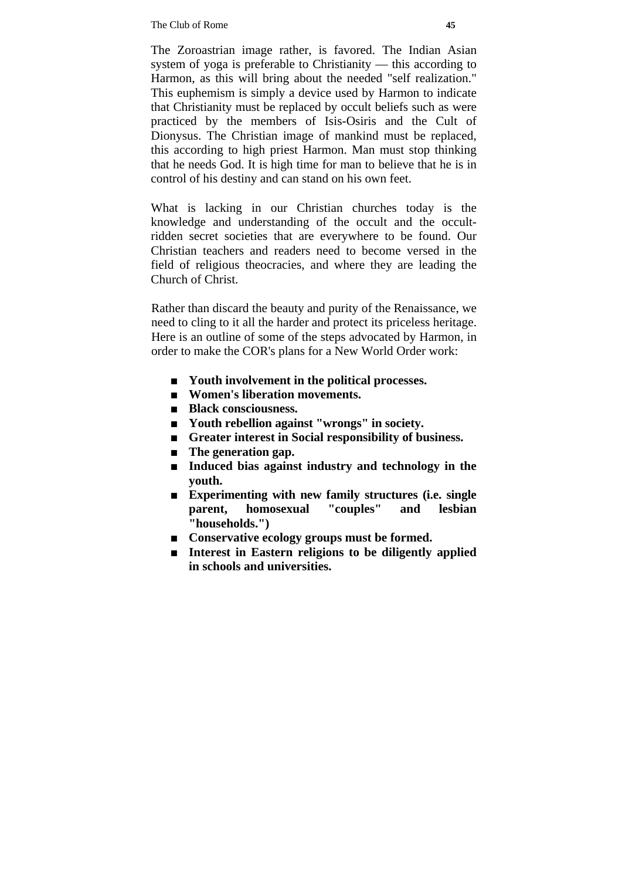The Zoroastrian image rather, is favored. The Indian Asian system of yoga is preferable to Christianity — this according to Harmon, as this will bring about the needed "self realization." This euphemism is simply a device used by Harmon to indicate that Christianity must be replaced by occult beliefs such as were practiced by the members of Isis-Osiris and the Cult of Dionysus. The Christian image of mankind must be replaced, this according to high priest Harmon. Man must stop thinking that he needs God. It is high time for man to believe that he is in control of his destiny and can stand on his own feet.

What is lacking in our Christian churches today is the knowledge and understanding of the occult and the occult-ridden secret societies that are everywhere to be found. Our Christian teachers and readers need to become versed in the field of religious theocracies, and where they are leading the Church of Christ.

Rather than discard the beauty and purity of the Renaissance, we need to cling to it all the harder and protect its priceless heritage. Here is an outline of some of the steps advocated by Harmon, in order to make the COR's plans for a New World Order work:

- **Youth involvement in the political processes.**
- **Women's liberation movements.**
- **Black consciousness.**
- **Youth rebellion against "wrongs" in society.**
- **Greater interest in Social responsibility of business.**
- **The generation gap.**
- **Induced bias against industry and technology in the youth.**
- **Experimenting with new family structures (i.e. single parent, homosexual "couples" and lesbian "households.")**
- **Conservative ecology groups must be formed.**
- **Interest in Eastern religions to be diligently applied in schools and universities.**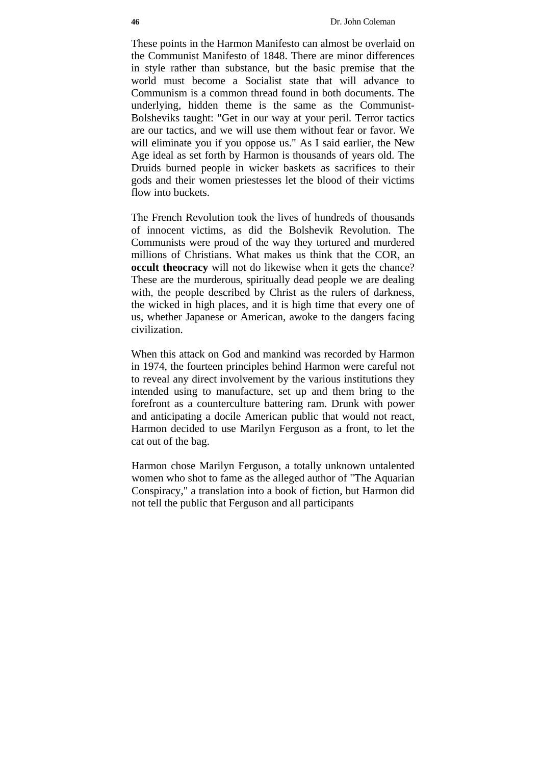These points in the Harmon Manifesto can almost be overlaid on the Communist Manifesto of 1848. There are minor differences in style rather than substance, but the basic premise that the world must become a Socialist state that will advance to Communism is a common thread found in both documents. The underlying, hidden theme is the same as the Communist-Bolsheviks taught: "Get in our way at your peril. Terror tactics are our tactics, and we will use them without fear or favor. We will eliminate you if you oppose us." As I said earlier, the New Age ideal as set forth by Harmon is thousands of years old. The Druids burned people in wicker baskets as sacrifices to their gods and their women priestesses let the blood of their victims flow into buckets.

The French Revolution took the lives of hundreds of thousands of innocent victims, as did the Bolshevik Revolution. The Communists were proud of the way they tortured and murdered millions of Christians. What makes us think that the COR, an **occult theocracy** will not do likewise when it gets the chance? These are the murderous, spiritually dead people we are dealing with, the people described by Christ as the rulers of darkness, the wicked in high places, and it is high time that every one of us, whether Japanese or American, awoke to the dangers facing civilization.

When this attack on God and mankind was recorded by Harmon in 1974, the fourteen principles behind Harmon were careful not to reveal any direct involvement by the various institutions they intended using to manufacture, set up and them bring to the forefront as a counterculture battering ram. Drunk with power and anticipating a docile American public that would not react, Harmon decided to use Marilyn Ferguson as a front, to let the cat out of the bag.

Harmon chose Marilyn Ferguson, a totally unknown untalented women who shot to fame as the alleged author of "The Aquarian Conspiracy," a translation into a book of fiction, but Harmon did not tell the public that Ferguson and all participants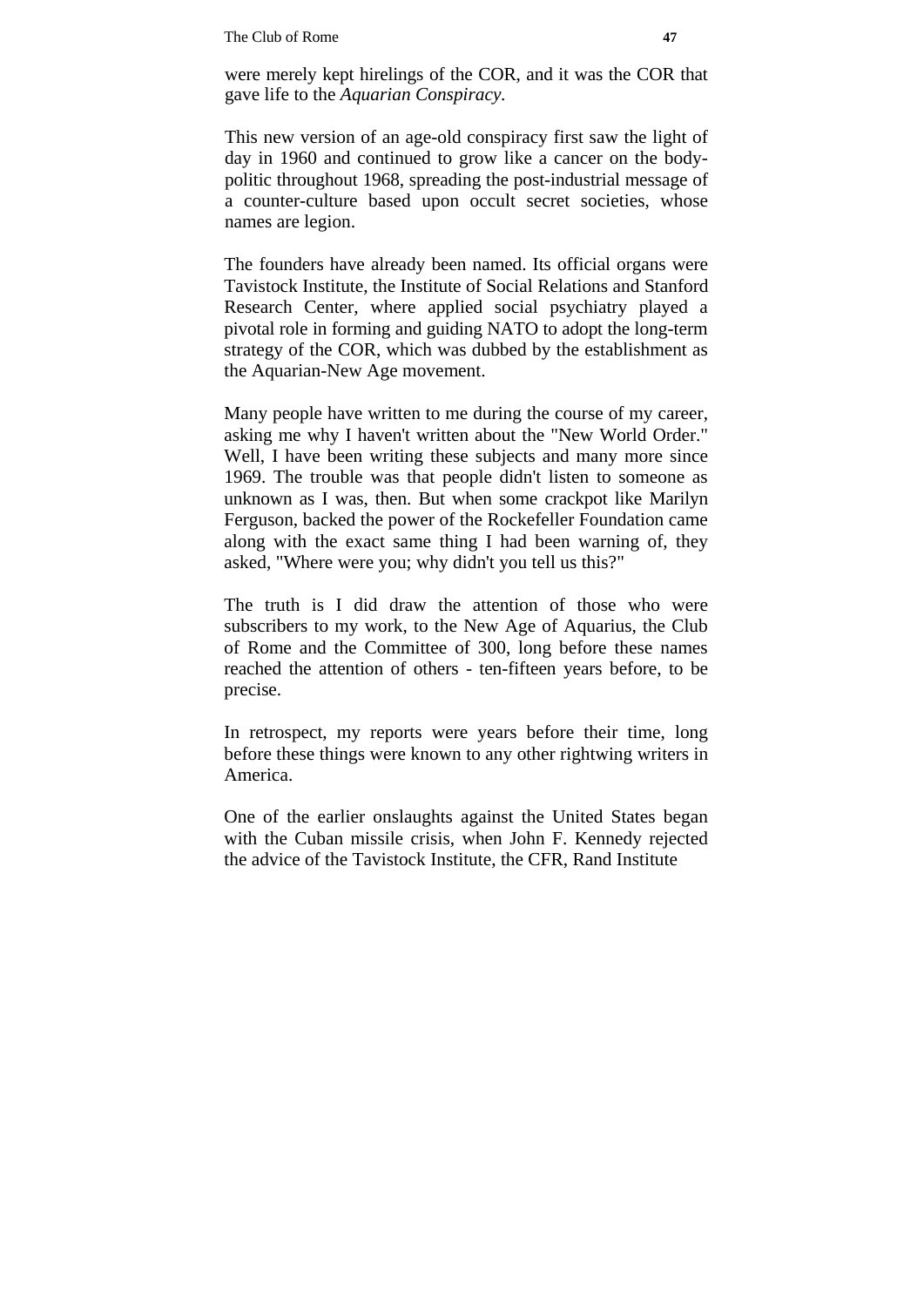were merely kept hirelings of the COR, and it was the COR that gave life to the *Aquarian Conspiracy*.

This new version of an age-old conspiracy first saw the light of day in 1960 and continued to grow like a cancer on the body-politic throughout 1968, spreading the post-industrial message of a counter-culture based upon occult secret societies, whose names are legion.

The founders have already been named. Its official organs were Tavistock Institute, the Institute of Social Relations and Stanford Research Center, where applied social psychiatry played a pivotal role in forming and guiding NATO to adopt the long-term strategy of the COR, which was dubbed by the establishment as the Aquarian-New Age movement.

Many people have written to me during the course of my career, asking me why I haven't written about the "New World Order." Well, I have been writing these subjects and many more since 1969. The trouble was that people didn't listen to someone as unknown as I was, then. But when some crackpot like Marilyn Ferguson, backed the power of the Rockefeller Foundation came along with the exact same thing I had been warning of, they asked, "Where were you; why didn't you tell us this?"

The truth is I did draw the attention of those who were subscribers to my work, to the New Age of Aquarius, the Club of Rome and the Committee of 300, long before these names reached the attention of others - ten-fifteen years before, to be precise.

In retrospect, my reports were years before their time, long before these things were known to any other rightwing writers in America.

One of the earlier onslaughts against the United States began with the Cuban missile crisis, when John F. Kennedy rejected the advice of the Tavistock Institute, the CFR, Rand Institute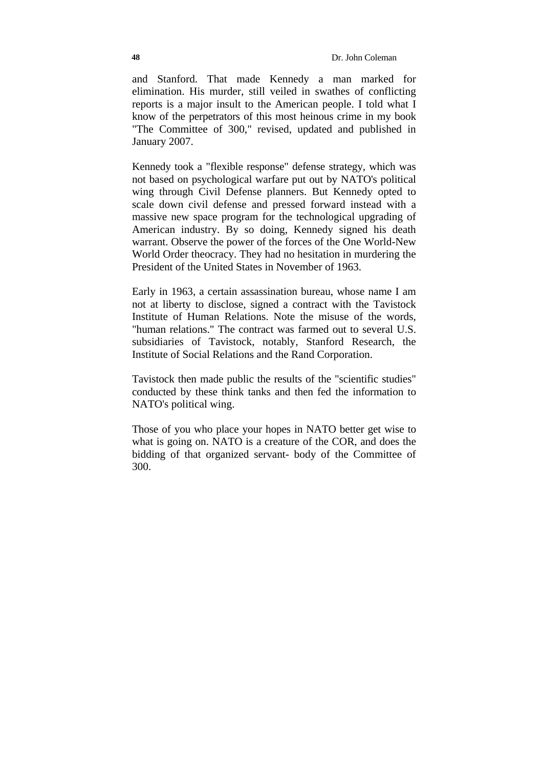and Stanford. That made Kennedy a man marked for elimination. His murder, still veiled in swathes of conflicting reports is a major insult to the American people. I told what I know of the perpetrators of this most heinous crime in my book "The Committee of 300," revised, updated and published in January 2007.

Kennedy took a "flexible response" defense strategy, which was not based on psychological warfare put out by NATO's political wing through Civil Defense planners. But Kennedy opted to scale down civil defense and pressed forward instead with a massive new space program for the technological upgrading of American industry. By so doing, Kennedy signed his death warrant. Observe the power of the forces of the One World-New World Order theocracy. They had no hesitation in murdering the President of the United States in November of 1963.

Early in 1963, a certain assassination bureau, whose name I am not at liberty to disclose, signed a contract with the Tavistock Institute of Human Relations. Note the misuse of the words, "human relations." The contract was farmed out to several U.S. subsidiaries of Tavistock, notably, Stanford Research, the Institute of Social Relations and the Rand Corporation.

Tavistock then made public the results of the "scientific studies" conducted by these think tanks and then fed the information to NATO's political wing.

Those of you who place your hopes in NATO better get wise to what is going on. NATO is a creature of the COR, and does the bidding of that organized servant- body of the Committee of 300.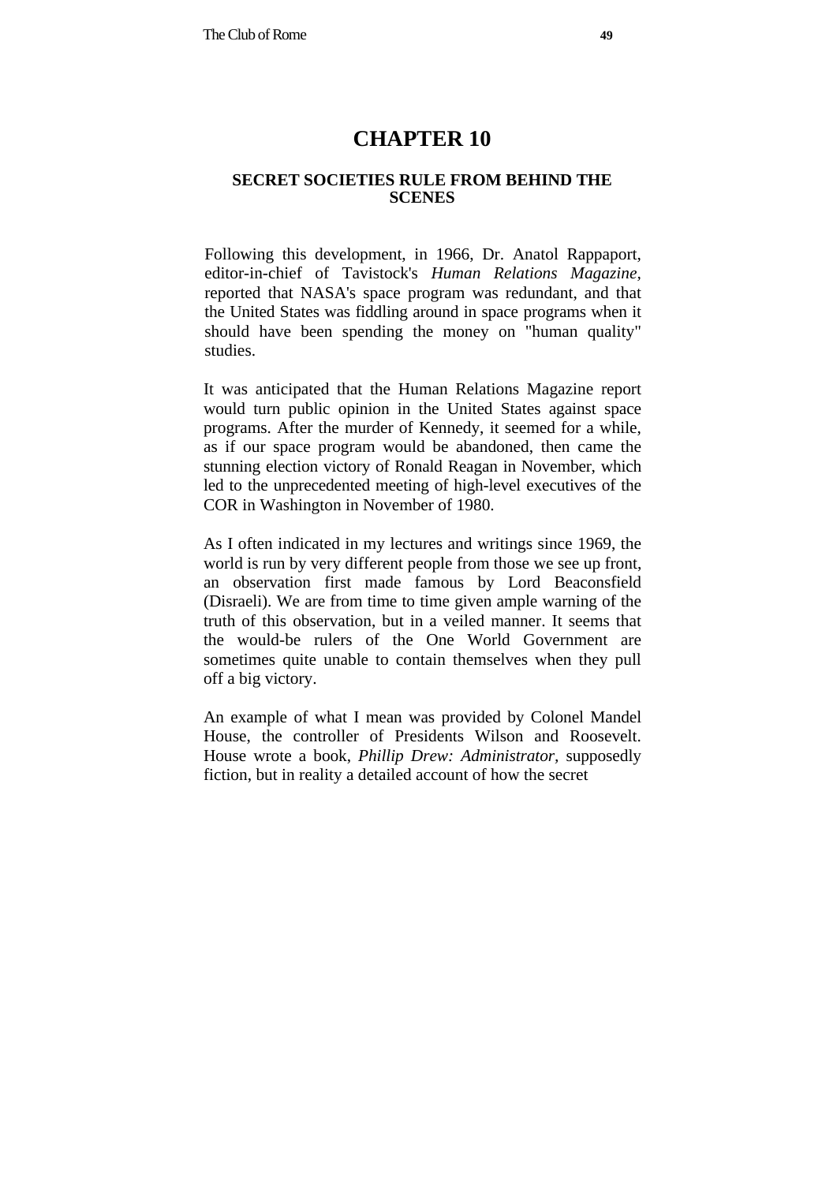# CHAPTER 10

## SECRET SOCIETIES RULE FROM BEHIND THE SCENES

Following this development, in 1966, Dr. Anatol Rappaport, editor-in-chief of Tavistock's *Human Relations Magazine,* reported that NASA's space program was redundant, and that the United States was fiddling around in space programs when it should have been spending the money on "human quality" studies.

It was anticipated that the Human Relations Magazine report would turn public opinion in the United States against space programs. After the murder of Kennedy, it seemed for a while, as if our space program would be abandoned, then came the stunning election victory of Ronald Reagan in November, which led to the unprecedented meeting of high-level executives of the COR in Washington in November of 1980.

As I often indicated in my lectures and writings since 1969, the world is run by very different people from those we see up front, an observation first made famous by Lord Beaconsfield (Disraeli). We are from time to time given ample warning of the truth of this observation, but in a veiled manner. It seems that the would-be rulers of the One World Government are sometimes quite unable to contain themselves when they pull off a big victory.

An example of what I mean was provided by Colonel Mandel House, the controller of Presidents Wilson and Roosevelt. House wrote a book, *Phillip Drew: Administrator,* supposedly fiction, but in reality a detailed account of how the secret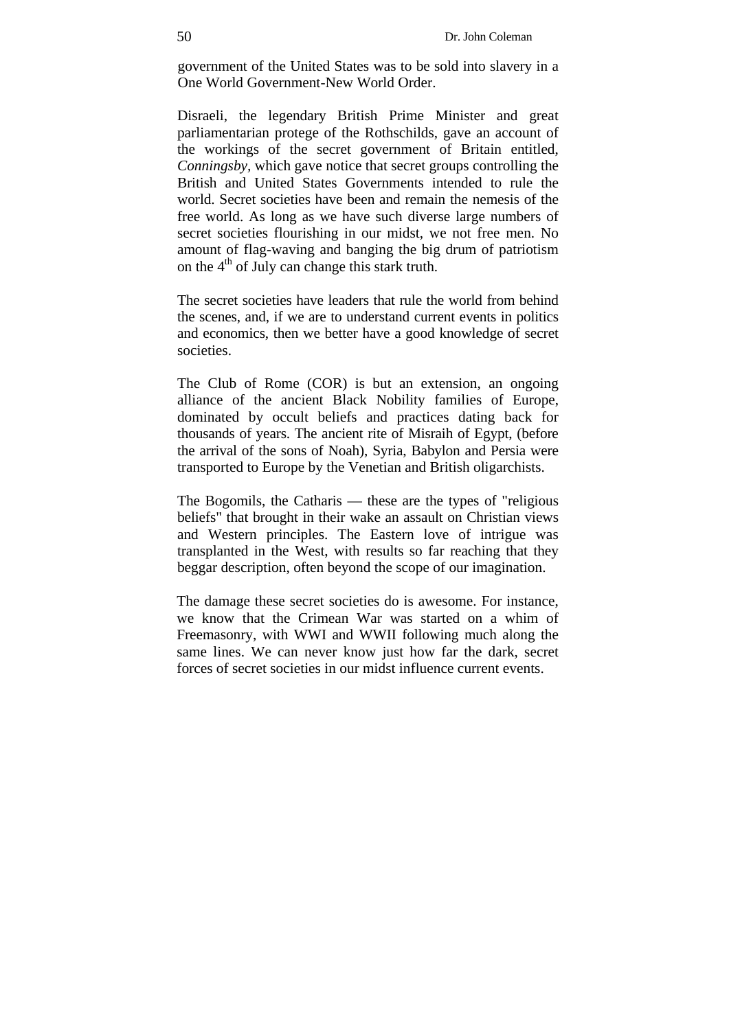government of the United States was to be sold into slavery in a One World Government-New World Order.

Disraeli, the legendary British Prime Minister and great parliamentarian protege of the Rothschilds, gave an account of the workings of the secret government of Britain entitled, *Conningsby*, which gave notice that secret groups controlling the British and United States Governments intended to rule the world. Secret societies have been and remain the nemesis of the free world. As long as we have such diverse large numbers of secret societies flourishing in our midst, we not free men. No amount of flag-waving and banging the big drum of patriotism on the 4th of July can change this stark truth.

The secret societies have leaders that rule the world from behind the scenes, and, if we are to understand current events in politics and economics, then we better have a good knowledge of secret societies.

The Club of Rome (COR) is but an extension, an ongoing alliance of the ancient Black Nobility families of Europe, dominated by occult beliefs and practices dating back for thousands of years. The ancient rite of Misraih of Egypt, (before the arrival of the sons of Noah), Syria, Babylon and Persia were transported to Europe by the Venetian and British oligarchists.

The Bogomils, the Catharis — these are the types of "religious beliefs" that brought in their wake an assault on Christian views and Western principles. The Eastern love of intrigue was transplanted in the West, with results so far reaching that they beggar description, often beyond the scope of our imagination.

The damage these secret societies do is awesome. For instance, we know that the Crimean War was started on a whim of Freemasonry, with WWI and WWII following much along the same lines. We can never know just how far the dark, secret forces of secret societies in our midst influence current events.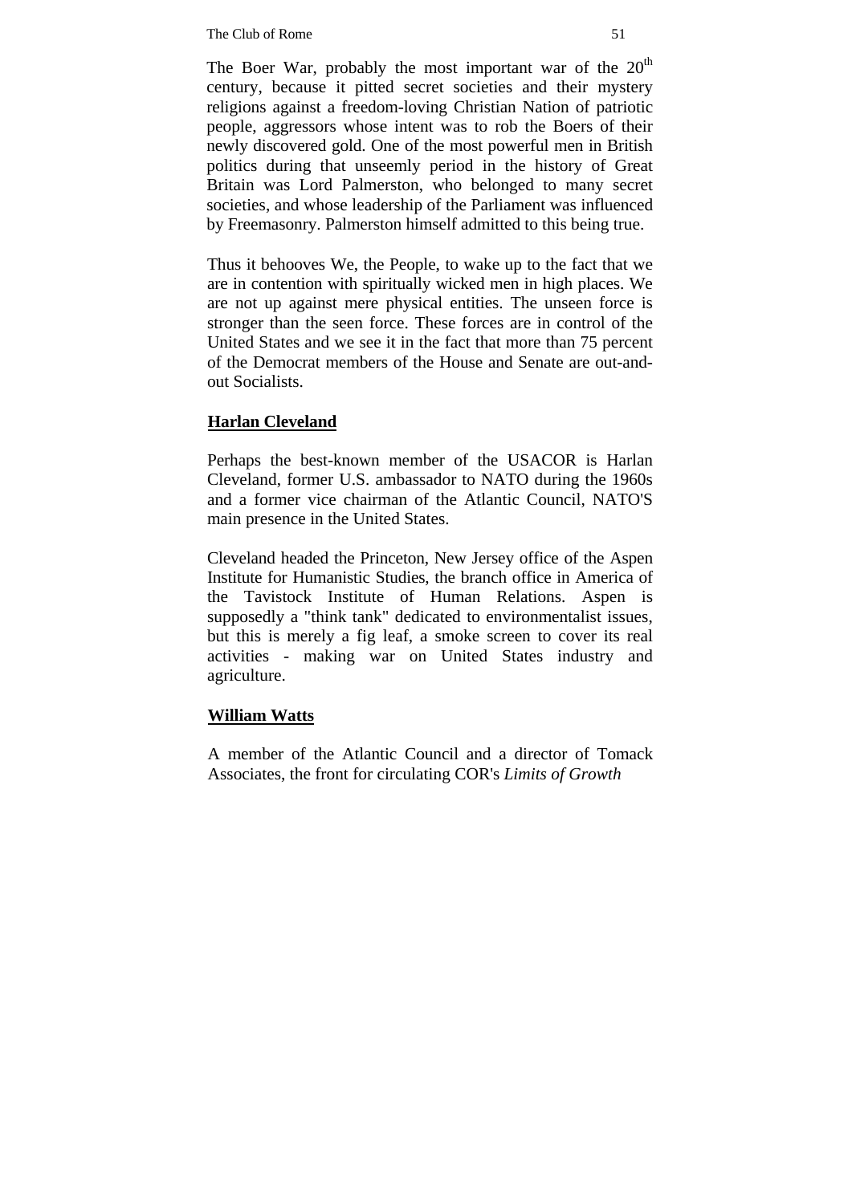The Boer War, probably the most important war of the 20th century, because it pitted secret societies and their mystery religions against a freedom-loving Christian Nation of patriotic people, aggressors whose intent was to rob the Boers of their newly discovered gold. One of the most powerful men in British politics during that unseemly period in the history of Great Britain was Lord Palmerston, who belonged to many secret societies, and whose leadership of the Parliament was influenced by Freemasonry. Palmerston himself admitted to this being true.

Thus it behooves We, the People, to wake up to the fact that we are in contention with spiritually wicked men in high places. We are not up against mere physical entities. The unseen force is stronger than the seen force. These forces are in control of the United States and we see it in the fact that more than 75 percent of the Democrat members of the House and Senate are out-and-out Socialists.

**Harlan Cleveland**

Perhaps the best-known member of the USACOR is Harlan Cleveland, former U.S. ambassador to NATO during the 1960s and a former vice chairman of the Atlantic Council, NATO'S main presence in the United States.

Cleveland headed the Princeton, New Jersey office of the Aspen Institute for Humanistic Studies, the branch office in America of the Tavistock Institute of Human Relations. Aspen is supposedly a "think tank" dedicated to environmentalist issues, but this is merely a fig leaf, a smoke screen to cover its real activities - making war on United States industry and agriculture.

**William Watts**

A member of the Atlantic Council and a director of Tomack Associates, the front for circulating COR's *Limits of Growth*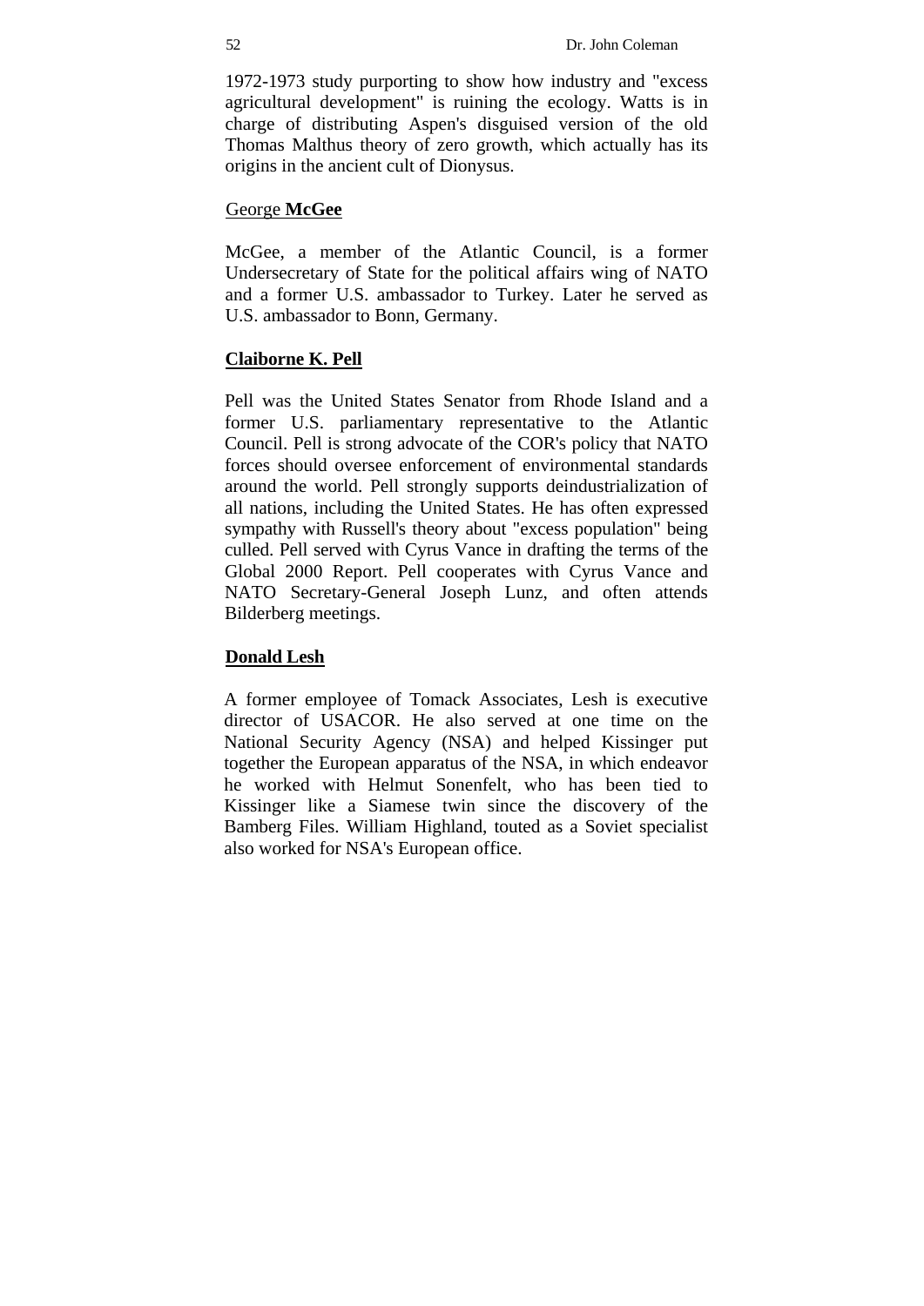1972-1973 study purporting to show how industry and "excess agricultural development" is ruining the ecology. Watts is in charge of distributing Aspen's disguised version of the old Thomas Malthus theory of zero growth, which actually has its origins in the ancient cult of Dionysus.

### George **McGee**

McGee, a member of the Atlantic Council, is a former Undersecretary of State for the political affairs wing of NATO and a former U.S. ambassador to Turkey. Later he served as U.S. ambassador to Bonn, Germany.

### **Claiborne K. Pell**

Pell was the United States Senator from Rhode Island and a former U.S. parliamentary representative to the Atlantic Council. Pell is strong advocate of the COR's policy that NATO forces should oversee enforcement of environmental standards around the world. Pell strongly supports deindustrialization of all nations, including the United States. He has often expressed sympathy with Russell's theory about "excess population" being culled. Pell served with Cyrus Vance in drafting the terms of the Global 2000 Report. Pell cooperates with Cyrus Vance and NATO Secretary-General Joseph Lunz, and often attends Bilderberg meetings.

### **Donald Lesh**

A former employee of Tomack Associates, Lesh is executive director of USACOR. He also served at one time on the National Security Agency (NSA) and helped Kissinger put together the European apparatus of the NSA, in which endeavor he worked with Helmut Sonenfelt, who has been tied to Kissinger like a Siamese twin since the discovery of the Bamberg Files. William Highland, touted as a Soviet specialist also worked for NSA's European office.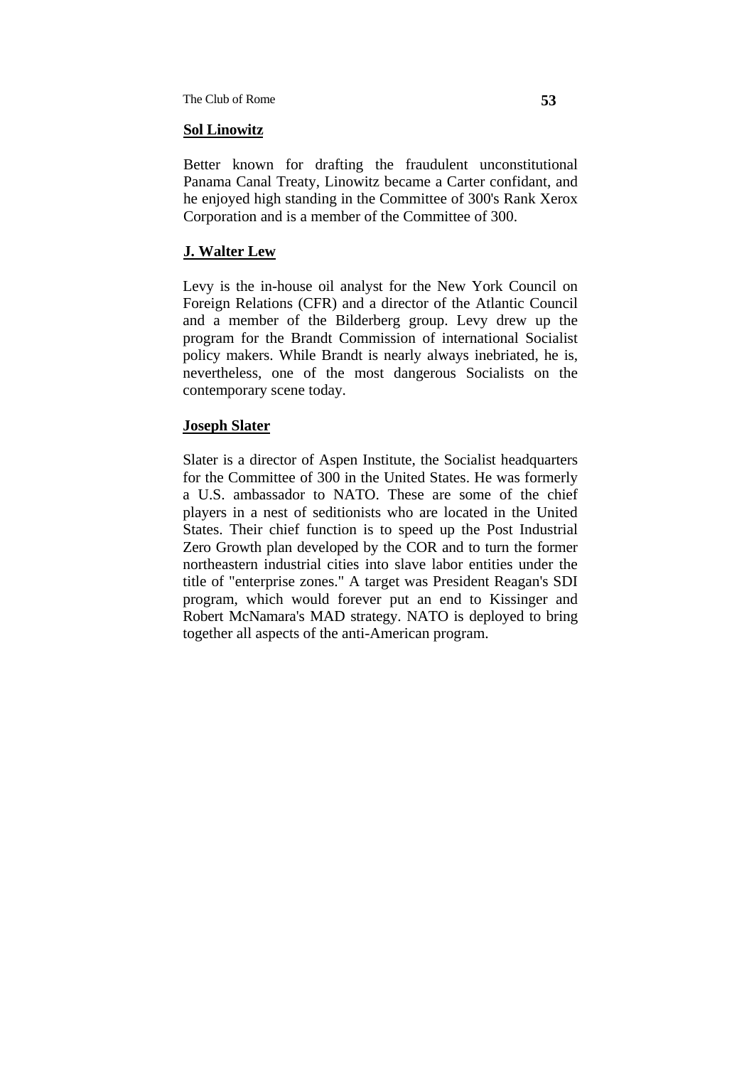**Sol Linowitz**

Better known for drafting the fraudulent unconstitutional Panama Canal Treaty, Linowitz became a Carter confidant, and he enjoyed high standing in the Committee of 300's Rank Xerox Corporation and is a member of the Committee of 300.

**J. Walter Lew**

Levy is the in-house oil analyst for the New York Council on Foreign Relations (CFR) and a director of the Atlantic Council and a member of the Bilderberg group. Levy drew up the program for the Brandt Commission of international Socialist policy makers. While Brandt is nearly always inebriated, he is, nevertheless, one of the most dangerous Socialists on the contemporary scene today.

**Joseph Slater**

Slater is a director of Aspen Institute, the Socialist headquarters for the Committee of 300 in the United States. He was formerly a U.S. ambassador to NATO. These are some of the chief players in a nest of seditionists who are located in the United States. Their chief function is to speed up the Post Industrial Zero Growth plan developed by the COR and to turn the former northeastern industrial cities into slave labor entities under the title of "enterprise zones." A target was President Reagan's SDI program, which would forever put an end to Kissinger and Robert McNamara's MAD strategy. NATO is deployed to bring together all aspects of the anti-American program.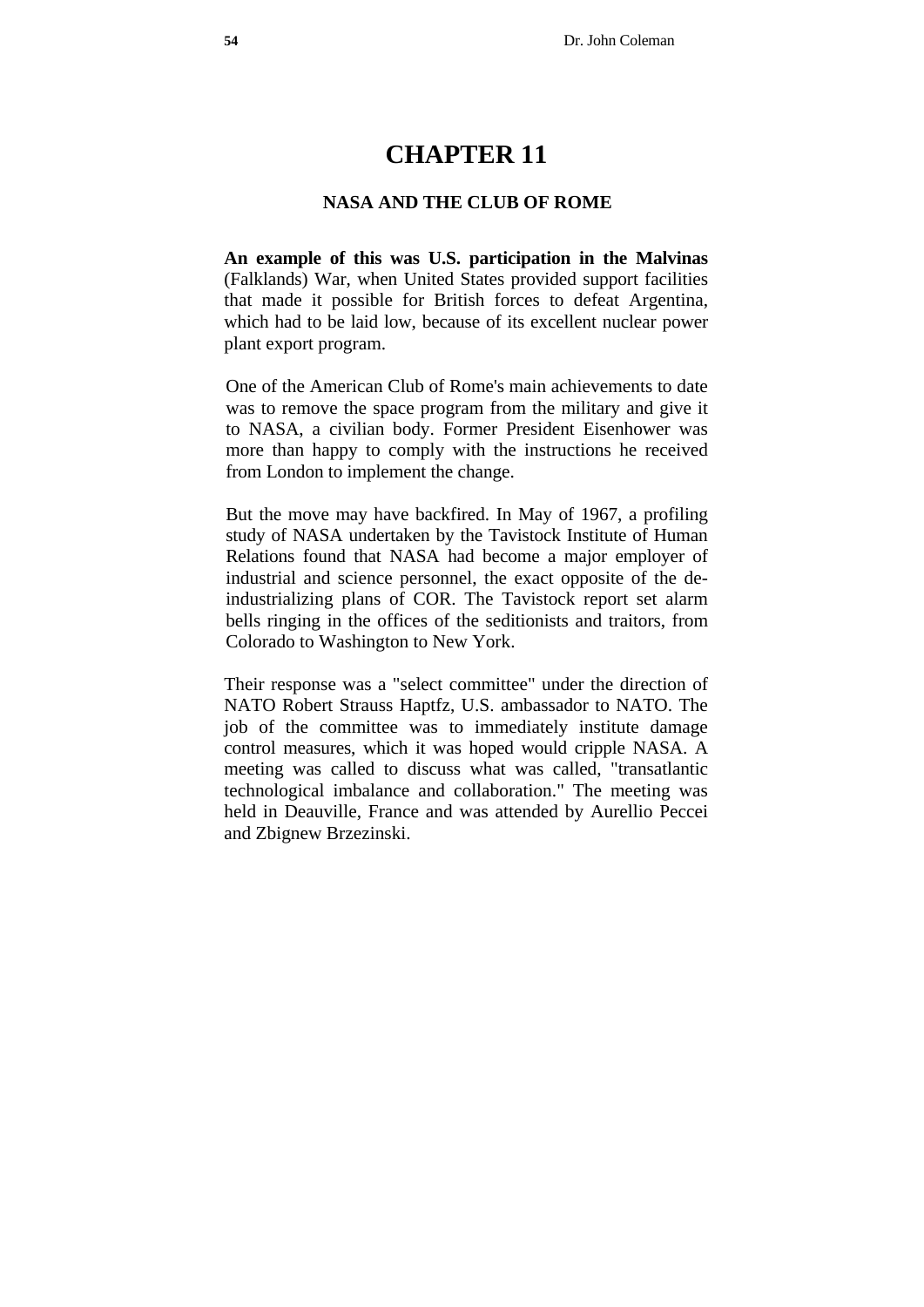# CHAPTER 11

### NASA AND THE CLUB OF ROME

**An example of this was U.S. participation in the Malvinas** (Falklands) War, when United States provided support facilities that made it possible for British forces to defeat Argentina, which had to be laid low, because of its excellent nuclear power plant export program.

One of the American Club of Rome's main achievements to date was to remove the space program from the military and give it to NASA, a civilian body. Former President Eisenhower was more than happy to comply with the instructions he received from London to implement the change.

But the move may have backfired. In May of 1967, a profiling study of NASA undertaken by the Tavistock Institute of Human Relations found that NASA had become a major employer of industrial and science personnel, the exact opposite of the de-industrializing plans of COR. The Tavistock report set alarm bells ringing in the offices of the seditionists and traitors, from Colorado to Washington to New York.

Their response was a "select committee" under the direction of NATO Robert Strauss Haptfz, U.S. ambassador to NATO. The job of the committee was to immediately institute damage control measures, which it was hoped would cripple NASA. A meeting was called to discuss what was called, "transatlantic technological imbalance and collaboration." The meeting was held in Deauville, France and was attended by Aurellio Peccei and Zbignew Brzezinski.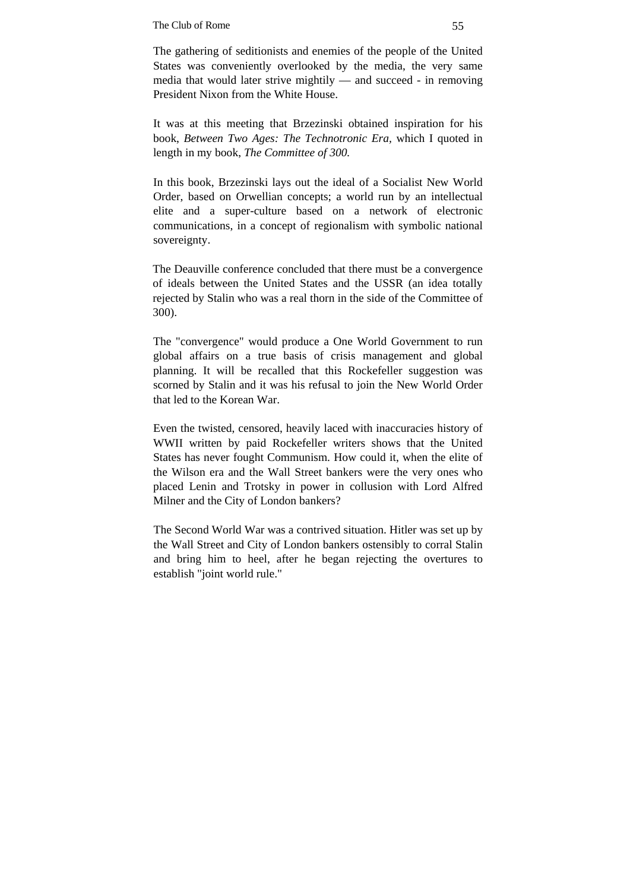The gathering of seditionists and enemies of the people of the United States was conveniently overlooked by the media, the very same media that would later strive mightily — and succeed - in removing President Nixon from the White House.

It was at this meeting that Brzezinski obtained inspiration for his book, *Between Two Ages: The Technotronic Era*, which I quoted in length in my book, *The Committee of 300.*

In this book, Brzezinski lays out the ideal of a Socialist New World Order, based on Orwellian concepts; a world run by an intellectual elite and a super-culture based on a network of electronic communications, in a concept of regionalism with symbolic national sovereignty.

The Deauville conference concluded that there must be a convergence of ideals between the United States and the USSR (an idea totally rejected by Stalin who was a real thorn in the side of the Committee of 300).

The "convergence" would produce a One World Government to run global affairs on a true basis of crisis management and global planning. It will be recalled that this Rockefeller suggestion was scorned by Stalin and it was his refusal to join the New World Order that led to the Korean War.

Even the twisted, censored, heavily laced with inaccuracies history of WWII written by paid Rockefeller writers shows that the United States has never fought Communism. How could it, when the elite of the Wilson era and the Wall Street bankers were the very ones who placed Lenin and Trotsky in power in collusion with Lord Alfred Milner and the City of London bankers?

The Second World War was a contrived situation. Hitler was set up by the Wall Street and City of London bankers ostensibly to corral Stalin and bring him to heel, after he began rejecting the overtures to establish "joint world rule."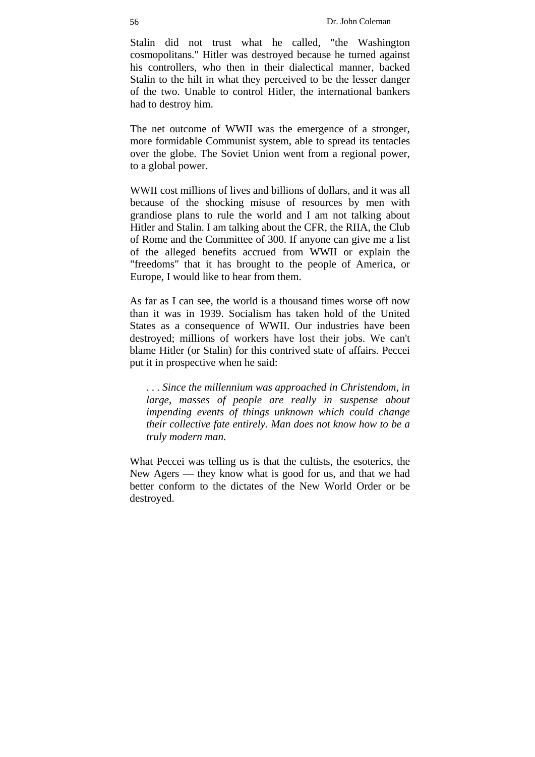Stalin did not trust what he called, "the Washington cosmopolitans." Hitler was destroyed because he turned against his controllers, who then in their dialectical manner, backed Stalin to the hilt in what they perceived to be the lesser danger of the two. Unable to control Hitler, the international bankers had to destroy him.

The net outcome of WWII was the emergence of a stronger, more formidable Communist system, able to spread its tentacles over the globe. The Soviet Union went from a regional power, to a global power.

WWII cost millions of lives and billions of dollars, and it was all because of the shocking misuse of resources by men with grandiose plans to rule the world and I am not talking about Hitler and Stalin. I am talking about the CFR, the RIIA, the Club of Rome and the Committee of 300. If anyone can give me a list of the alleged benefits accrued from WWII or explain the "freedoms" that it has brought to the people of America, or Europe, I would like to hear from them.

As far as I can see, the world is a thousand times worse off now than it was in 1939. Socialism has taken hold of the United States as a consequence of WWII. Our industries have been destroyed; millions of workers have lost their jobs. We can't blame Hitler (or Stalin) for this contrived state of affairs. Peccei put it in prospective when he said:

> . . . *Since the millennium was approached in Christendom, in large, masses of people are really in suspense about impending events of things unknown which could change their collective fate entirely. Man does not know how to be a truly modern man.*

What Peccei was telling us is that the cultists, the esoterics, the New Agers — they know what is good for us, and that we had better conform to the dictates of the New World Order or be destroyed.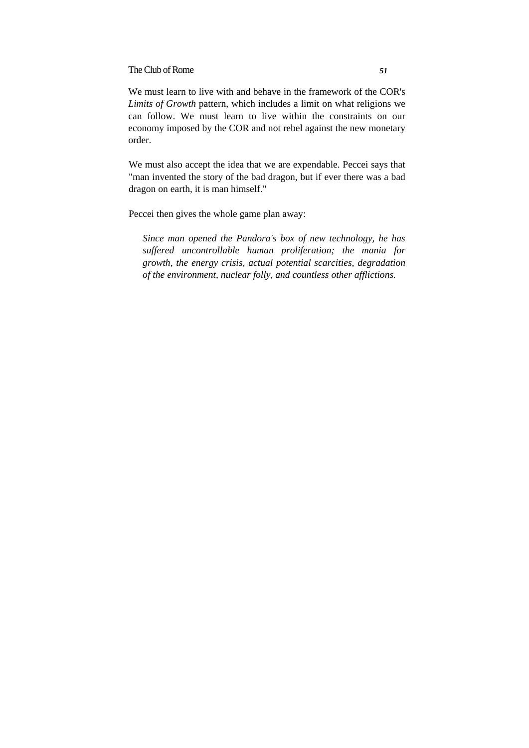We must learn to live with and behave in the framework of the COR's *Limits of Growth* pattern, which includes a limit on what religions we can follow. We must learn to live within the constraints on our economy imposed by the COR and not rebel against the new monetary order.

We must also accept the idea that we are expendable. Peccei says that "man invented the story of the bad dragon, but if ever there was a bad dragon on earth, it is man himself."

Peccei then gives the whole game plan away:

> *Since man opened the Pandora's box of new technology, he has suffered uncontrollable human proliferation; the mania for growth, the energy crisis, actual potential scarcities, degradation of the environment, nuclear folly, and countless other afflictions.*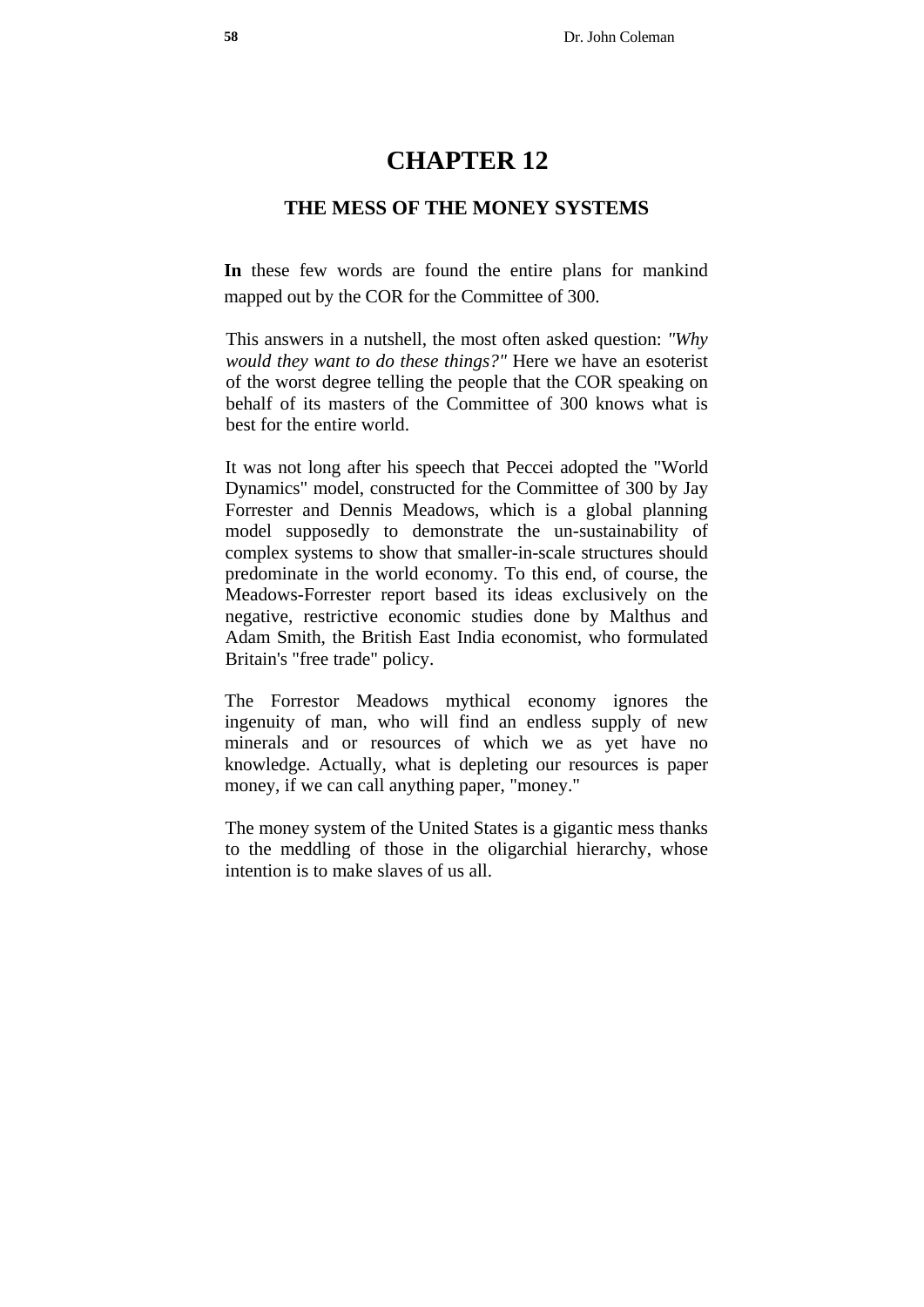# CHAPTER 12

## THE MESS OF THE MONEY SYSTEMS

**In** these few words are found the entire plans for mankind mapped out by the COR for the Committee of 300.

This answers in a nutshell, the most often asked question: *"Why would they want to do these things?"* Here we have an esoterist of the worst degree telling the people that the COR speaking on behalf of its masters of the Committee of 300 knows what is best for the entire world.

It was not long after his speech that Peccei adopted the "World Dynamics" model, constructed for the Committee of 300 by Jay Forrester and Dennis Meadows, which is a global planning model supposedly to demonstrate the un-sustainability of complex systems to show that smaller-in-scale structures should predominate in the world economy. To this end, of course, the Meadows-Forrester report based its ideas exclusively on the negative, restrictive economic studies done by Malthus and Adam Smith, the British East India economist, who formulated Britain's "free trade" policy.

The Forrestor Meadows mythical economy ignores the ingenuity of man, who will find an endless supply of new minerals and or resources of which we as yet have no knowledge. Actually, what is depleting our resources is paper money, if we can call anything paper, "money."

The money system of the United States is a gigantic mess thanks to the meddling of those in the oligarchial hierarchy, whose intention is to make slaves of us all.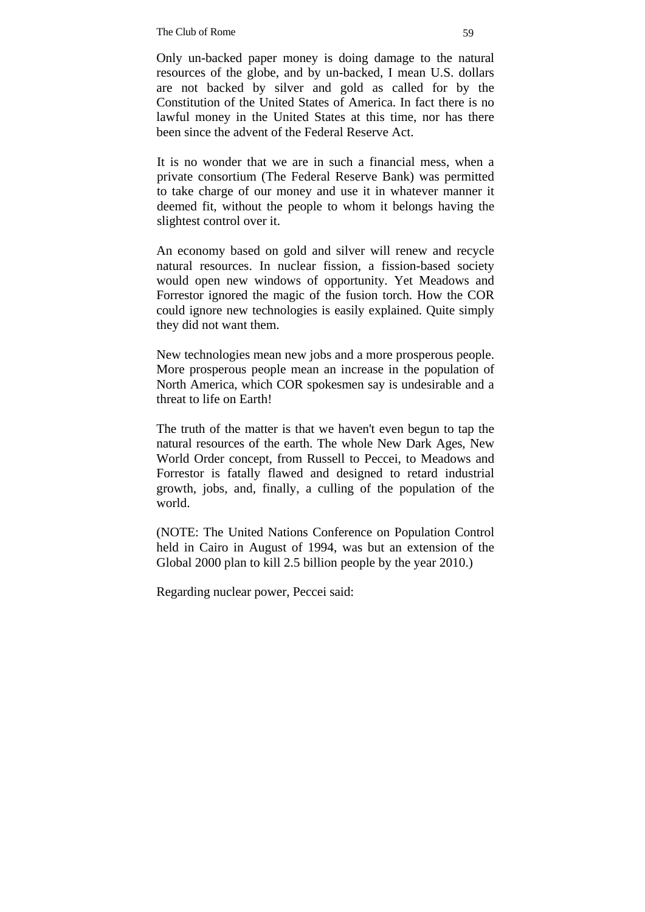Only un-backed paper money is doing damage to the natural resources of the globe, and by un-backed, I mean U.S. dollars are not backed by silver and gold as called for by the Constitution of the United States of America. In fact there is no lawful money in the United States at this time, nor has there been since the advent of the Federal Reserve Act.

It is no wonder that we are in such a financial mess, when a private consortium (The Federal Reserve Bank) was permitted to take charge of our money and use it in whatever manner it deemed fit, without the people to whom it belongs having the slightest control over it.

An economy based on gold and silver will renew and recycle natural resources. In nuclear fission, a fission-based society would open new windows of opportunity. Yet Meadows and Forrestor ignored the magic of the fusion torch. How the COR could ignore new technologies is easily explained. Quite simply they did not want them.

New technologies mean new jobs and a more prosperous people. More prosperous people mean an increase in the population of North America, which COR spokesmen say is undesirable and a threat to life on Earth!

The truth of the matter is that we haven't even begun to tap the natural resources of the earth. The whole New Dark Ages, New World Order concept, from Russell to Peccei, to Meadows and Forrestor is fatally flawed and designed to retard industrial growth, jobs, and, finally, a culling of the population of the world.

(NOTE: The United Nations Conference on Population Control held in Cairo in August of 1994, was but an extension of the Global 2000 plan to kill 2.5 billion people by the year 2010.)

Regarding nuclear power, Peccei said: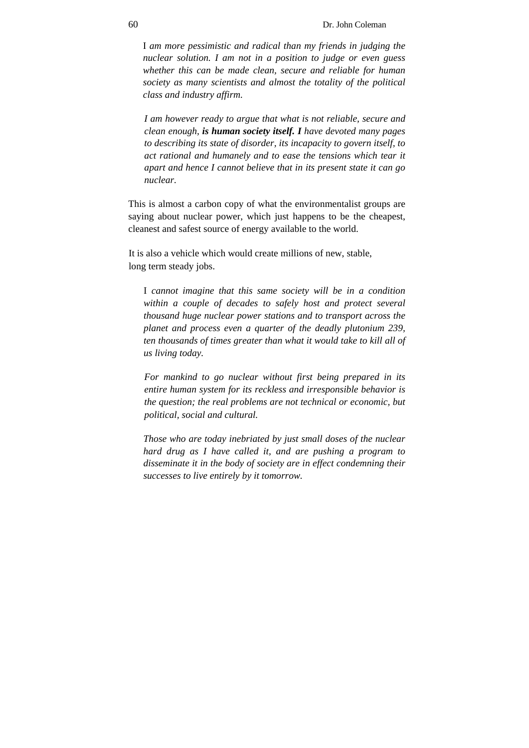I *am more pessimistic and radical than my friends in judging the nuclear solution. I am not in a position to judge or even guess whether this can be made clean, secure and reliable for human society as many scientists and almost the totality of the political class and industry affirm.*

*I am however ready to argue that what is not reliable, secure and clean enough,* ***is human society itself. I*** *have devoted many pages to describing its state of disorder, its incapacity to govern itself, to act rational and humanely and to ease the tensions which tear it apart and hence I cannot believe that in its present state it can go nuclear.*

This is almost a carbon copy of what the environmentalist groups are saying about nuclear power, which just happens to be the cheapest, cleanest and safest source of energy available to the world.

It is also a vehicle which would create millions of new, stable, long term steady jobs.

I *cannot imagine that this same society will be in a condition within a couple of decades to safely host and protect several thousand huge nuclear power stations and to transport across the planet and process even a quarter of the deadly plutonium 239, ten thousands of times greater than what it would take to kill all of us living today.*

*For mankind to go nuclear without first being prepared in its entire human system for its reckless and irresponsible behavior is the question; the real problems are not technical or economic, but political, social and cultural.*

*Those who are today inebriated by just small doses of the nuclear hard drug as I have called it, and are pushing a program to disseminate it in the body of society are in effect condemning their successes to live entirely by it tomorrow.*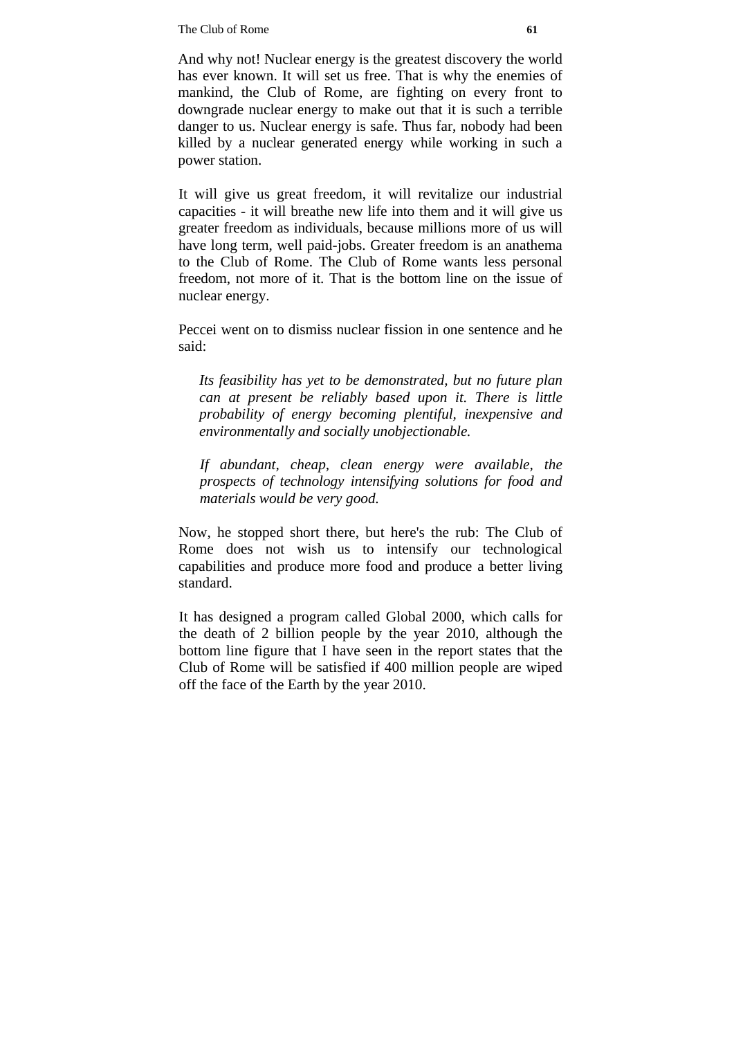And why not! Nuclear energy is the greatest discovery the world has ever known. It will set us free. That is why the enemies of mankind, the Club of Rome, are fighting on every front to downgrade nuclear energy to make out that it is such a terrible danger to us. Nuclear energy is safe. Thus far, nobody had been killed by a nuclear generated energy while working in such a power station.

It will give us great freedom, it will revitalize our industrial capacities - it will breathe new life into them and it will give us greater freedom as individuals, because millions more of us will have long term, well paid-jobs. Greater freedom is an anathema to the Club of Rome. The Club of Rome wants less personal freedom, not more of it. That is the bottom line on the issue of nuclear energy.

Peccei went on to dismiss nuclear fission in one sentence and he said:

> *Its feasibility has yet to be demonstrated, but no future plan can at present be reliably based upon it. There is little probability of energy becoming plentiful, inexpensive and environmentally and socially unobjectionable.*
>
> *If abundant, cheap, clean energy were available, the prospects of technology intensifying solutions for food and materials would be very good.*

Now, he stopped short there, but here's the rub: The Club of Rome does not wish us to intensify our technological capabilities and produce more food and produce a better living standard.

It has designed a program called Global 2000, which calls for the death of 2 billion people by the year 2010, although the bottom line figure that I have seen in the report states that the Club of Rome will be satisfied if 400 million people are wiped off the face of the Earth by the year 2010.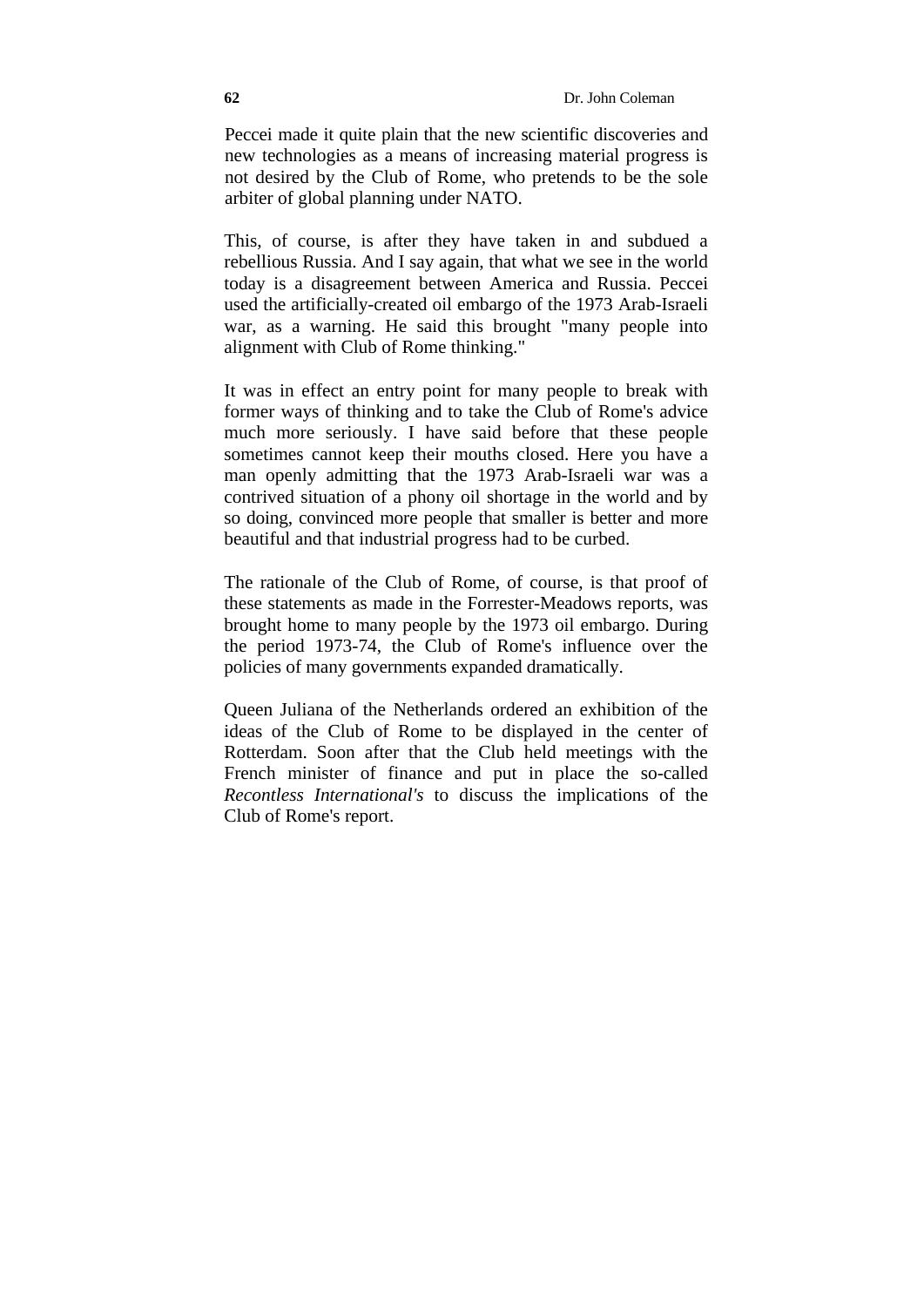Peccei made it quite plain that the new scientific discoveries and new technologies as a means of increasing material progress is not desired by the Club of Rome, who pretends to be the sole arbiter of global planning under NATO.

This, of course, is after they have taken in and subdued a rebellious Russia. And I say again, that what we see in the world today is a disagreement between America and Russia. Peccei used the artificially-created oil embargo of the 1973 Arab-Israeli war, as a warning. He said this brought "many people into alignment with Club of Rome thinking."

It was in effect an entry point for many people to break with former ways of thinking and to take the Club of Rome's advice much more seriously. I have said before that these people sometimes cannot keep their mouths closed. Here you have a man openly admitting that the 1973 Arab-Israeli war was a contrived situation of a phony oil shortage in the world and by so doing, convinced more people that smaller is better and more beautiful and that industrial progress had to be curbed.

The rationale of the Club of Rome, of course, is that proof of these statements as made in the Forrester-Meadows reports, was brought home to many people by the 1973 oil embargo. During the period 1973-74, the Club of Rome's influence over the policies of many governments expanded dramatically.

Queen Juliana of the Netherlands ordered an exhibition of the ideas of the Club of Rome to be displayed in the center of Rotterdam. Soon after that the Club held meetings with the French minister of finance and put in place the so-called *Recontless International's* to discuss the implications of the Club of Rome's report.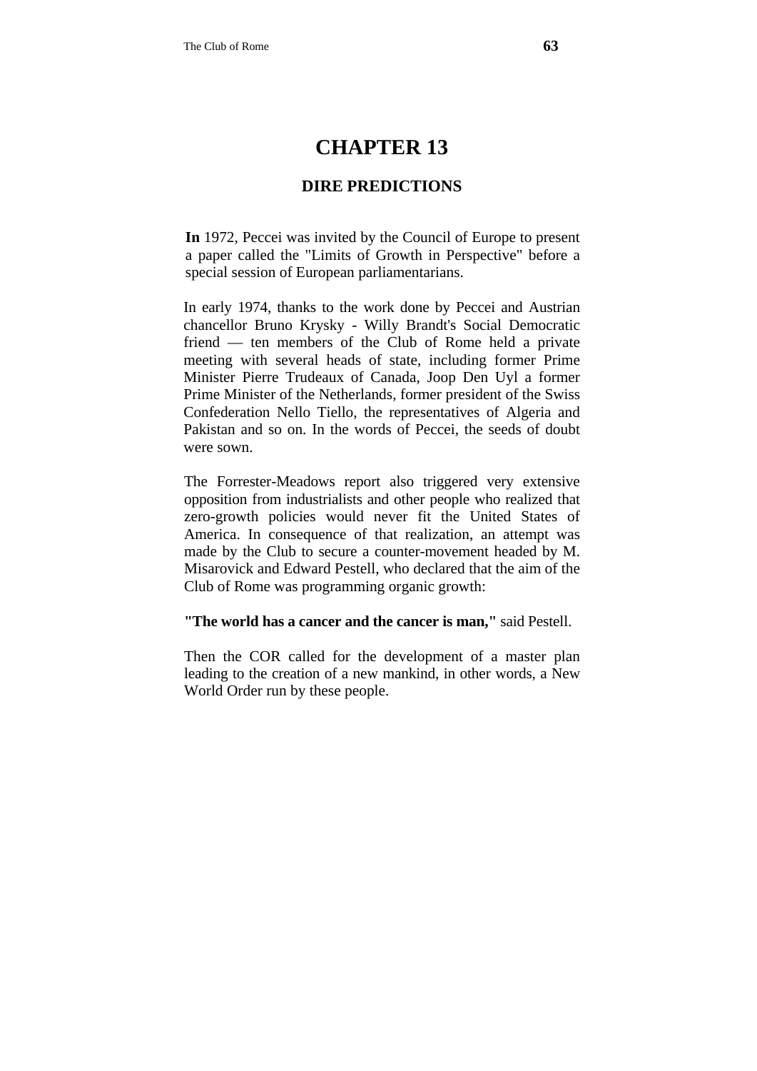# CHAPTER 13

## DIRE PREDICTIONS

**In** 1972, Peccei was invited by the Council of Europe to present a paper called the "Limits of Growth in Perspective" before a special session of European parliamentarians.

In early 1974, thanks to the work done by Peccei and Austrian chancellor Bruno Krysky - Willy Brandt's Social Democratic friend — ten members of the Club of Rome held a private meeting with several heads of state, including former Prime Minister Pierre Trudeaux of Canada, Joop Den Uyl a former Prime Minister of the Netherlands, former president of the Swiss Confederation Nello Tiello, the representatives of Algeria and Pakistan and so on. In the words of Peccei, the seeds of doubt were sown.

The Forrester-Meadows report also triggered very extensive opposition from industrialists and other people who realized that zero-growth policies would never fit the United States of America. In consequence of that realization, an attempt was made by the Club to secure a counter-movement headed by M. Misarovick and Edward Pestell, who declared that the aim of the Club of Rome was programming organic growth:

**"The world has a cancer and the cancer is man,"** said Pestell.

Then the COR called for the development of a master plan leading to the creation of a new mankind, in other words, a New World Order run by these people.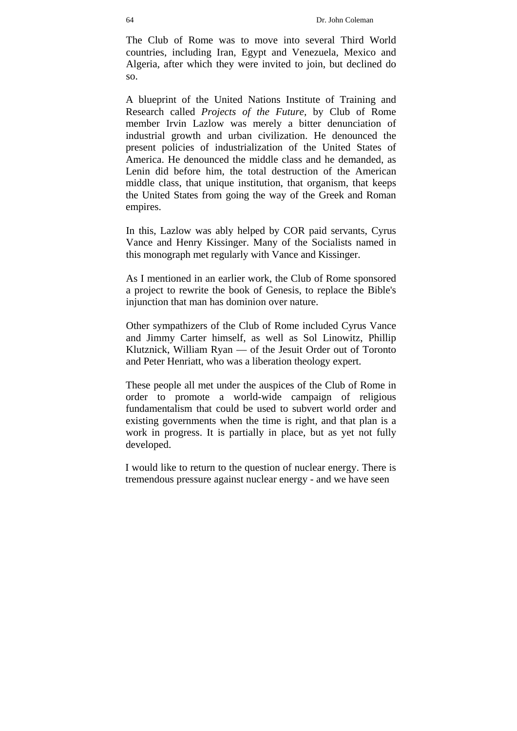The Club of Rome was to move into several Third World countries, including Iran, Egypt and Venezuela, Mexico and Algeria, after which they were invited to join, but declined do so.

A blueprint of the United Nations Institute of Training and Research called *Projects of the Future*, by Club of Rome member Irvin Lazlow was merely a bitter denunciation of industrial growth and urban civilization. He denounced the present policies of industrialization of the United States of America. He denounced the middle class and he demanded, as Lenin did before him, the total destruction of the American middle class, that unique institution, that organism, that keeps the United States from going the way of the Greek and Roman empires.

In this, Lazlow was ably helped by COR paid servants, Cyrus Vance and Henry Kissinger. Many of the Socialists named in this monograph met regularly with Vance and Kissinger.

As I mentioned in an earlier work, the Club of Rome sponsored a project to rewrite the book of Genesis, to replace the Bible's injunction that man has dominion over nature.

Other sympathizers of the Club of Rome included Cyrus Vance and Jimmy Carter himself, as well as Sol Linowitz, Phillip Klutznick, William Ryan — of the Jesuit Order out of Toronto and Peter Henriatt, who was a liberation theology expert.

These people all met under the auspices of the Club of Rome in order to promote a world-wide campaign of religious fundamentalism that could be used to subvert world order and existing governments when the time is right, and that plan is a work in progress. It is partially in place, but as yet not fully developed.

I would like to return to the question of nuclear energy. There is tremendous pressure against nuclear energy - and we have seen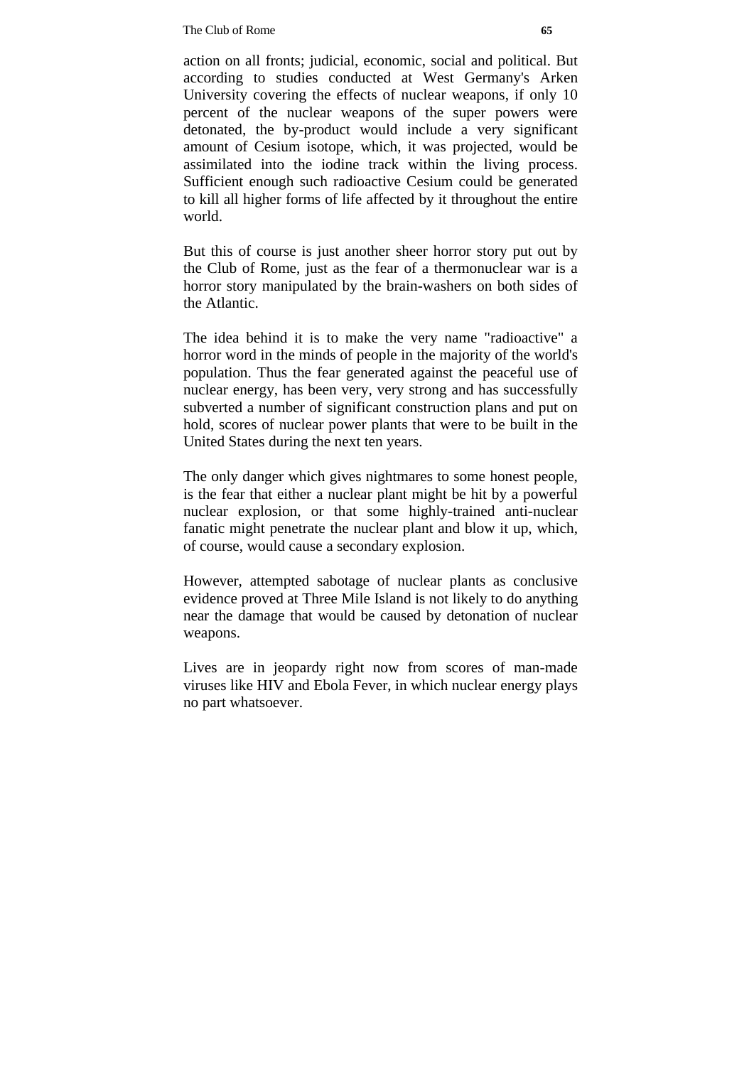action on all fronts; judicial, economic, social and political. But according to studies conducted at West Germany's Arken University covering the effects of nuclear weapons, if only 10 percent of the nuclear weapons of the super powers were detonated, the by-product would include a very significant amount of Cesium isotope, which, it was projected, would be assimilated into the iodine track within the living process. Sufficient enough such radioactive Cesium could be generated to kill all higher forms of life affected by it throughout the entire world.

But this of course is just another sheer horror story put out by the Club of Rome, just as the fear of a thermonuclear war is a horror story manipulated by the brain-washers on both sides of the Atlantic.

The idea behind it is to make the very name "radioactive" a horror word in the minds of people in the majority of the world's population. Thus the fear generated against the peaceful use of nuclear energy, has been very, very strong and has successfully subverted a number of significant construction plans and put on hold, scores of nuclear power plants that were to be built in the United States during the next ten years.

The only danger which gives nightmares to some honest people, is the fear that either a nuclear plant might be hit by a powerful nuclear explosion, or that some highly-trained anti-nuclear fanatic might penetrate the nuclear plant and blow it up, which, of course, would cause a secondary explosion.

However, attempted sabotage of nuclear plants as conclusive evidence proved at Three Mile Island is not likely to do anything near the damage that would be caused by detonation of nuclear weapons.

Lives are in jeopardy right now from scores of man-made viruses like HIV and Ebola Fever, in which nuclear energy plays no part whatsoever.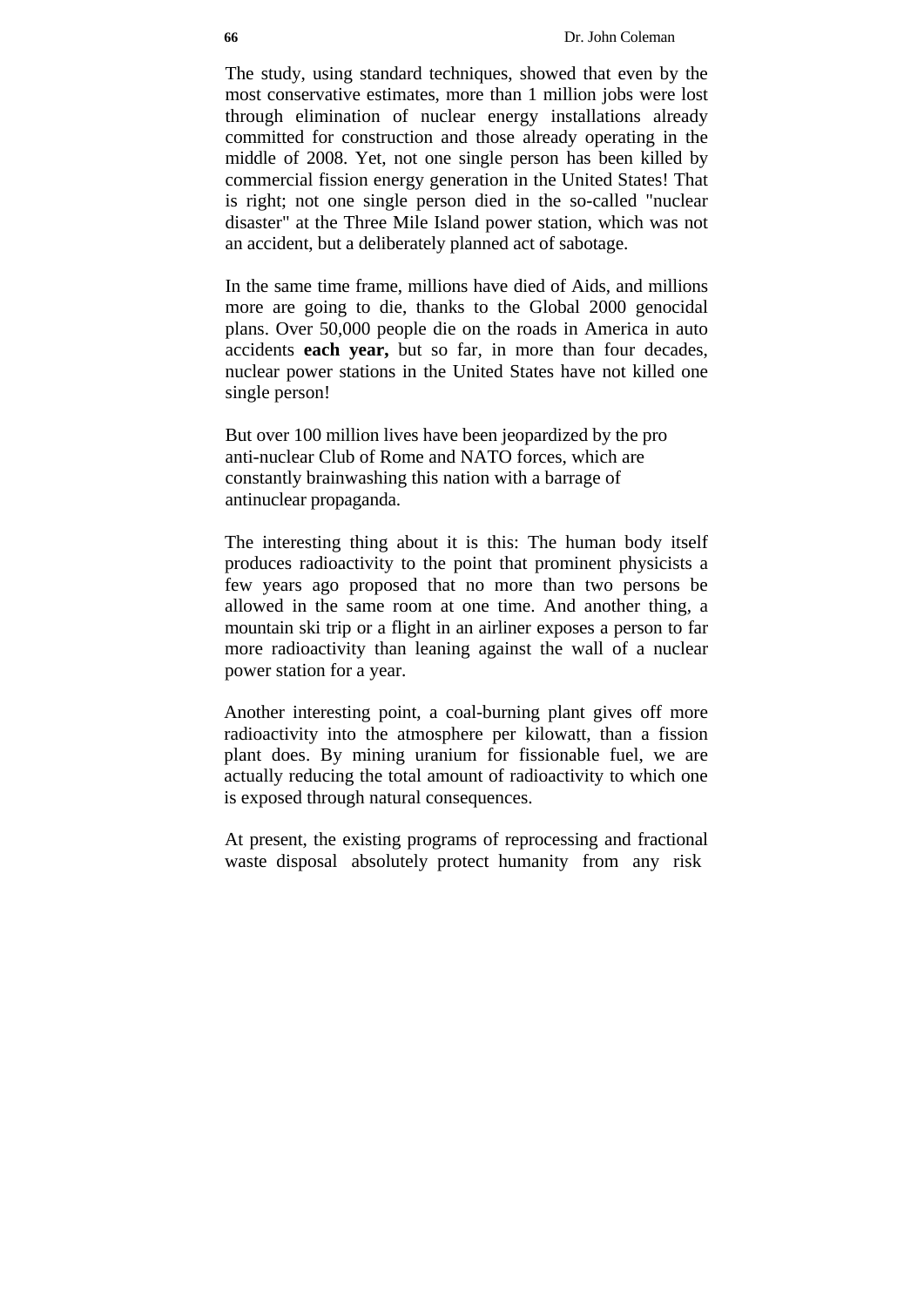The study, using standard techniques, showed that even by the most conservative estimates, more than 1 million jobs were lost through elimination of nuclear energy installations already committed for construction and those already operating in the middle of 2008. Yet, not one single person has been killed by commercial fission energy generation in the United States! That is right; not one single person died in the so-called "nuclear disaster" at the Three Mile Island power station, which was not an accident, but a deliberately planned act of sabotage.

In the same time frame, millions have died of Aids, and millions more are going to die, thanks to the Global 2000 genocidal plans. Over 50,000 people die on the roads in America in auto accidents **each year,** but so far, in more than four decades, nuclear power stations in the United States have not killed one single person!

But over 100 million lives have been jeopardized by the pro anti-nuclear Club of Rome and NATO forces, which are constantly brainwashing this nation with a barrage of antinuclear propaganda.

The interesting thing about it is this: The human body itself produces radioactivity to the point that prominent physicists a few years ago proposed that no more than two persons be allowed in the same room at one time. And another thing, a mountain ski trip or a flight in an airliner exposes a person to far more radioactivity than leaning against the wall of a nuclear power station for a year.

Another interesting point, a coal-burning plant gives off more radioactivity into the atmosphere per kilowatt, than a fission plant does. By mining uranium for fissionable fuel, we are actually reducing the total amount of radioactivity to which one is exposed through natural consequences.

At present, the existing programs of reprocessing and fractional waste disposal absolutely protect humanity from any risk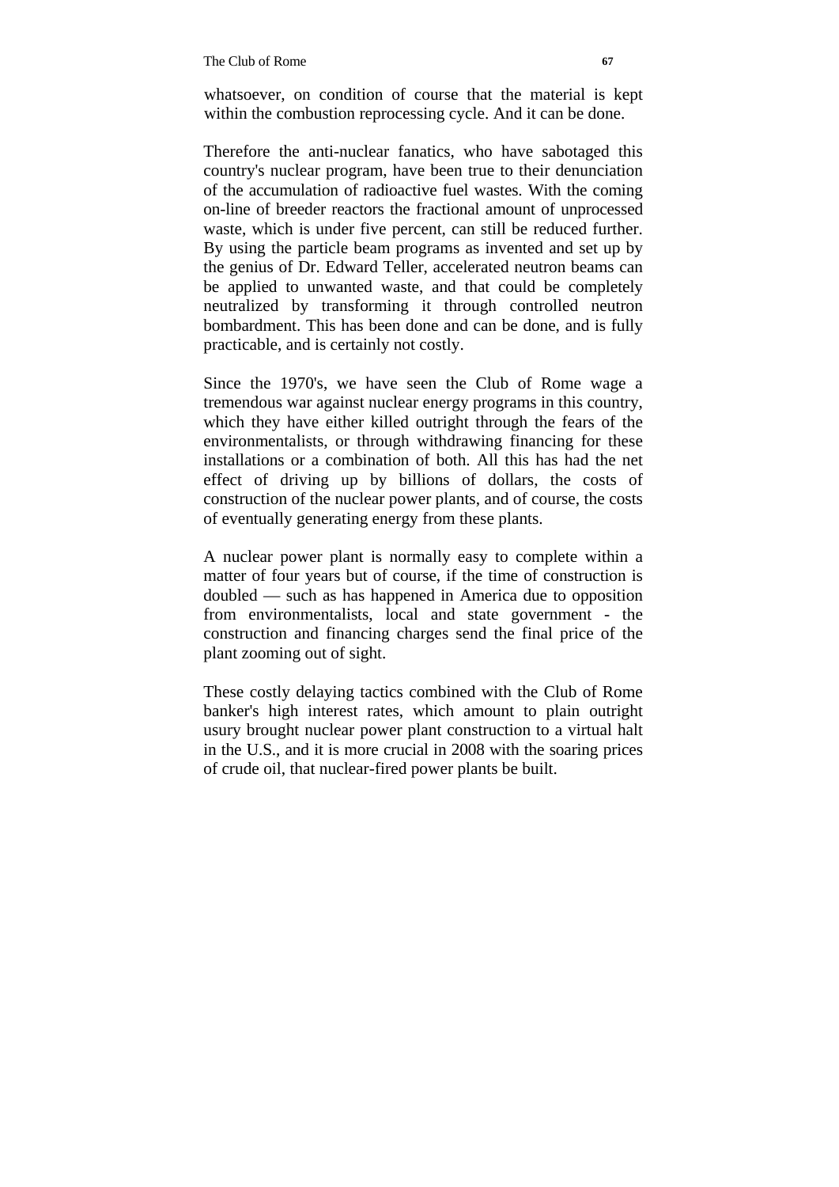whatsoever, on condition of course that the material is kept within the combustion reprocessing cycle. And it can be done.

Therefore the anti-nuclear fanatics, who have sabotaged this country's nuclear program, have been true to their denunciation of the accumulation of radioactive fuel wastes. With the coming on-line of breeder reactors the fractional amount of unprocessed waste, which is under five percent, can still be reduced further. By using the particle beam programs as invented and set up by the genius of Dr. Edward Teller, accelerated neutron beams can be applied to unwanted waste, and that could be completely neutralized by transforming it through controlled neutron bombardment. This has been done and can be done, and is fully practicable, and is certainly not costly.

Since the 1970's, we have seen the Club of Rome wage a tremendous war against nuclear energy programs in this country, which they have either killed outright through the fears of the environmentalists, or through withdrawing financing for these installations or a combination of both. All this has had the net effect of driving up by billions of dollars, the costs of construction of the nuclear power plants, and of course, the costs of eventually generating energy from these plants.

A nuclear power plant is normally easy to complete within a matter of four years but of course, if the time of construction is doubled — such as has happened in America due to opposition from environmentalists, local and state government - the construction and financing charges send the final price of the plant zooming out of sight.

These costly delaying tactics combined with the Club of Rome banker's high interest rates, which amount to plain outright usury brought nuclear power plant construction to a virtual halt in the U.S., and it is more crucial in 2008 with the soaring prices of crude oil, that nuclear-fired power plants be built.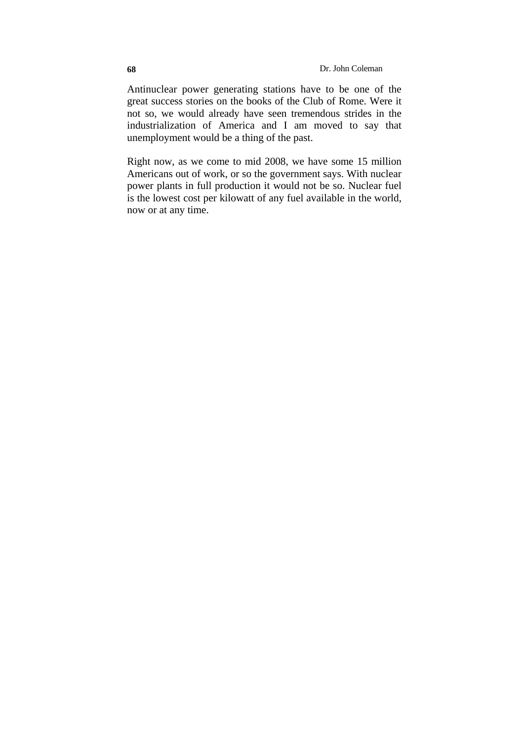Antinuclear power generating stations have to be one of the great success stories on the books of the Club of Rome. Were it not so, we would already have seen tremendous strides in the industrialization of America and I am moved to say that unemployment would be a thing of the past.

Right now, as we come to mid 2008, we have some 15 million Americans out of work, or so the government says. With nuclear power plants in full production it would not be so. Nuclear fuel is the lowest cost per kilowatt of any fuel available in the world, now or at any time.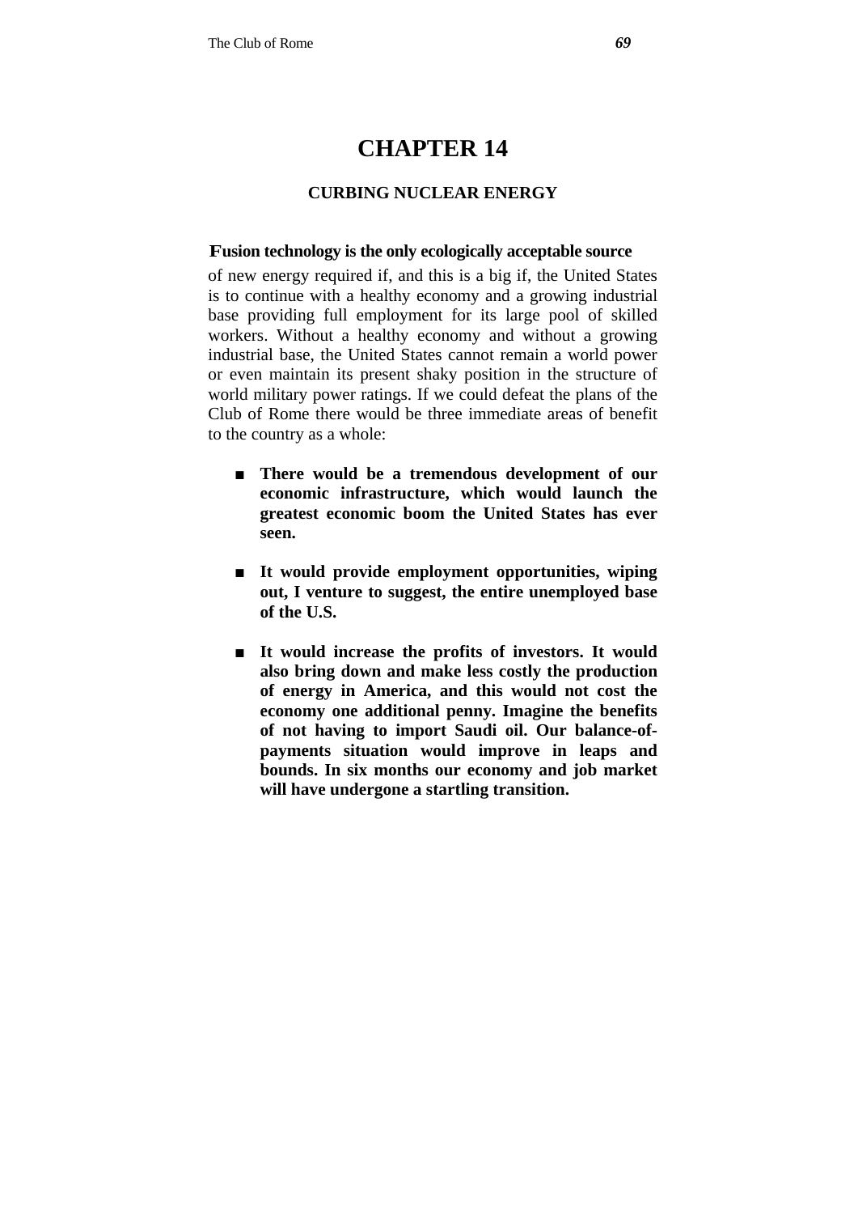# CHAPTER 14

## CURBING NUCLEAR ENERGY

**Fusion technology is the only ecologically acceptable source** of new energy required if, and this is a big if, the United States is to continue with a healthy economy and a growing industrial base providing full employment for its large pool of skilled workers. Without a healthy economy and without a growing industrial base, the United States cannot remain a world power or even maintain its present shaky position in the structure of world military power ratings. If we could defeat the plans of the Club of Rome there would be three immediate areas of benefit to the country as a whole:

- **There would be a tremendous development of our economic infrastructure, which would launch the greatest economic boom the United States has ever seen.**

- **It would provide employment opportunities, wiping out, I venture to suggest, the entire unemployed base of the U.S.**

- **It would increase the profits of investors. It would also bring down and make less costly the production of energy in America, and this would not cost the economy one additional penny. Imagine the benefits of not having to import Saudi oil. Our balance-of-payments situation would improve in leaps and bounds. In six months our economy and job market will have undergone a startling transition.**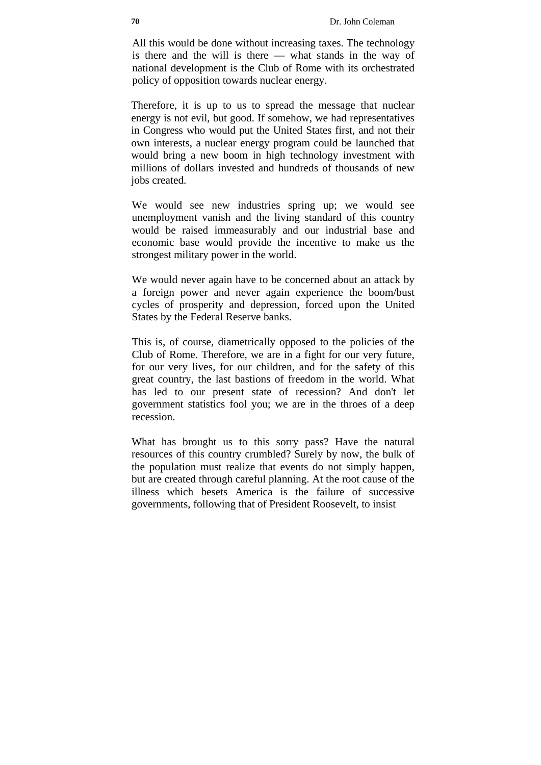All this would be done without increasing taxes. The technology is there and the will is there — what stands in the way of national development is the Club of Rome with its orchestrated policy of opposition towards nuclear energy.

Therefore, it is up to us to spread the message that nuclear energy is not evil, but good. If somehow, we had representatives in Congress who would put the United States first, and not their own interests, a nuclear energy program could be launched that would bring a new boom in high technology investment with millions of dollars invested and hundreds of thousands of new jobs created.

We would see new industries spring up; we would see unemployment vanish and the living standard of this country would be raised immeasurably and our industrial base and economic base would provide the incentive to make us the strongest military power in the world.

We would never again have to be concerned about an attack by a foreign power and never again experience the boom/bust cycles of prosperity and depression, forced upon the United States by the Federal Reserve banks.

This is, of course, diametrically opposed to the policies of the Club of Rome. Therefore, we are in a fight for our very future, for our very lives, for our children, and for the safety of this great country, the last bastions of freedom in the world. What has led to our present state of recession? And don't let government statistics fool you; we are in the throes of a deep recession.

What has brought us to this sorry pass? Have the natural resources of this country crumbled? Surely by now, the bulk of the population must realize that events do not simply happen, but are created through careful planning. At the root cause of the illness which besets America is the failure of successive governments, following that of President Roosevelt, to insist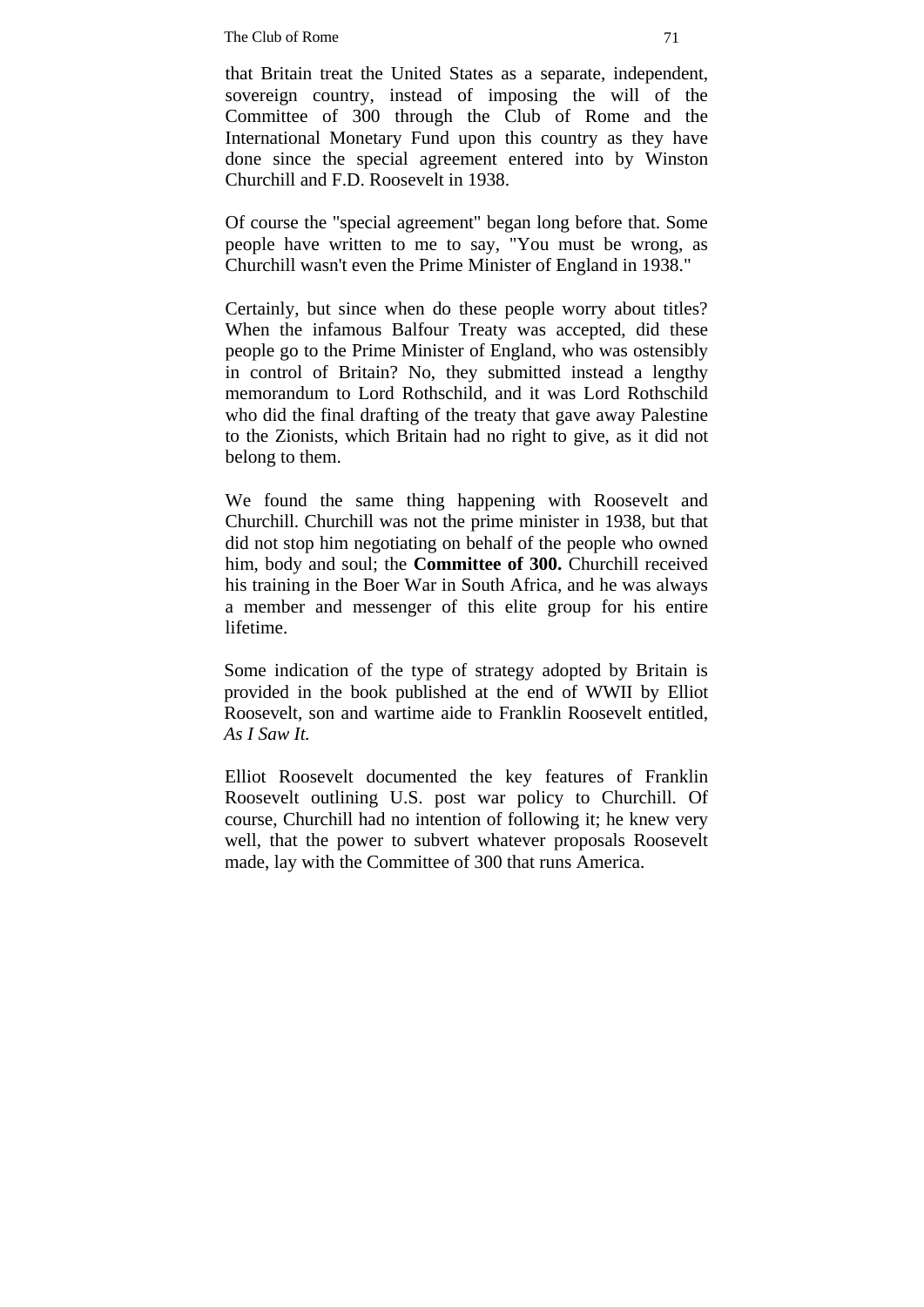that Britain treat the United States as a separate, independent, sovereign country, instead of imposing the will of the Committee of 300 through the Club of Rome and the International Monetary Fund upon this country as they have done since the special agreement entered into by Winston Churchill and F.D. Roosevelt in 1938.

Of course the "special agreement" began long before that. Some people have written to me to say, "You must be wrong, as Churchill wasn't even the Prime Minister of England in 1938."

Certainly, but since when do these people worry about titles? When the infamous Balfour Treaty was accepted, did these people go to the Prime Minister of England, who was ostensibly in control of Britain? No, they submitted instead a lengthy memorandum to Lord Rothschild, and it was Lord Rothschild who did the final drafting of the treaty that gave away Palestine to the Zionists, which Britain had no right to give, as it did not belong to them.

We found the same thing happening with Roosevelt and Churchill. Churchill was not the prime minister in 1938, but that did not stop him negotiating on behalf of the people who owned him, body and soul; the **Committee of 300.** Churchill received his training in the Boer War in South Africa, and he was always a member and messenger of this elite group for his entire lifetime.

Some indication of the type of strategy adopted by Britain is provided in the book published at the end of WWII by Elliot Roosevelt, son and wartime aide to Franklin Roosevelt entitled, *As I Saw It.*

Elliot Roosevelt documented the key features of Franklin Roosevelt outlining U.S. post war policy to Churchill. Of course, Churchill had no intention of following it; he knew very well, that the power to subvert whatever proposals Roosevelt made, lay with the Committee of 300 that runs America.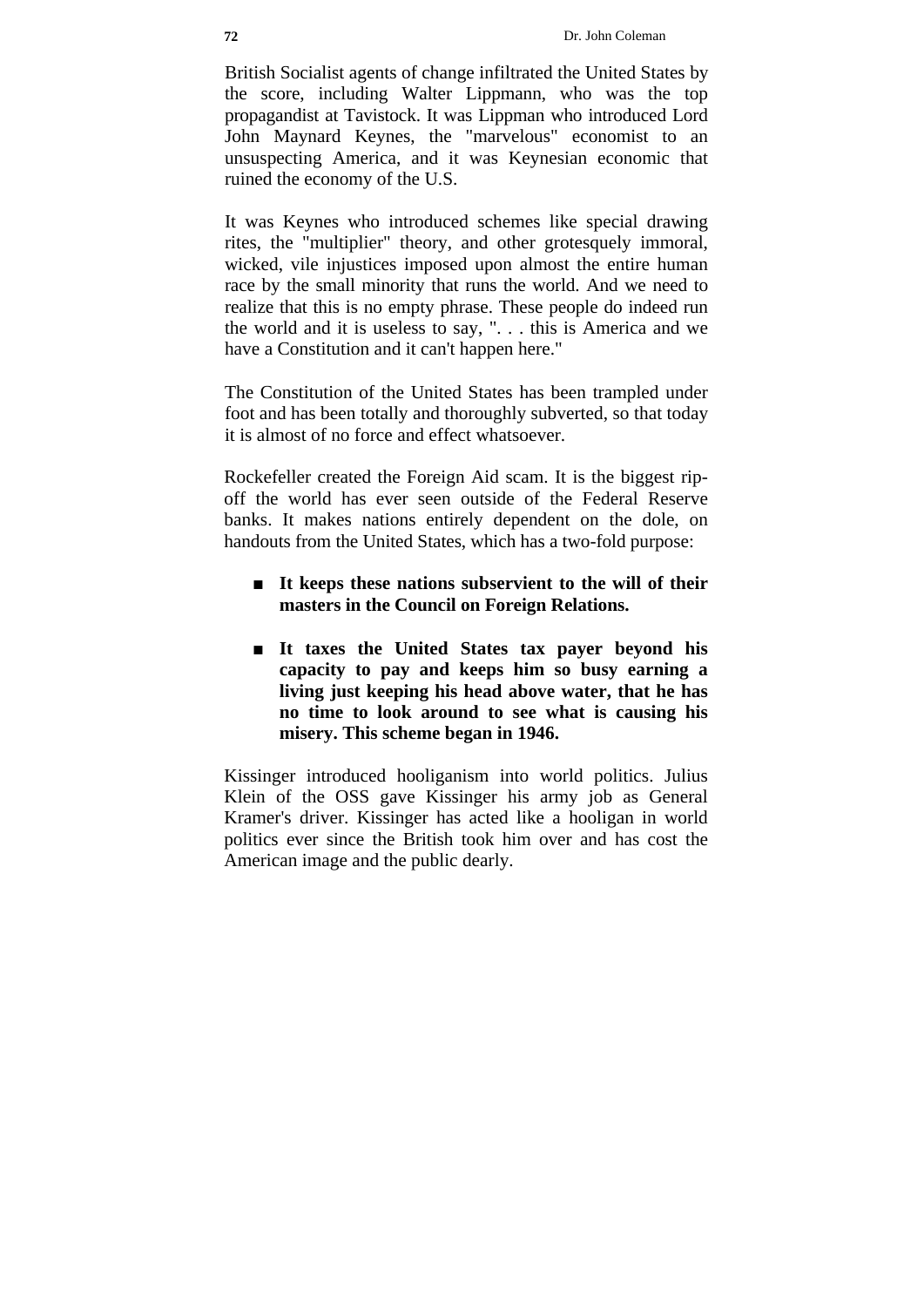British Socialist agents of change infiltrated the United States by the score, including Walter Lippmann, who was the top propagandist at Tavistock. It was Lippman who introduced Lord John Maynard Keynes, the "marvelous" economist to an unsuspecting America, and it was Keynesian economic that ruined the economy of the U.S.

It was Keynes who introduced schemes like special drawing rites, the "multiplier" theory, and other grotesquely immoral, wicked, vile injustices imposed upon almost the entire human race by the small minority that runs the world. And we need to realize that this is no empty phrase. These people do indeed run the world and it is useless to say, ". . . this is America and we have a Constitution and it can't happen here."

The Constitution of the United States has been trampled under foot and has been totally and thoroughly subverted, so that today it is almost of no force and effect whatsoever.

Rockefeller created the Foreign Aid scam. It is the biggest rip-off the world has ever seen outside of the Federal Reserve banks. It makes nations entirely dependent on the dole, on handouts from the United States, which has a two-fold purpose:

- **It keeps these nations subservient to the will of their masters in the Council on Foreign Relations.**

- **It taxes the United States tax payer beyond his capacity to pay and keeps him so busy earning a living just keeping his head above water, that he has no time to look around to see what is causing his misery. This scheme began in 1946.**

Kissinger introduced hooliganism into world politics. Julius Klein of the OSS gave Kissinger his army job as General Kramer's driver. Kissinger has acted like a hooligan in world politics ever since the British took him over and has cost the American image and the public dearly.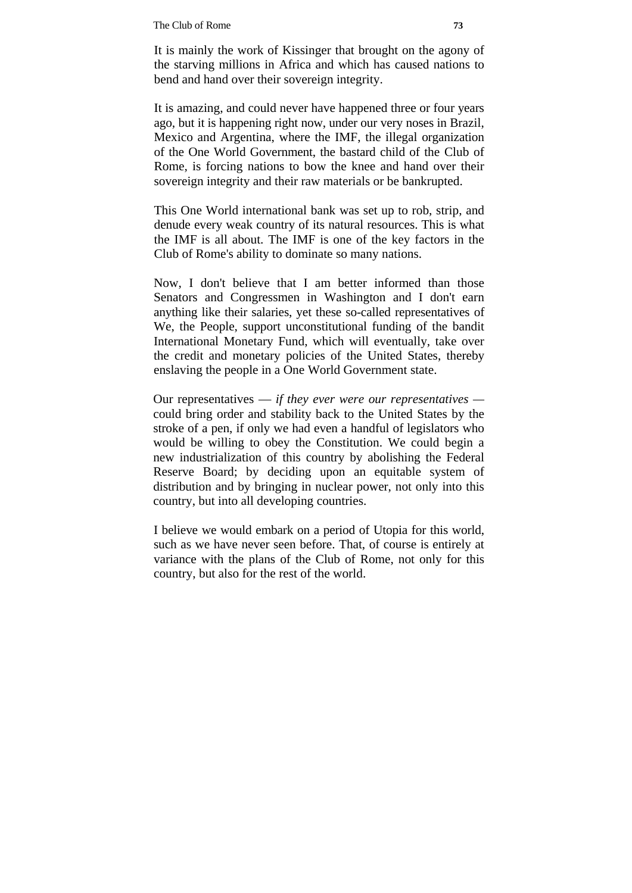It is mainly the work of Kissinger that brought on the agony of the starving millions in Africa and which has caused nations to bend and hand over their sovereign integrity.

It is amazing, and could never have happened three or four years ago, but it is happening right now, under our very noses in Brazil, Mexico and Argentina, where the IMF, the illegal organization of the One World Government, the bastard child of the Club of Rome, is forcing nations to bow the knee and hand over their sovereign integrity and their raw materials or be bankrupted.

This One World international bank was set up to rob, strip, and denude every weak country of its natural resources. This is what the IMF is all about. The IMF is one of the key factors in the Club of Rome's ability to dominate so many nations.

Now, I don't believe that I am better informed than those Senators and Congressmen in Washington and I don't earn anything like their salaries, yet these so-called representatives of We, the People, support unconstitutional funding of the bandit International Monetary Fund, which will eventually, take over the credit and monetary policies of the United States, thereby enslaving the people in a One World Government state.

Our representatives — *if they ever were our representatives* — could bring order and stability back to the United States by the stroke of a pen, if only we had even a handful of legislators who would be willing to obey the Constitution. We could begin a new industrialization of this country by abolishing the Federal Reserve Board; by deciding upon an equitable system of distribution and by bringing in nuclear power, not only into this country, but into all developing countries.

I believe we would embark on a period of Utopia for this world, such as we have never seen before. That, of course is entirely at variance with the plans of the Club of Rome, not only for this country, but also for the rest of the world.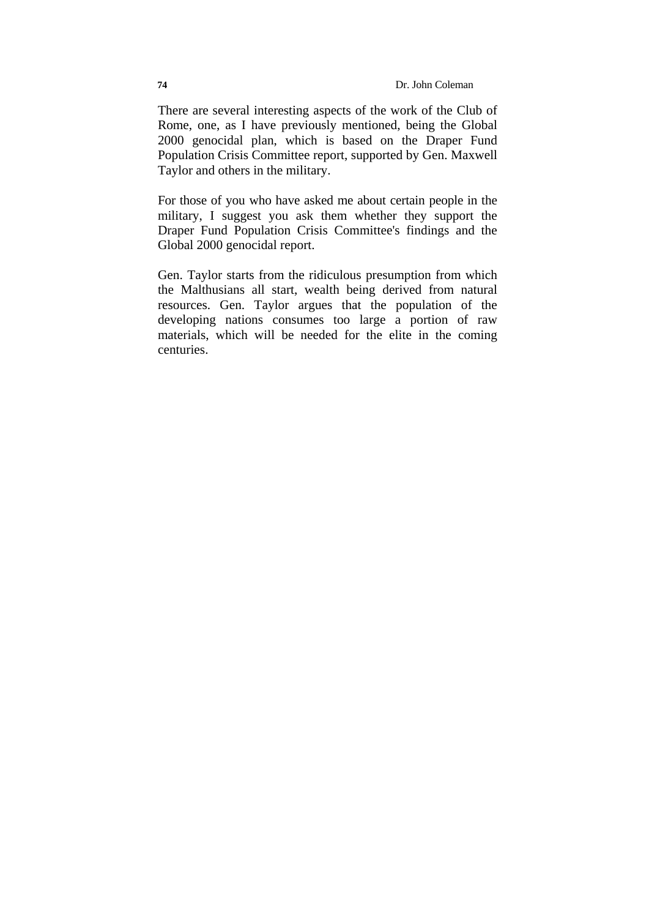There are several interesting aspects of the work of the Club of Rome, one, as I have previously mentioned, being the Global 2000 genocidal plan, which is based on the Draper Fund Population Crisis Committee report, supported by Gen. Maxwell Taylor and others in the military.

For those of you who have asked me about certain people in the military, I suggest you ask them whether they support the Draper Fund Population Crisis Committee's findings and the Global 2000 genocidal report.

Gen. Taylor starts from the ridiculous presumption from which the Malthusians all start, wealth being derived from natural resources. Gen. Taylor argues that the population of the developing nations consumes too large a portion of raw materials, which will be needed for the elite in the coming centuries.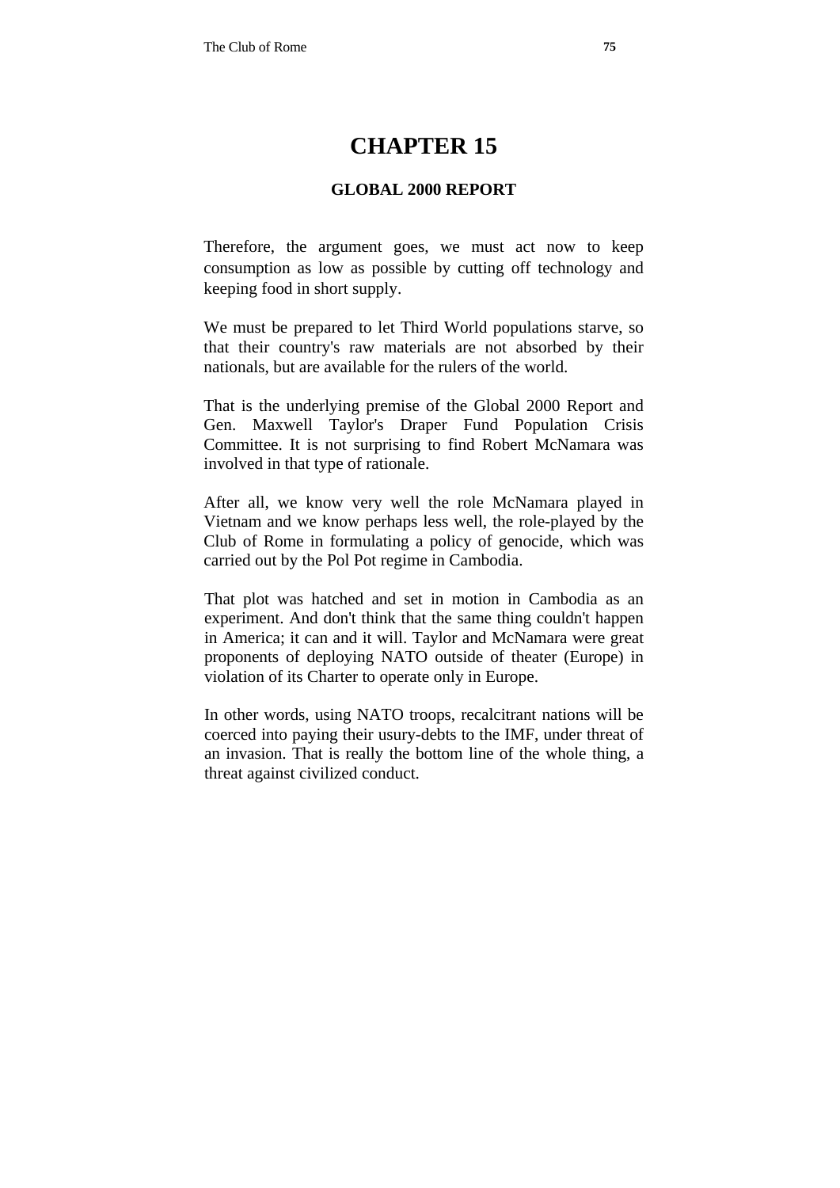# CHAPTER 15

## GLOBAL 2000 REPORT

Therefore, the argument goes, we must act now to keep consumption as low as possible by cutting off technology and keeping food in short supply.

We must be prepared to let Third World populations starve, so that their country's raw materials are not absorbed by their nationals, but are available for the rulers of the world.

That is the underlying premise of the Global 2000 Report and Gen. Maxwell Taylor's Draper Fund Population Crisis Committee. It is not surprising to find Robert McNamara was involved in that type of rationale.

After all, we know very well the role McNamara played in Vietnam and we know perhaps less well, the role-played by the Club of Rome in formulating a policy of genocide, which was carried out by the Pol Pot regime in Cambodia.

That plot was hatched and set in motion in Cambodia as an experiment. And don't think that the same thing couldn't happen in America; it can and it will. Taylor and McNamara were great proponents of deploying NATO outside of theater (Europe) in violation of its Charter to operate only in Europe.

In other words, using NATO troops, recalcitrant nations will be coerced into paying their usury-debts to the IMF, under threat of an invasion. That is really the bottom line of the whole thing, a threat against civilized conduct.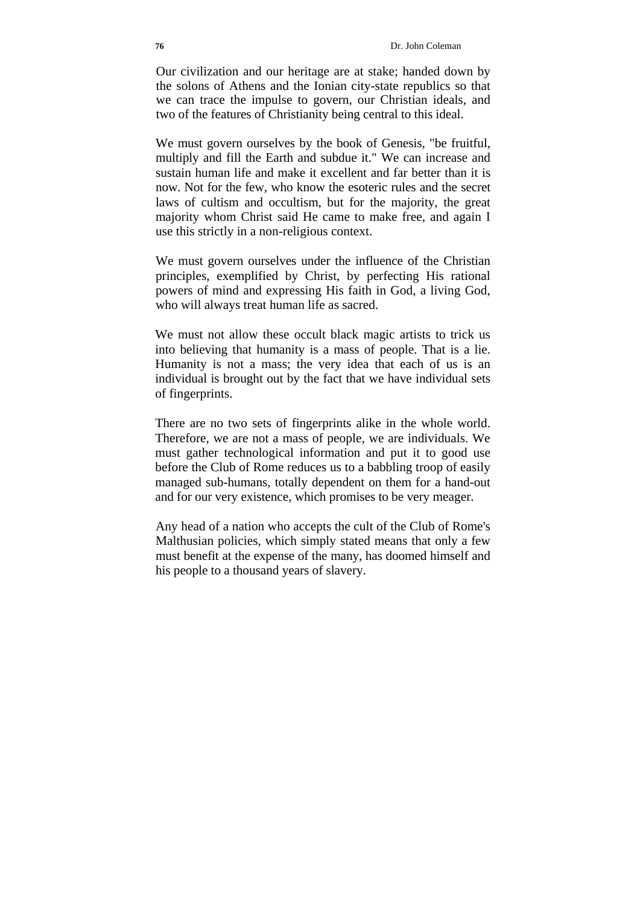Our civilization and our heritage are at stake; handed down by the solons of Athens and the Ionian city-state republics so that we can trace the impulse to govern, our Christian ideals, and two of the features of Christianity being central to this ideal.

We must govern ourselves by the book of Genesis, "be fruitful, multiply and fill the Earth and subdue it." We can increase and sustain human life and make it excellent and far better than it is now. Not for the few, who know the esoteric rules and the secret laws of cultism and occultism, but for the majority, the great majority whom Christ said He came to make free, and again I use this strictly in a non-religious context.

We must govern ourselves under the influence of the Christian principles, exemplified by Christ, by perfecting His rational powers of mind and expressing His faith in God, a living God, who will always treat human life as sacred.

We must not allow these occult black magic artists to trick us into believing that humanity is a mass of people. That is a lie. Humanity is not a mass; the very idea that each of us is an individual is brought out by the fact that we have individual sets of fingerprints.

There are no two sets of fingerprints alike in the whole world. Therefore, we are not a mass of people, we are individuals. We must gather technological information and put it to good use before the Club of Rome reduces us to a babbling troop of easily managed sub-humans, totally dependent on them for a hand-out and for our very existence, which promises to be very meager.

Any head of a nation who accepts the cult of the Club of Rome's Malthusian policies, which simply stated means that only a few must benefit at the expense of the many, has doomed himself and his people to a thousand years of slavery.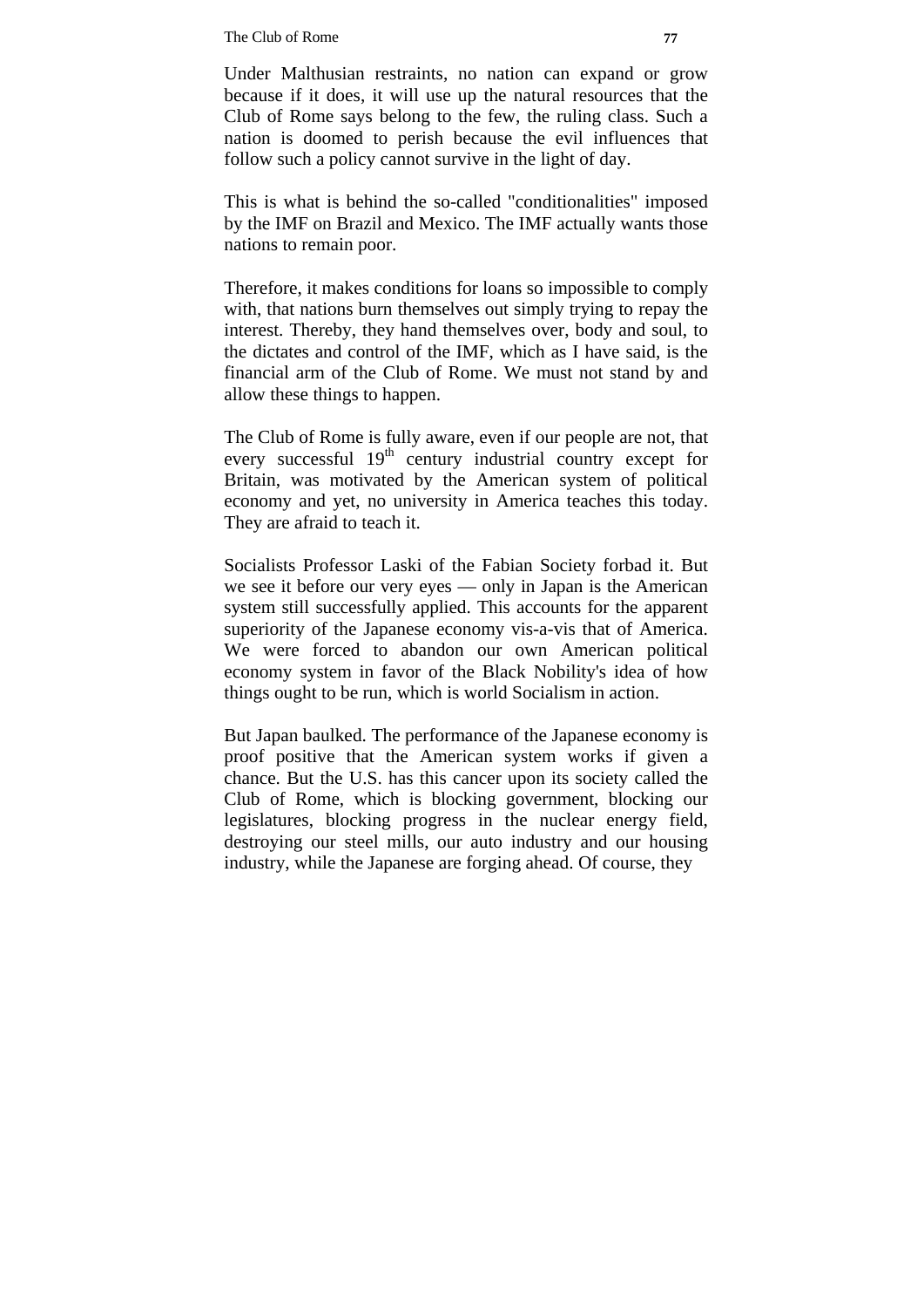Under Malthusian restraints, no nation can expand or grow because if it does, it will use up the natural resources that the Club of Rome says belong to the few, the ruling class. Such a nation is doomed to perish because the evil influences that follow such a policy cannot survive in the light of day.

This is what is behind the so-called "conditionalities" imposed by the IMF on Brazil and Mexico. The IMF actually wants those nations to remain poor.

Therefore, it makes conditions for loans so impossible to comply with, that nations burn themselves out simply trying to repay the interest. Thereby, they hand themselves over, body and soul, to the dictates and control of the IMF, which as I have said, is the financial arm of the Club of Rome. We must not stand by and allow these things to happen.

The Club of Rome is fully aware, even if our people are not, that every successful 19th century industrial country except for Britain, was motivated by the American system of political economy and yet, no university in America teaches this today. They are afraid to teach it.

Socialists Professor Laski of the Fabian Society forbad it. But we see it before our very eyes — only in Japan is the American system still successfully applied. This accounts for the apparent superiority of the Japanese economy vis-a-vis that of America. We were forced to abandon our own American political economy system in favor of the Black Nobility's idea of how things ought to be run, which is world Socialism in action.

But Japan baulked. The performance of the Japanese economy is proof positive that the American system works if given a chance. But the U.S. has this cancer upon its society called the Club of Rome, which is blocking government, blocking our legislatures, blocking progress in the nuclear energy field, destroying our steel mills, our auto industry and our housing industry, while the Japanese are forging ahead. Of course, they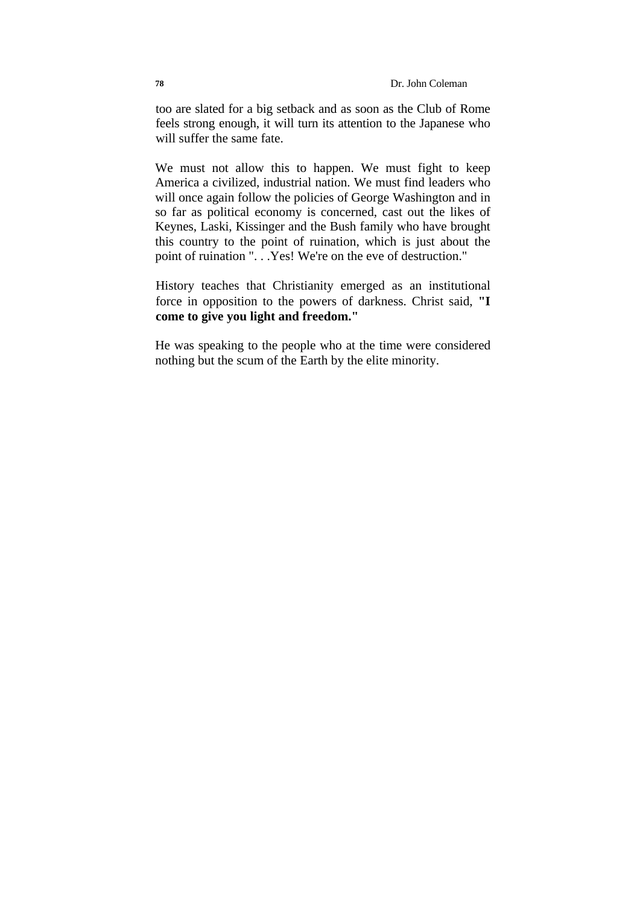too are slated for a big setback and as soon as the Club of Rome feels strong enough, it will turn its attention to the Japanese who will suffer the same fate.

We must not allow this to happen. We must fight to keep America a civilized, industrial nation. We must find leaders who will once again follow the policies of George Washington and in so far as political economy is concerned, cast out the likes of Keynes, Laski, Kissinger and the Bush family who have brought this country to the point of ruination, which is just about the point of ruination ". . .Yes! We're on the eve of destruction."

History teaches that Christianity emerged as an institutional force in opposition to the powers of darkness. Christ said, **"I come to give you light and freedom."**

He was speaking to the people who at the time were considered nothing but the scum of the Earth by the elite minority.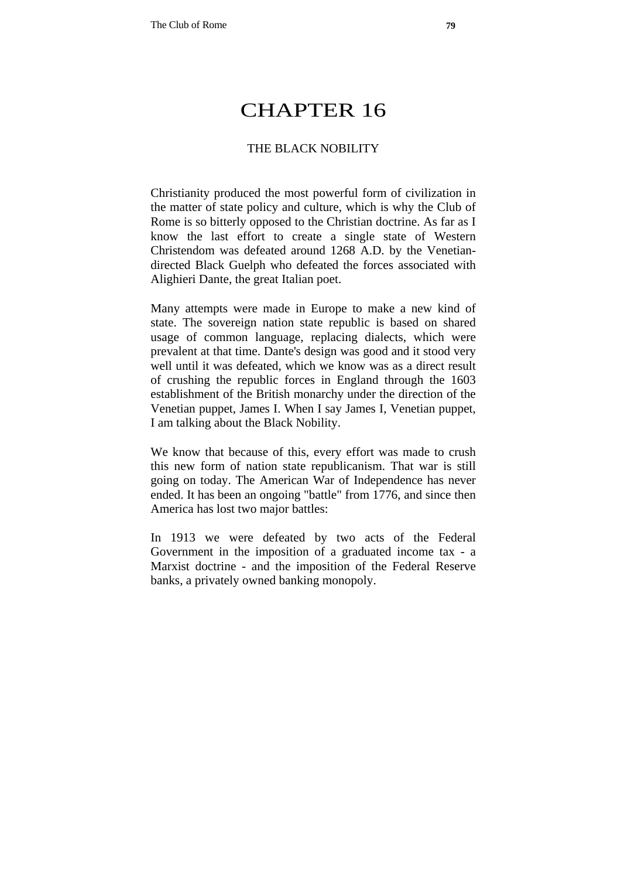# CHAPTER 16

## THE BLACK NOBILITY

Christianity produced the most powerful form of civilization in the matter of state policy and culture, which is why the Club of Rome is so bitterly opposed to the Christian doctrine. As far as I know the last effort to create a single state of Western Christendom was defeated around 1268 A.D. by the Venetian-directed Black Guelph who defeated the forces associated with Alighieri Dante, the great Italian poet.

Many attempts were made in Europe to make a new kind of state. The sovereign nation state republic is based on shared usage of common language, replacing dialects, which were prevalent at that time. Dante's design was good and it stood very well until it was defeated, which we know was as a direct result of crushing the republic forces in England through the 1603 establishment of the British monarchy under the direction of the Venetian puppet, James I. When I say James I, Venetian puppet, I am talking about the Black Nobility.

We know that because of this, every effort was made to crush this new form of nation state republicanism. That war is still going on today. The American War of Independence has never ended. It has been an ongoing "battle" from 1776, and since then America has lost two major battles:

In 1913 we were defeated by two acts of the Federal Government in the imposition of a graduated income tax - a Marxist doctrine - and the imposition of the Federal Reserve banks, a privately owned banking monopoly.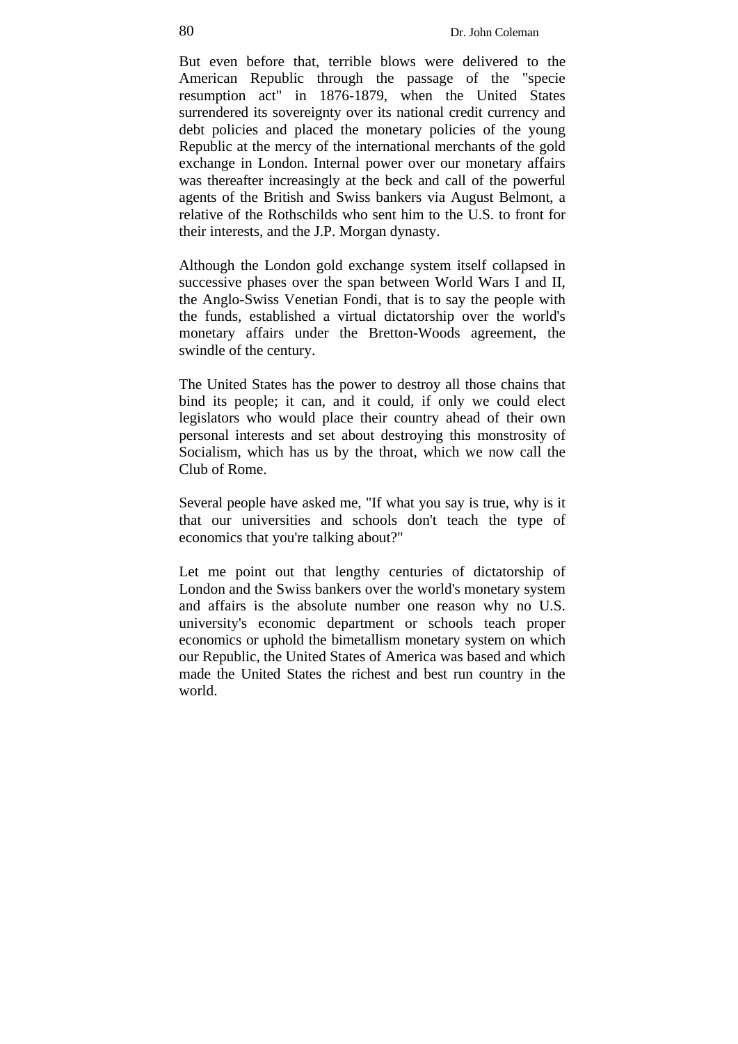But even before that, terrible blows were delivered to the American Republic through the passage of the "specie resumption act" in 1876-1879, when the United States surrendered its sovereignty over its national credit currency and debt policies and placed the monetary policies of the young Republic at the mercy of the international merchants of the gold exchange in London. Internal power over our monetary affairs was thereafter increasingly at the beck and call of the powerful agents of the British and Swiss bankers via August Belmont, a relative of the Rothschilds who sent him to the U.S. to front for their interests, and the J.P. Morgan dynasty.

Although the London gold exchange system itself collapsed in successive phases over the span between World Wars I and II, the Anglo-Swiss Venetian Fondi, that is to say the people with the funds, established a virtual dictatorship over the world's monetary affairs under the Bretton-Woods agreement, the swindle of the century.

The United States has the power to destroy all those chains that bind its people; it can, and it could, if only we could elect legislators who would place their country ahead of their own personal interests and set about destroying this monstrosity of Socialism, which has us by the throat, which we now call the Club of Rome.

Several people have asked me, "If what you say is true, why is it that our universities and schools don't teach the type of economics that you're talking about?"

Let me point out that lengthy centuries of dictatorship of London and the Swiss bankers over the world's monetary system and affairs is the absolute number one reason why no U.S. university's economic department or schools teach proper economics or uphold the bimetallism monetary system on which our Republic, the United States of America was based and which made the United States the richest and best run country in the world.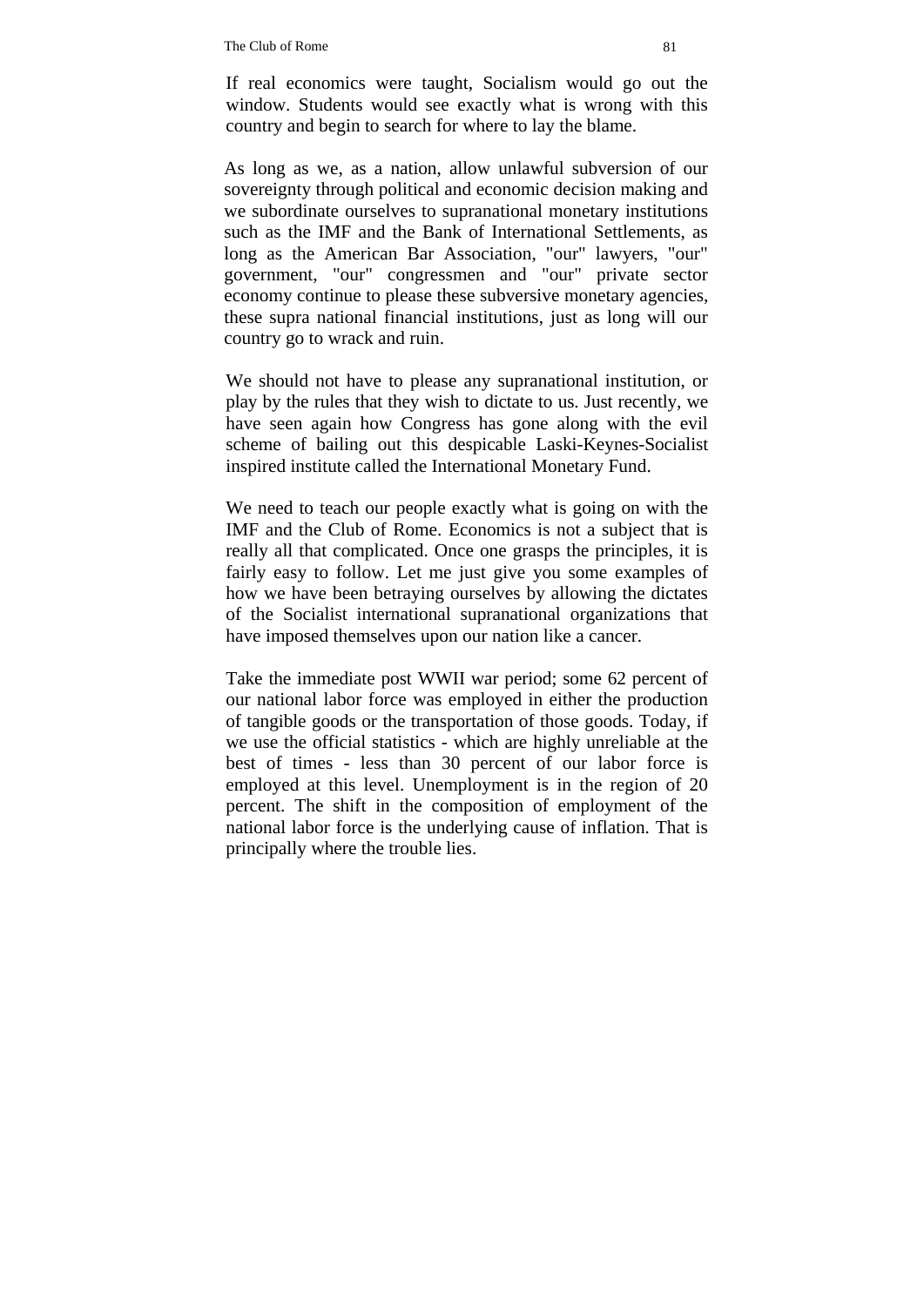If real economics were taught, Socialism would go out the window. Students would see exactly what is wrong with this country and begin to search for where to lay the blame.

As long as we, as a nation, allow unlawful subversion of our sovereignty through political and economic decision making and we subordinate ourselves to supranational monetary institutions such as the IMF and the Bank of International Settlements, as long as the American Bar Association, "our" lawyers, "our" government, "our" congressmen and "our" private sector economy continue to please these subversive monetary agencies, these supra national financial institutions, just as long will our country go to wrack and ruin.

We should not have to please any supranational institution, or play by the rules that they wish to dictate to us. Just recently, we have seen again how Congress has gone along with the evil scheme of bailing out this despicable Laski-Keynes-Socialist inspired institute called the International Monetary Fund.

We need to teach our people exactly what is going on with the IMF and the Club of Rome. Economics is not a subject that is really all that complicated. Once one grasps the principles, it is fairly easy to follow. Let me just give you some examples of how we have been betraying ourselves by allowing the dictates of the Socialist international supranational organizations that have imposed themselves upon our nation like a cancer.

Take the immediate post WWII war period; some 62 percent of our national labor force was employed in either the production of tangible goods or the transportation of those goods. Today, if we use the official statistics - which are highly unreliable at the best of times - less than 30 percent of our labor force is employed at this level. Unemployment is in the region of 20 percent. The shift in the composition of employment of the national labor force is the underlying cause of inflation. That is principally where the trouble lies.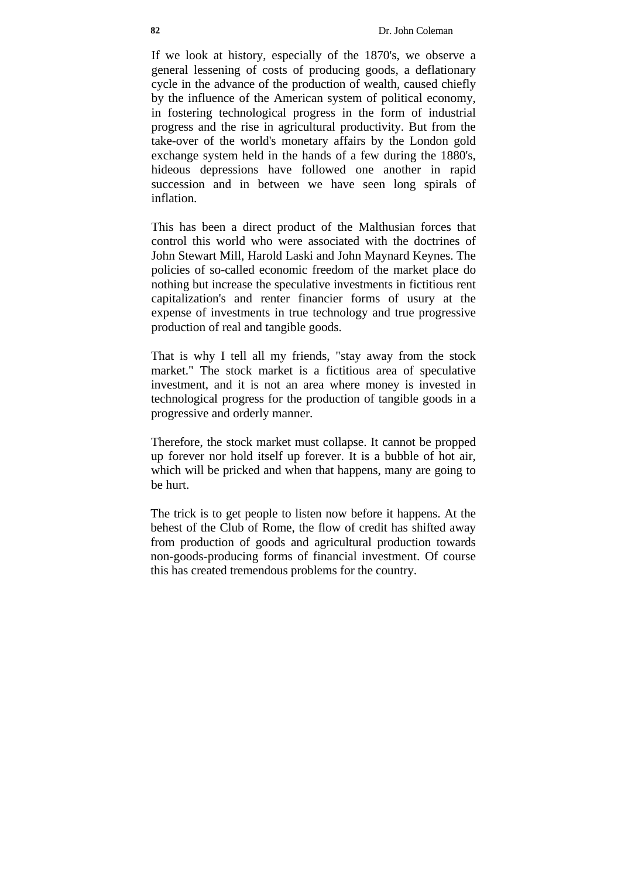If we look at history, especially of the 1870's, we observe a general lessening of costs of producing goods, a deflationary cycle in the advance of the production of wealth, caused chiefly by the influence of the American system of political economy, in fostering technological progress in the form of industrial progress and the rise in agricultural productivity. But from the take-over of the world's monetary affairs by the London gold exchange system held in the hands of a few during the 1880's, hideous depressions have followed one another in rapid succession and in between we have seen long spirals of inflation.

This has been a direct product of the Malthusian forces that control this world who were associated with the doctrines of John Stewart Mill, Harold Laski and John Maynard Keynes. The policies of so-called economic freedom of the market place do nothing but increase the speculative investments in fictitious rent capitalization's and renter financier forms of usury at the expense of investments in true technology and true progressive production of real and tangible goods.

That is why I tell all my friends, "stay away from the stock market." The stock market is a fictitious area of speculative investment, and it is not an area where money is invested in technological progress for the production of tangible goods in a progressive and orderly manner.

Therefore, the stock market must collapse. It cannot be propped up forever nor hold itself up forever. It is a bubble of hot air, which will be pricked and when that happens, many are going to be hurt.

The trick is to get people to listen now before it happens. At the behest of the Club of Rome, the flow of credit has shifted away from production of goods and agricultural production towards non-goods-producing forms of financial investment. Of course this has created tremendous problems for the country.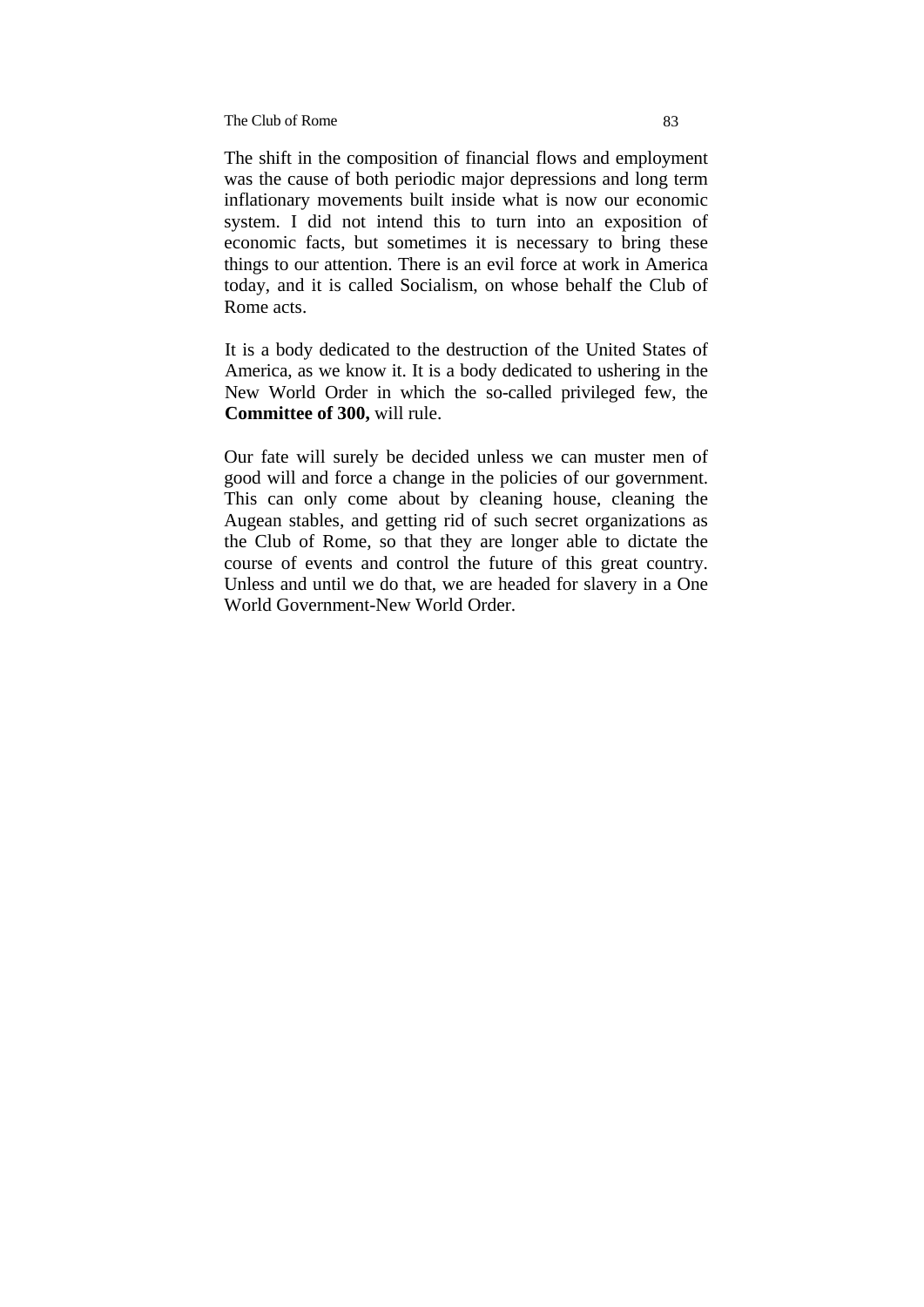The shift in the composition of financial flows and employment was the cause of both periodic major depressions and long term inflationary movements built inside what is now our economic system. I did not intend this to turn into an exposition of economic facts, but sometimes it is necessary to bring these things to our attention. There is an evil force at work in America today, and it is called Socialism, on whose behalf the Club of Rome acts.

It is a body dedicated to the destruction of the United States of America, as we know it. It is a body dedicated to ushering in the New World Order in which the so-called privileged few, the **Committee of 300,** will rule.

Our fate will surely be decided unless we can muster men of good will and force a change in the policies of our government. This can only come about by cleaning house, cleaning the Augean stables, and getting rid of such secret organizations as the Club of Rome, so that they are longer able to dictate the course of events and control the future of this great country. Unless and until we do that, we are headed for slavery in a One World Government-New World Order.